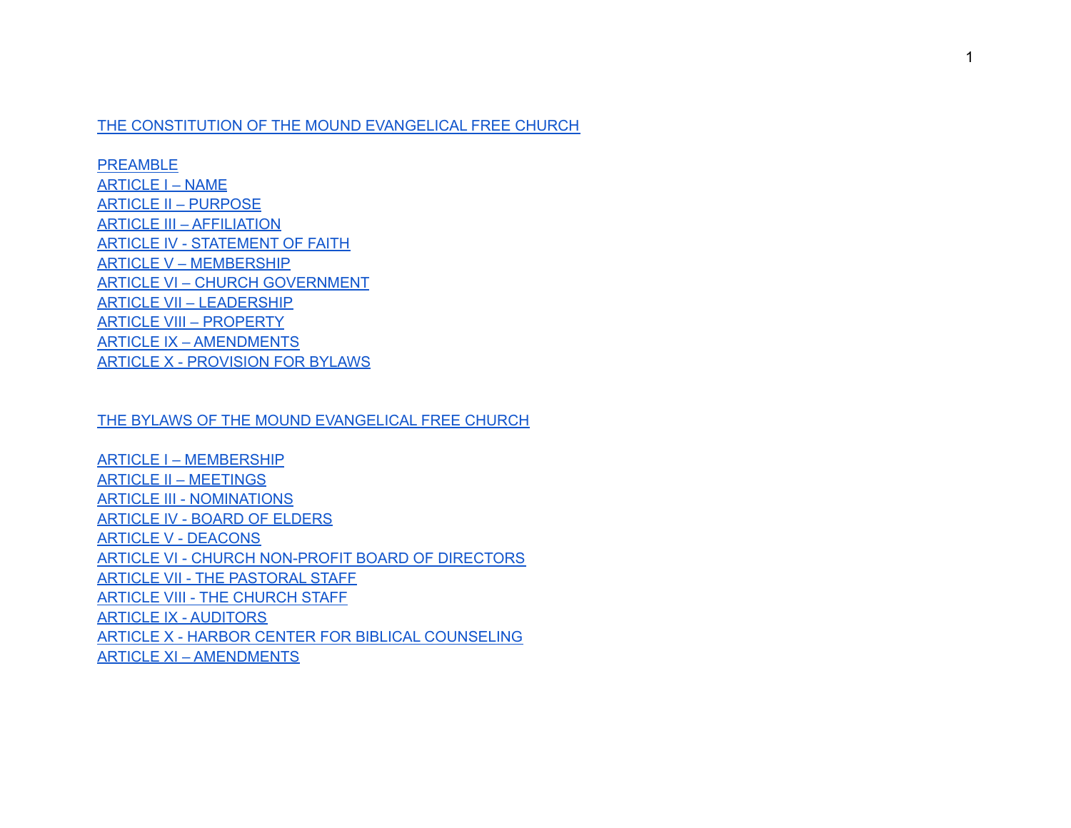THE CONSTITUTION OF THE MOUND EVANGELICAL FREE CHURCH

PREAMBLE
ARTICLE I – NAME
ARTICLE II – PURPOSE
ARTICLE III – AFFILIATION
ARTICLE IV - STATEMENT OF FAITH
ARTICLE V – MEMBERSHIP
ARTICLE VI – CHURCH GOVERNMENT
ARTICLE VII – LEADERSHIP
ARTICLE VIII – PROPERTY
ARTICLE IX – AMENDMENTS
ARTICLE X - PROVISION FOR BYLAWS

THE BYLAWS OF THE MOUND EVANGELICAL FREE CHURCH

ARTICLE I – MEMBERSHIP
ARTICLE II – MEETINGS
ARTICLE III - NOMINATIONS
ARTICLE IV - BOARD OF ELDERS
ARTICLE V - DEACONS
ARTICLE VI - CHURCH NON-PROFIT BOARD OF DIRECTORS
ARTICLE VII - THE PASTORAL STAFF
ARTICLE VIII - THE CHURCH STAFF
ARTICLE IX - AUDITORS
ARTICLE X - HARBOR CENTER FOR BIBLICAL COUNSELING
ARTICLE XI – AMENDMENTS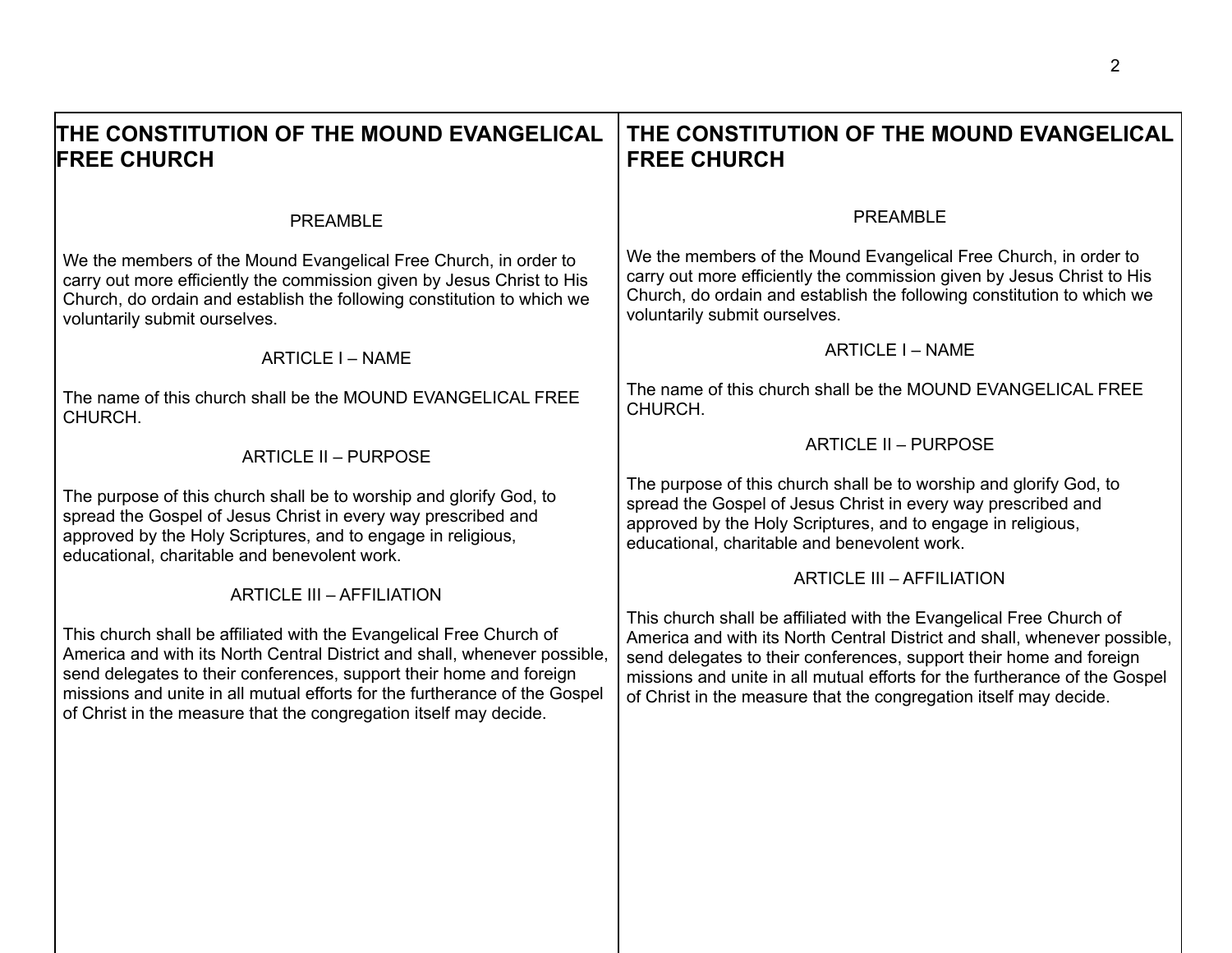| THE CONSTITUTION OF THE MOUND EVANGELICAL FREE CHURCH | THE CONSTITUTION OF THE MOUND EVANGELICAL FREE CHURCH |
| --- | --- |
| PREAMBLE | PREAMBLE |
| We the members of the Mound Evangelical Free Church, in order to carry out more efficiently the commission given by Jesus Christ to His Church, do ordain and establish the following constitution to which we voluntarily submit ourselves. | We the members of the Mound Evangelical Free Church, in order to carry out more efficiently the commission given by Jesus Christ to His Church, do ordain and establish the following constitution to which we voluntarily submit ourselves. |
| ARTICLE I – NAME | ARTICLE I – NAME |
| The name of this church shall be the MOUND EVANGELICAL FREE CHURCH. | The name of this church shall be the MOUND EVANGELICAL FREE CHURCH. |
| ARTICLE II – PURPOSE | ARTICLE II – PURPOSE |
| The purpose of this church shall be to worship and glorify God, to spread the Gospel of Jesus Christ in every way prescribed and approved by the Holy Scriptures, and to engage in religious, educational, charitable and benevolent work. | The purpose of this church shall be to worship and glorify God, to spread the Gospel of Jesus Christ in every way prescribed and approved by the Holy Scriptures, and to engage in religious, educational, charitable and benevolent work. |
| ARTICLE III – AFFILIATION | ARTICLE III – AFFILIATION |
| This church shall be affiliated with the Evangelical Free Church of America and with its North Central District and shall, whenever possible, send delegates to their conferences, support their home and foreign missions and unite in all mutual efforts for the furtherance of the Gospel of Christ in the measure that the congregation itself may decide. | This church shall be affiliated with the Evangelical Free Church of America and with its North Central District and shall, whenever possible, send delegates to their conferences, support their home and foreign missions and unite in all mutual efforts for the furtherance of the Gospel of Christ in the measure that the congregation itself may decide. |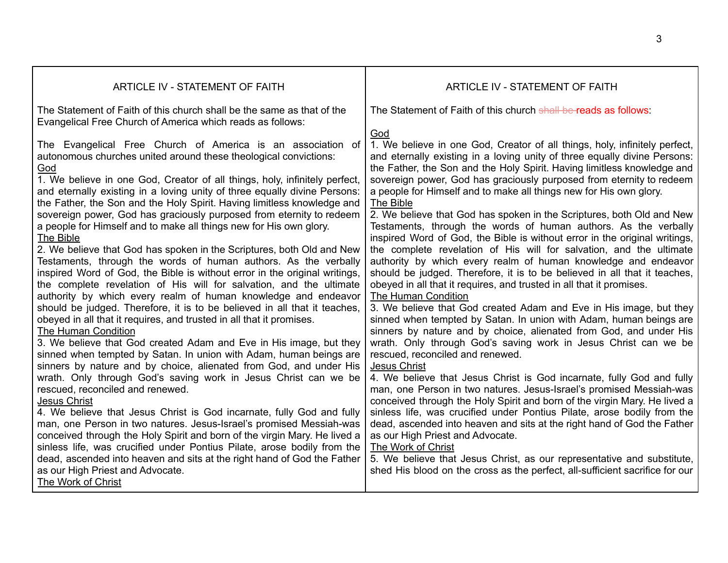| ARTICLE IV - STATEMENT OF FAITH | ARTICLE IV - STATEMENT OF FAITH |
|---|---|
| The Statement of Faith of this church shall be the same as that of the Evangelical Free Church of America which reads as follows:<br><br>The Evangelical Free Church of America is an association of autonomous churches united around these theological convictions:<br><u>God</u><br>1. We believe in one God, Creator of all things, holy, infinitely perfect, and eternally existing in a loving unity of three equally divine Persons: the Father, the Son and the Holy Spirit. Having limitless knowledge and sovereign power, God has graciously purposed from eternity to redeem a people for Himself and to make all things new for His own glory.<br><u>The Bible</u><br>2. We believe that God has spoken in the Scriptures, both Old and New Testaments, through the words of human authors. As the verbally inspired Word of God, the Bible is without error in the original writings, the complete revelation of His will for salvation, and the ultimate authority by which every realm of human knowledge and endeavor should be judged. Therefore, it is to be believed in all that it teaches, obeyed in all that it requires, and trusted in all that it promises.<br><u>The Human Condition</u><br>3. We believe that God created Adam and Eve in His image, but they sinned when tempted by Satan. In union with Adam, human beings are sinners by nature and by choice, alienated from God, and under His wrath. Only through God's saving work in Jesus Christ can we be rescued, reconciled and renewed.<br><u>Jesus Christ</u><br>4. We believe that Jesus Christ is God incarnate, fully God and fully man, one Person in two natures. Jesus-Israel's promised Messiah-was conceived through the Holy Spirit and born of the virgin Mary. He lived a sinless life, was crucified under Pontius Pilate, arose bodily from the dead, ascended into heaven and sits at the right hand of God the Father as our High Priest and Advocate.<br><u>The Work of Christ</u> | The Statement of Faith of this church ~~shall be~~ reads as follows:<br><br><u>God</u><br>1. We believe in one God, Creator of all things, holy, infinitely perfect, and eternally existing in a loving unity of three equally divine Persons: the Father, the Son and the Holy Spirit. Having limitless knowledge and sovereign power, God has graciously purposed from eternity to redeem a people for Himself and to make all things new for His own glory.<br><u>The Bible</u><br>2. We believe that God has spoken in the Scriptures, both Old and New Testaments, through the words of human authors. As the verbally inspired Word of God, the Bible is without error in the original writings, the complete revelation of His will for salvation, and the ultimate authority by which every realm of human knowledge and endeavor should be judged. Therefore, it is to be believed in all that it teaches, obeyed in all that it requires, and trusted in all that it promises.<br><u>The Human Condition</u><br>3. We believe that God created Adam and Eve in His image, but they sinned when tempted by Satan. In union with Adam, human beings are sinners by nature and by choice, alienated from God, and under His wrath. Only through God's saving work in Jesus Christ can we be rescued, reconciled and renewed.<br><u>Jesus Christ</u><br>4. We believe that Jesus Christ is God incarnate, fully God and fully man, one Person in two natures. Jesus-Israel's promised Messiah-was conceived through the Holy Spirit and born of the virgin Mary. He lived a sinless life, was crucified under Pontius Pilate, arose bodily from the dead, ascended into heaven and sits at the right hand of God the Father as our High Priest and Advocate.<br><u>The Work of Christ</u><br>5. We believe that Jesus Christ, as our representative and substitute, shed His blood on the cross as the perfect, all-sufficient sacrifice for our |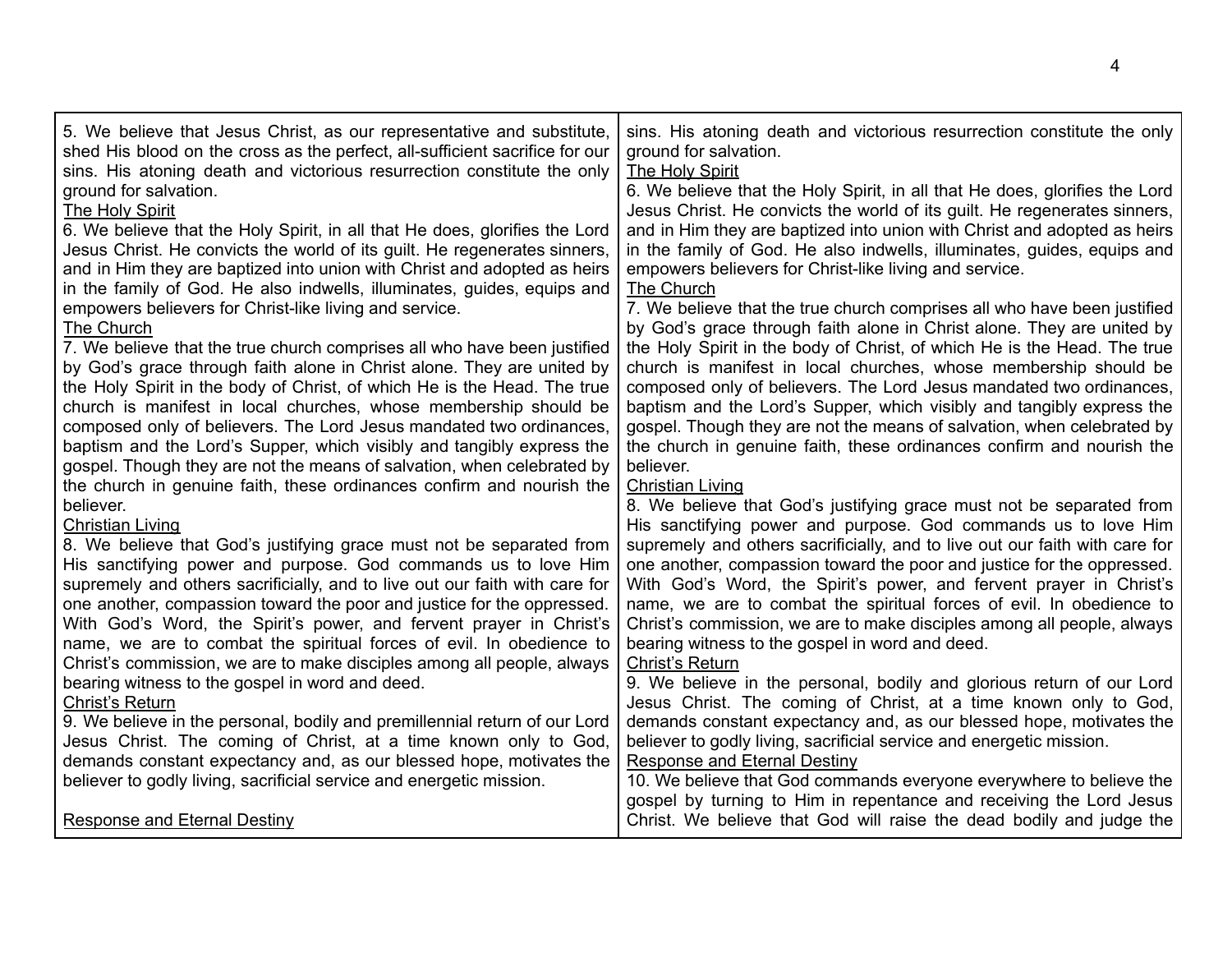| | |
|---|---|
| 5. We believe that Jesus Christ, as our representative and substitute, shed His blood on the cross as the perfect, all-sufficient sacrifice for our sins. His atoning death and victorious resurrection constitute the only ground for salvation.<br><u>The Holy Spirit</u><br>6. We believe that the Holy Spirit, in all that He does, glorifies the Lord Jesus Christ. He convicts the world of its guilt. He regenerates sinners, and in Him they are baptized into union with Christ and adopted as heirs in the family of God. He also indwells, illuminates, guides, equips and empowers believers for Christ-like living and service.<br><u>The Church</u><br>7. We believe that the true church comprises all who have been justified by God's grace through faith alone in Christ alone. They are united by the Holy Spirit in the body of Christ, of which He is the Head. The true church is manifest in local churches, whose membership should be composed only of believers. The Lord Jesus mandated two ordinances, baptism and the Lord's Supper, which visibly and tangibly express the gospel. Though they are not the means of salvation, when celebrated by the church in genuine faith, these ordinances confirm and nourish the believer.<br><u>Christian Living</u><br>8. We believe that God's justifying grace must not be separated from His sanctifying power and purpose. God commands us to love Him supremely and others sacrificially, and to live out our faith with care for one another, compassion toward the poor and justice for the oppressed. With God's Word, the Spirit's power, and fervent prayer in Christ's name, we are to combat the spiritual forces of evil. In obedience to Christ's commission, we are to make disciples among all people, always bearing witness to the gospel in word and deed.<br><u>Christ's Return</u><br>9. We believe in the personal, bodily and premillennial return of our Lord Jesus Christ. The coming of Christ, at a time known only to God, demands constant expectancy and, as our blessed hope, motivates the believer to godly living, sacrificial service and energetic mission.<br><br><u>Response and Eternal Destiny</u> | sins. His atoning death and victorious resurrection constitute the only ground for salvation.<br><u>The Holy Spirit</u><br>6. We believe that the Holy Spirit, in all that He does, glorifies the Lord Jesus Christ. He convicts the world of its guilt. He regenerates sinners, and in Him they are baptized into union with Christ and adopted as heirs in the family of God. He also indwells, illuminates, guides, equips and empowers believers for Christ-like living and service.<br><u>The Church</u><br>7. We believe that the true church comprises all who have been justified by God's grace through faith alone in Christ alone. They are united by the Holy Spirit in the body of Christ, of which He is the Head. The true church is manifest in local churches, whose membership should be composed only of believers. The Lord Jesus mandated two ordinances, baptism and the Lord's Supper, which visibly and tangibly express the gospel. Though they are not the means of salvation, when celebrated by the church in genuine faith, these ordinances confirm and nourish the believer.<br><u>Christian Living</u><br>8. We believe that God's justifying grace must not be separated from His sanctifying power and purpose. God commands us to love Him supremely and others sacrificially, and to live out our faith with care for one another, compassion toward the poor and justice for the oppressed. With God's Word, the Spirit's power, and fervent prayer in Christ's name, we are to combat the spiritual forces of evil. In obedience to Christ's commission, we are to make disciples among all people, always bearing witness to the gospel in word and deed.<br><u>Christ's Return</u><br>9. We believe in the personal, bodily and glorious return of our Lord Jesus Christ. The coming of Christ, at a time known only to God, demands constant expectancy and, as our blessed hope, motivates the believer to godly living, sacrificial service and energetic mission.<br><u>Response and Eternal Destiny</u><br>10. We believe that God commands everyone everywhere to believe the gospel by turning to Him in repentance and receiving the Lord Jesus Christ. We believe that God will raise the dead bodily and judge the |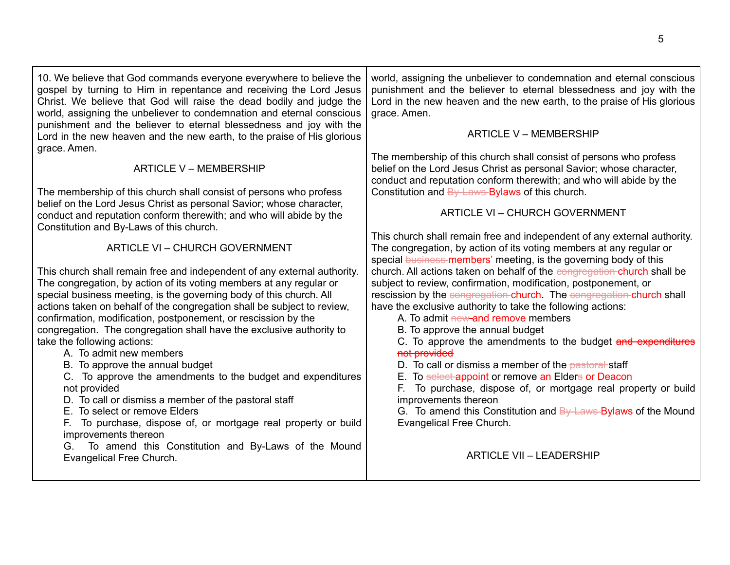10. We believe that God commands everyone everywhere to believe the gospel by turning to Him in repentance and receiving the Lord Jesus Christ. We believe that God will raise the dead bodily and judge the world, assigning the unbeliever to condemnation and eternal conscious punishment and the believer to eternal blessedness and joy with the Lord in the new heaven and the new earth, to the praise of His glorious grace. Amen.

## ARTICLE V – MEMBERSHIP

The membership of this church shall consist of persons who profess belief on the Lord Jesus Christ as personal Savior; whose character, conduct and reputation conform therewith; and who will abide by the Constitution and By-Laws of this church.

## ARTICLE VI – CHURCH GOVERNMENT

This church shall remain free and independent of any external authority. The congregation, by action of its voting members at any regular or special business meeting, is the governing body of this church. All actions taken on behalf of the congregation shall be subject to review, confirmation, modification, postponement, or rescission by the congregation. The congregation shall have the exclusive authority to take the following actions:

A. To admit new members
B. To approve the annual budget
C. To approve the amendments to the budget and expenditures not provided
D. To call or dismiss a member of the pastoral staff
E. To select or remove Elders
F. To purchase, dispose of, or mortgage real property or build improvements thereon
G. To amend this Constitution and By-Laws of the Mound Evangelical Free Church.

---

world, assigning the unbeliever to condemnation and eternal conscious punishment and the believer to eternal blessedness and joy with the Lord in the new heaven and the new earth, to the praise of His glorious grace. Amen.

## ARTICLE V – MEMBERSHIP

The membership of this church shall consist of persons who profess belief on the Lord Jesus Christ as personal Savior; whose character, conduct and reputation conform therewith; and who will abide by the Constitution and ~~By-Laws~~ Bylaws of this church.

## ARTICLE VI – CHURCH GOVERNMENT

This church shall remain free and independent of any external authority. The congregation, by action of its voting members at any regular or special ~~business~~ members' meeting, is the governing body of this church. All actions taken on behalf of the ~~congregation~~ church shall be subject to review, confirmation, modification, postponement, or rescission by the ~~congregation~~ church. The ~~congregation~~ church shall have the exclusive authority to take the following actions:

A. To admit ~~new~~ and remove members
B. To approve the annual budget
C. To approve the amendments to the budget ~~and expenditures not provided~~
D. To call or dismiss a member of the ~~pastoral~~ staff
E. To ~~select~~ appoint or remove an Elder~~s~~ or Deacon
F. To purchase, dispose of, or mortgage real property or build improvements thereon
G. To amend this Constitution and ~~By-Laws~~ Bylaws of the Mound Evangelical Free Church.

## ARTICLE VII – LEADERSHIP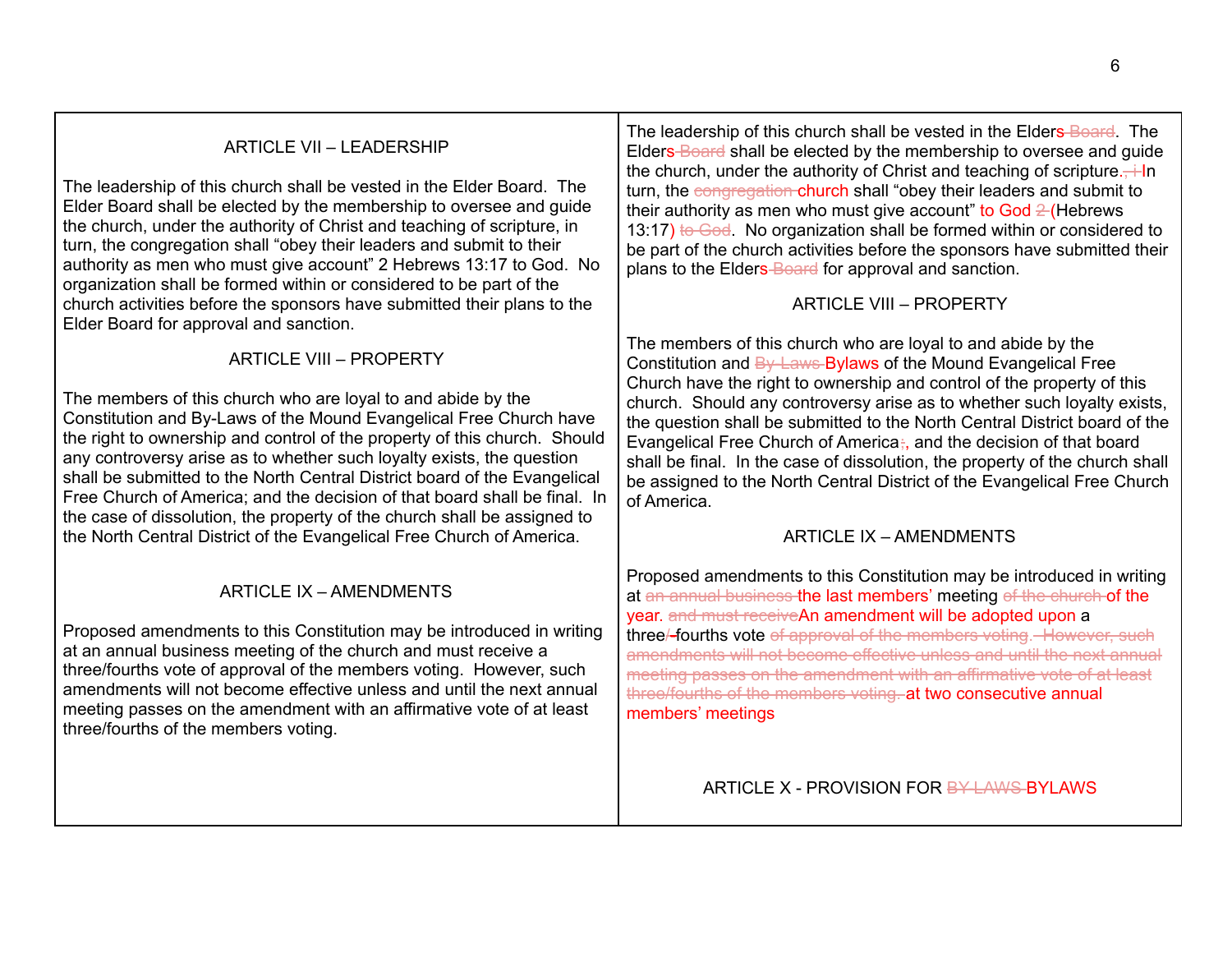| | |
|---|---|
| ARTICLE VII – LEADERSHIP<br><br>The leadership of this church shall be vested in the Elder Board. The Elder Board shall be elected by the membership to oversee and guide the church, under the authority of Christ and teaching of scripture, in turn, the congregation shall "obey their leaders and submit to their authority as men who must give account" 2 Hebrews 13:17 to God. No organization shall be formed within or considered to be part of the church activities before the sponsors have submitted their plans to the Elder Board for approval and sanction.<br><br>ARTICLE VIII – PROPERTY<br><br>The members of this church who are loyal to and abide by the Constitution and By-Laws of the Mound Evangelical Free Church have the right to ownership and control of the property of this church. Should any controversy arise as to whether such loyalty exists, the question shall be submitted to the North Central District board of the Evangelical Free Church of America; and the decision of that board shall be final. In the case of dissolution, the property of the church shall be assigned to the North Central District of the Evangelical Free Church of America.<br><br>ARTICLE IX – AMENDMENTS<br><br>Proposed amendments to this Constitution may be introduced in writing at an annual business meeting of the church and must receive a three/fourths vote of approval of the members voting. However, such amendments will not become effective unless and until the next annual meeting passes on the amendment with an affirmative vote of at least three/fourths of the members voting. | The leadership of this church shall be vested in the Elders ~~Board~~. The Elders ~~Board~~ shall be elected by the membership to oversee and guide the church, under the authority of Christ and teaching of scripture. ~~, i~~ In turn, the ~~congregation~~ church shall "obey their leaders and submit to their authority as men who must give account" to God ~~2~~ (Hebrews 13:17) ~~to God~~. No organization shall be formed within or considered to be part of the church activities before the sponsors have submitted their plans to the Elders ~~Board~~ for approval and sanction.<br><br>ARTICLE VIII – PROPERTY<br><br>The members of this church who are loyal to and abide by the Constitution and ~~By-Laws~~ Bylaws of the Mound Evangelical Free Church have the right to ownership and control of the property of this church. Should any controversy arise as to whether such loyalty exists, the question shall be submitted to the North Central District board of the Evangelical Free Church of America ~~;~~, and the decision of that board shall be final. In the case of dissolution, the property of the church shall be assigned to the North Central District of the Evangelical Free Church of America.<br><br>ARTICLE IX – AMENDMENTS<br><br>Proposed amendments to this Constitution may be introduced in writing at ~~an annual business~~ the last members' meeting ~~of the church~~ of the year. ~~and must receive~~ An amendment will be adopted upon a three ~~/~~-fourths vote ~~of approval of the members voting. However, such amendments will not become effective unless and until the next annual meeting passes on the amendment with an affirmative vote of at least three/fourths of the members voting.~~ at two consecutive annual members' meetings<br><br>ARTICLE X - PROVISION FOR ~~BY-LAWS~~ BYLAWS |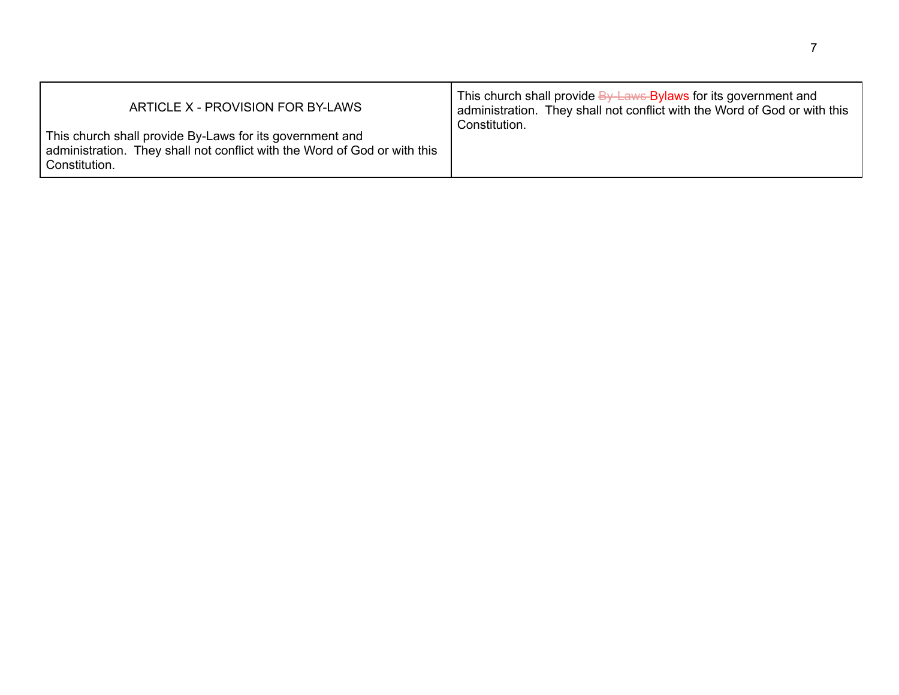| ARTICLE X - PROVISION FOR BY-LAWS<br><br>This church shall provide By-Laws for its government and administration. They shall not conflict with the Word of God or with this Constitution. | This church shall provide ~~By-Laws~~ Bylaws for its government and administration. They shall not conflict with the Word of God or with this Constitution. |
|---|---|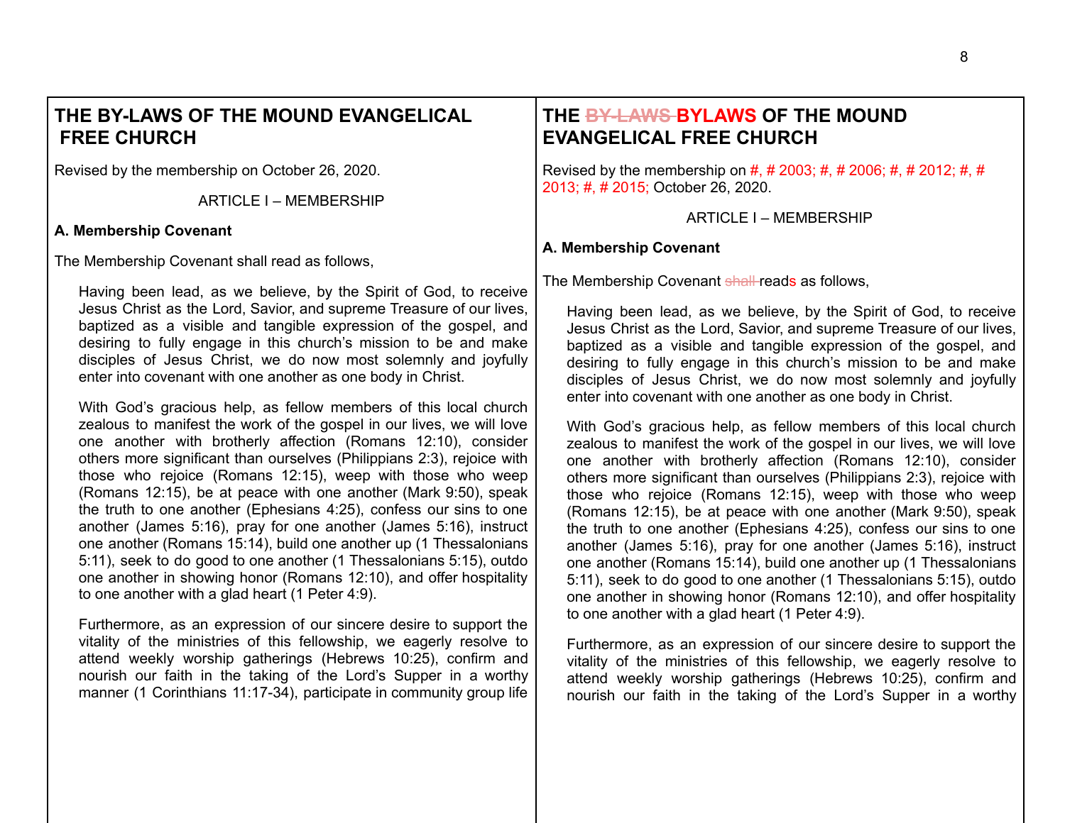| THE BY-LAWS OF THE MOUND EVANGELICAL FREE CHURCH | THE ~~BY-LAWS~~ BYLAWS OF THE MOUND EVANGELICAL FREE CHURCH |
|---|---|
| Revised by the membership on October 26, 2020. | Revised by the membership on #, # 2003; #, # 2006; #, # 2012; #, # 2013; #, # 2015; October 26, 2020. |
| ARTICLE I – MEMBERSHIP | ARTICLE I – MEMBERSHIP |
| **A. Membership Covenant** | **A. Membership Covenant** |
| The Membership Covenant shall read as follows, | The Membership Covenant ~~shall~~ reads as follows, |
| Having been lead, as we believe, by the Spirit of God, to receive Jesus Christ as the Lord, Savior, and supreme Treasure of our lives, baptized as a visible and tangible expression of the gospel, and desiring to fully engage in this church's mission to be and make disciples of Jesus Christ, we do now most solemnly and joyfully enter into covenant with one another as one body in Christ. | Having been lead, as we believe, by the Spirit of God, to receive Jesus Christ as the Lord, Savior, and supreme Treasure of our lives, baptized as a visible and tangible expression of the gospel, and desiring to fully engage in this church's mission to be and make disciples of Jesus Christ, we do now most solemnly and joyfully enter into covenant with one another as one body in Christ. |
| With God's gracious help, as fellow members of this local church zealous to manifest the work of the gospel in our lives, we will love one another with brotherly affection (Romans 12:10), consider others more significant than ourselves (Philippians 2:3), rejoice with those who rejoice (Romans 12:15), weep with those who weep (Romans 12:15), be at peace with one another (Mark 9:50), speak the truth to one another (Ephesians 4:25), confess our sins to one another (James 5:16), pray for one another (James 5:16), instruct one another (Romans 15:14), build one another up (1 Thessalonians 5:11), seek to do good to one another (1 Thessalonians 5:15), outdo one another in showing honor (Romans 12:10), and offer hospitality to one another with a glad heart (1 Peter 4:9). | With God's gracious help, as fellow members of this local church zealous to manifest the work of the gospel in our lives, we will love one another with brotherly affection (Romans 12:10), consider others more significant than ourselves (Philippians 2:3), rejoice with those who rejoice (Romans 12:15), weep with those who weep (Romans 12:15), be at peace with one another (Mark 9:50), speak the truth to one another (Ephesians 4:25), confess our sins to one another (James 5:16), pray for one another (James 5:16), instruct one another (Romans 15:14), build one another up (1 Thessalonians 5:11), seek to do good to one another (1 Thessalonians 5:15), outdo one another in showing honor (Romans 12:10), and offer hospitality to one another with a glad heart (1 Peter 4:9). |
| Furthermore, as an expression of our sincere desire to support the vitality of the ministries of this fellowship, we eagerly resolve to attend weekly worship gatherings (Hebrews 10:25), confirm and nourish our faith in the taking of the Lord's Supper in a worthy manner (1 Corinthians 11:17-34), participate in community group life | Furthermore, as an expression of our sincere desire to support the vitality of the ministries of this fellowship, we eagerly resolve to attend weekly worship gatherings (Hebrews 10:25), confirm and nourish our faith in the taking of the Lord's Supper in a worthy |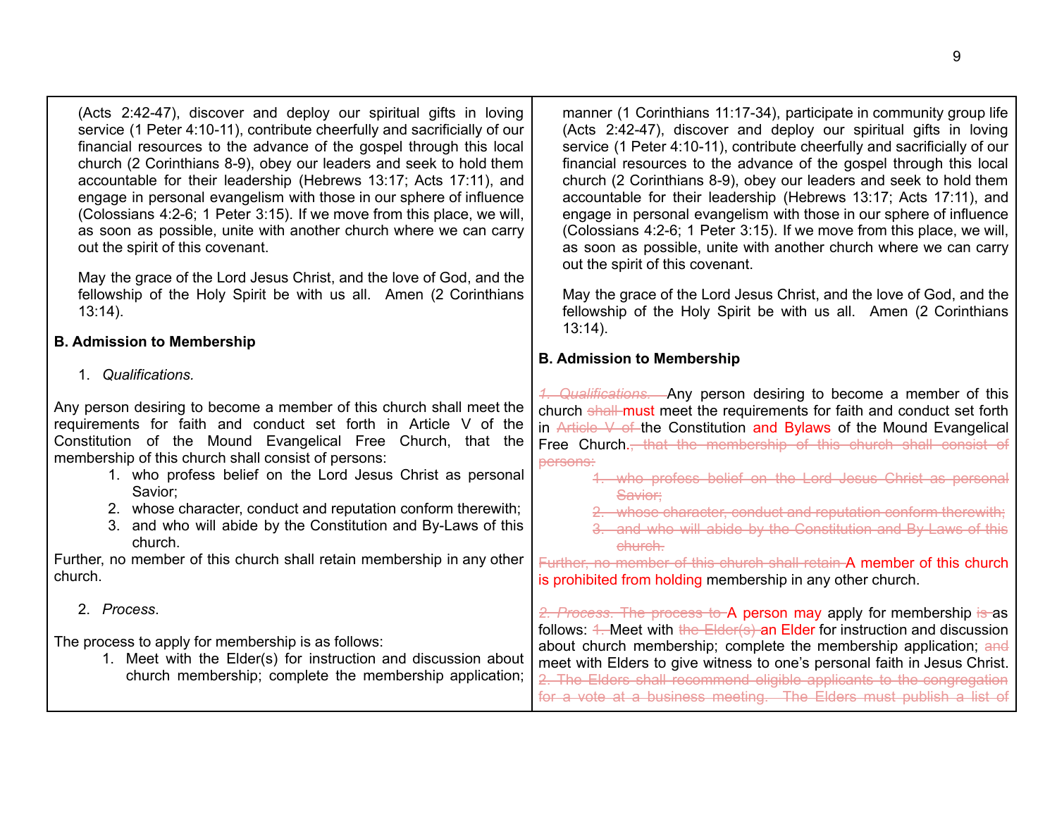| | |
|---|---|
| (Acts 2:42-47), discover and deploy our spiritual gifts in loving service (1 Peter 4:10-11), contribute cheerfully and sacrificially of our financial resources to the advance of the gospel through this local church (2 Corinthians 8-9), obey our leaders and seek to hold them accountable for their leadership (Hebrews 13:17; Acts 17:11), and engage in personal evangelism with those in our sphere of influence (Colossians 4:2-6; 1 Peter 3:15). If we move from this place, we will, as soon as possible, unite with another church where we can carry out the spirit of this covenant.<br><br>May the grace of the Lord Jesus Christ, and the love of God, and the fellowship of the Holy Spirit be with us all. Amen (2 Corinthians 13:14).<br><br>**B. Admission to Membership**<br><br>1. *Qualifications.*<br><br>Any person desiring to become a member of this church shall meet the requirements for faith and conduct set forth in Article V of the Constitution of the Mound Evangelical Free Church, that the membership of this church shall consist of persons:<br>1. who profess belief on the Lord Jesus Christ as personal Savior;<br>2. whose character, conduct and reputation conform therewith;<br>3. and who will abide by the Constitution and By-Laws of this church.<br>Further, no member of this church shall retain membership in any other church.<br><br>2. *Process*.<br><br>The process to apply for membership is as follows:<br>1. Meet with the Elder(s) for instruction and discussion about church membership; complete the membership application; | manner (1 Corinthians 11:17-34), participate in community group life (Acts 2:42-47), discover and deploy our spiritual gifts in loving service (1 Peter 4:10-11), contribute cheerfully and sacrificially of our financial resources to the advance of the gospel through this local church (2 Corinthians 8-9), obey our leaders and seek to hold them accountable for their leadership (Hebrews 13:17; Acts 17:11), and engage in personal evangelism with those in our sphere of influence (Colossians 4:2-6; 1 Peter 3:15). If we move from this place, we will, as soon as possible, unite with another church where we can carry out the spirit of this covenant.<br><br>May the grace of the Lord Jesus Christ, and the love of God, and the fellowship of the Holy Spirit be with us all. Amen (2 Corinthians 13:14).<br><br>**B. Admission to Membership**<br><br>~~*1. Qualifications.*~~ Any person desiring to become a member of this church ~~shall~~ must meet the requirements for faith and conduct set forth in ~~Article V of~~ the Constitution and Bylaws of the Mound Evangelical Free Church.~~, that the membership of this church shall consist of persons:~~<br>~~1. who profess belief on the Lord Jesus Christ as personal Savior;~~<br>~~2. whose character, conduct and reputation conform therewith;~~<br>~~3. and who will abide by the Constitution and By-Laws of this church.~~<br>~~Further, no member of this church shall retain~~ A member of this church is prohibited from holding membership in any other church.<br><br>~~*2. Process.* The process to~~ A person may apply for membership ~~is~~ as follows: ~~1.~~ Meet with ~~the Elder(s)~~ an Elder for instruction and discussion about church membership; complete the membership application; ~~and~~ meet with Elders to give witness to one's personal faith in Jesus Christ. ~~2. The Elders shall recommend eligible applicants to the congregation for a vote at a business meeting. The Elders must publish a list of~~ |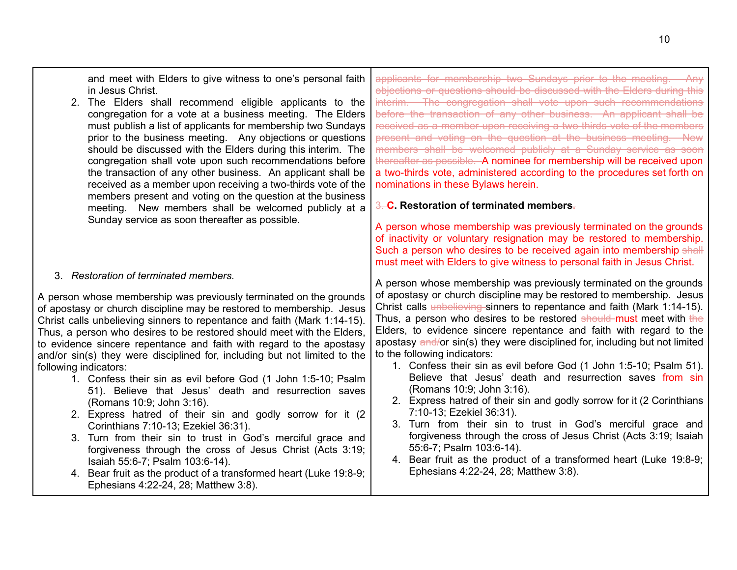| | |
|---|---|
| and meet with Elders to give witness to one's personal faith in Jesus Christ.<br>2. The Elders shall recommend eligible applicants to the congregation for a vote at a business meeting. The Elders must publish a list of applicants for membership two Sundays prior to the business meeting. Any objections or questions should be discussed with the Elders during this interim. The congregation shall vote upon such recommendations before the transaction of any other business. An applicant shall be received as a member upon receiving a two-thirds vote of the members present and voting on the question at the business meeting. New members shall be welcomed publicly at a Sunday service as soon thereafter as possible. | ~~applicants for membership two Sundays prior to the meeting. Any objections or questions should be discussed with the Elders during this interim. The congregation shall vote upon such recommendations before the transaction of any other business. An applicant shall be received as a member upon receiving a two-thirds vote of the members present and voting on the question at the business meeting. New members shall be welcomed publicly at a Sunday service as soon thereafter as possible.~~ A nominee for membership will be received upon a two-thirds vote, administered according to the procedures set forth on nominations in these Bylaws herein. |
| 3. *Restoration of terminated members*.<br><br>A person whose membership was previously terminated on the grounds of apostasy or church discipline may be restored to membership. Jesus Christ calls unbelieving sinners to repentance and faith (Mark 1:14-15). Thus, a person who desires to be restored should meet with the Elders, to evidence sincere repentance and faith with regard to the apostasy and/or sin(s) they were disciplined for, including but not limited to the following indicators:<br>1. Confess their sin as evil before God (1 John 1:5-10; Psalm 51). Believe that Jesus' death and resurrection saves (Romans 10:9; John 3:16).<br>2. Express hatred of their sin and godly sorrow for it (2 Corinthians 7:10-13; Ezekiel 36:31).<br>3. Turn from their sin to trust in God's merciful grace and forgiveness through the cross of Jesus Christ (Acts 3:19; Isaiah 55:6-7; Psalm 103:6-14).<br>4. Bear fruit as the product of a transformed heart (Luke 19:8-9; Ephesians 4:22-24, 28; Matthew 3:8). | ~~3.~~ **C. Restoration of terminated members**~~.~~<br><br>A person whose membership was previously terminated on the grounds of inactivity or voluntary resignation may be restored to membership. Such a person who desires to be received again into membership ~~shall~~ must meet with Elders to give witness to personal faith in Jesus Christ.<br><br>A person whose membership was previously terminated on the grounds of apostasy or church discipline may be restored to membership. Jesus Christ calls ~~unbelieving~~ sinners to repentance and faith (Mark 1:14-15). Thus, a person who desires to be restored ~~should~~ must meet with ~~the~~ Elders, to evidence sincere repentance and faith with regard to the apostasy ~~and/~~or sin(s) they were disciplined for, including but not limited to the following indicators:<br>1. Confess their sin as evil before God (1 John 1:5-10; Psalm 51). Believe that Jesus' death and resurrection saves from sin (Romans 10:9; John 3:16).<br>2. Express hatred of their sin and godly sorrow for it (2 Corinthians 7:10-13; Ezekiel 36:31).<br>3. Turn from their sin to trust in God's merciful grace and forgiveness through the cross of Jesus Christ (Acts 3:19; Isaiah 55:6-7; Psalm 103:6-14).<br>4. Bear fruit as the product of a transformed heart (Luke 19:8-9; Ephesians 4:22-24, 28; Matthew 3:8). |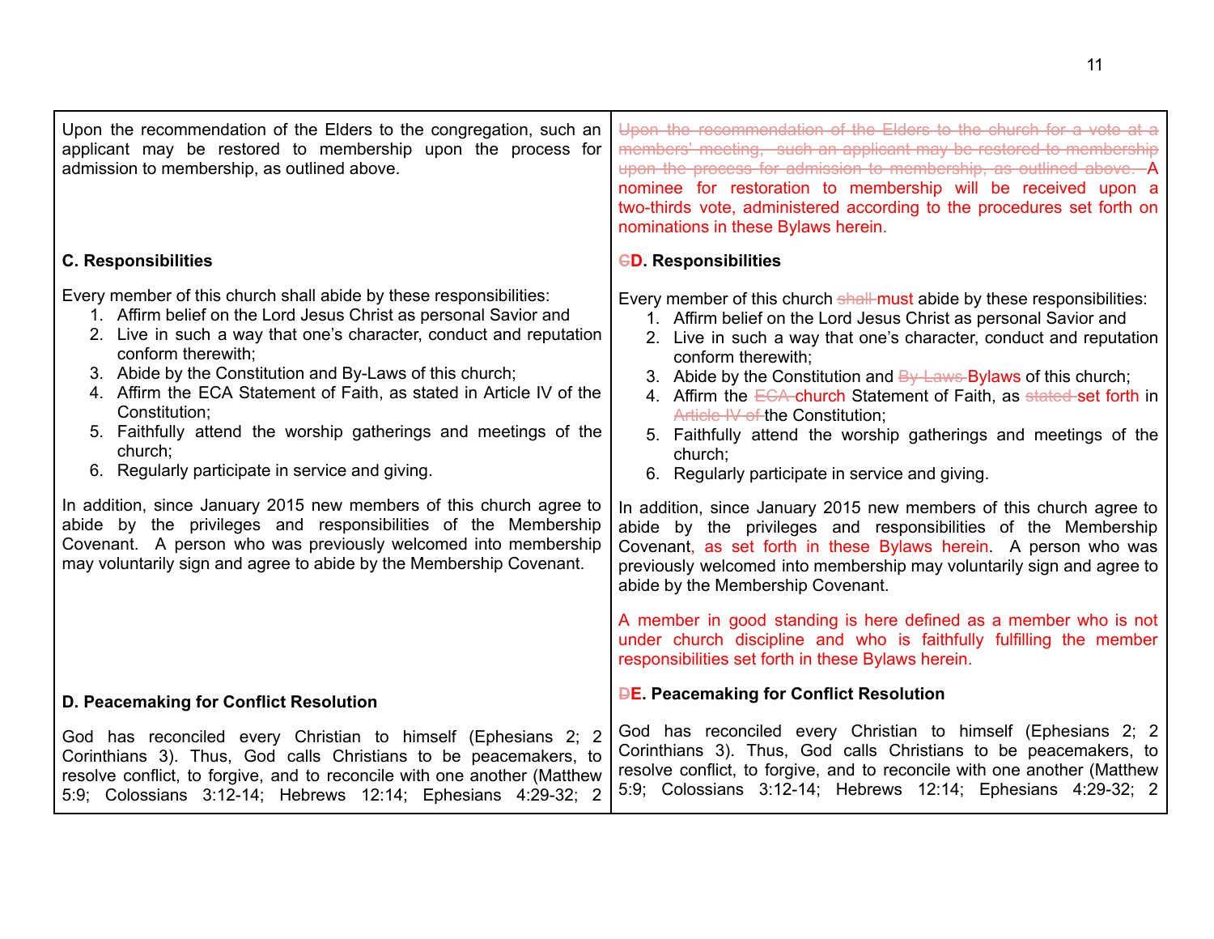| Current | Proposed |
|---|---|
| Upon the recommendation of the Elders to the congregation, such an applicant may be restored to membership upon the process for admission to membership, as outlined above. | ~~Upon the recommendation of the Elders to the church for a vote at a members' meeting, such an applicant may be restored to membership upon the process for admission to membership, as outlined above.~~ A nominee for restoration to membership will be received upon a two-thirds vote, administered according to the procedures set forth on nominations in these Bylaws herein. |
| **C. Responsibilities** | **~~C~~D. Responsibilities** |
| Every member of this church shall abide by these responsibilities:<br>1. Affirm belief on the Lord Jesus Christ as personal Savior and<br>2. Live in such a way that one's character, conduct and reputation conform therewith;<br>3. Abide by the Constitution and By-Laws of this church;<br>4. Affirm the ECA Statement of Faith, as stated in Article IV of the Constitution;<br>5. Faithfully attend the worship gatherings and meetings of the church;<br>6. Regularly participate in service and giving. | Every member of this church ~~shall~~ must abide by these responsibilities:<br>1. Affirm belief on the Lord Jesus Christ as personal Savior and<br>2. Live in such a way that one's character, conduct and reputation conform therewith;<br>3. Abide by the Constitution and ~~By-Laws~~ Bylaws of this church;<br>4. Affirm the ~~ECA~~ church Statement of Faith, as ~~stated~~ set forth in ~~Article IV of~~ the Constitution;<br>5. Faithfully attend the worship gatherings and meetings of the church;<br>6. Regularly participate in service and giving. |
| In addition, since January 2015 new members of this church agree to abide by the privileges and responsibilities of the Membership Covenant. A person who was previously welcomed into membership may voluntarily sign and agree to abide by the Membership Covenant. | In addition, since January 2015 new members of this church agree to abide by the privileges and responsibilities of the Membership Covenant, as set forth in these Bylaws herein. A person who was previously welcomed into membership may voluntarily sign and agree to abide by the Membership Covenant.<br><br>A member in good standing is here defined as a member who is not under church discipline and who is faithfully fulfilling the member responsibilities set forth in these Bylaws herein. |
| **D. Peacemaking for Conflict Resolution** | **~~D~~E. Peacemaking for Conflict Resolution** |
| God has reconciled every Christian to himself (Ephesians 2; 2 Corinthians 3). Thus, God calls Christians to be peacemakers, to resolve conflict, to forgive, and to reconcile with one another (Matthew 5:9; Colossians 3:12-14; Hebrews 12:14; Ephesians 4:29-32; 2 | God has reconciled every Christian to himself (Ephesians 2; 2 Corinthians 3). Thus, God calls Christians to be peacemakers, to resolve conflict, to forgive, and to reconcile with one another (Matthew 5:9; Colossians 3:12-14; Hebrews 12:14; Ephesians 4:29-32; 2 |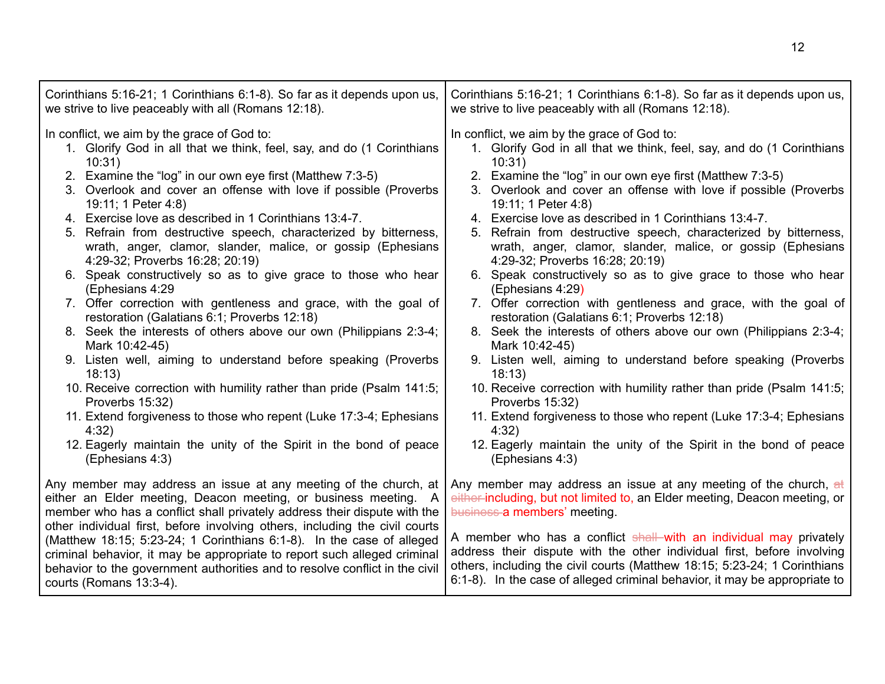| | |
|---|---|
| Corinthians 5:16-21; 1 Corinthians 6:1-8). So far as it depends upon us, we strive to live peaceably with all (Romans 12:18).<br><br>In conflict, we aim by the grace of God to:<br>1. Glorify God in all that we think, feel, say, and do (1 Corinthians 10:31)<br>2. Examine the "log" in our own eye first (Matthew 7:3-5)<br>3. Overlook and cover an offense with love if possible (Proverbs 19:11; 1 Peter 4:8)<br>4. Exercise love as described in 1 Corinthians 13:4-7.<br>5. Refrain from destructive speech, characterized by bitterness, wrath, anger, clamor, slander, malice, or gossip (Ephesians 4:29-32; Proverbs 16:28; 20:19)<br>6. Speak constructively so as to give grace to those who hear (Ephesians 4:29<br>7. Offer correction with gentleness and grace, with the goal of restoration (Galatians 6:1; Proverbs 12:18)<br>8. Seek the interests of others above our own (Philippians 2:3-4; Mark 10:42-45)<br>9. Listen well, aiming to understand before speaking (Proverbs 18:13)<br>10. Receive correction with humility rather than pride (Psalm 141:5; Proverbs 15:32)<br>11. Extend forgiveness to those who repent (Luke 17:3-4; Ephesians 4:32)<br>12. Eagerly maintain the unity of the Spirit in the bond of peace (Ephesians 4:3)<br><br>Any member may address an issue at any meeting of the church, at either an Elder meeting, Deacon meeting, or business meeting. A member who has a conflict shall privately address their dispute with the other individual first, before involving others, including the civil courts (Matthew 18:15; 5:23-24; 1 Corinthians 6:1-8). In the case of alleged criminal behavior, it may be appropriate to report such alleged criminal behavior to the government authorities and to resolve conflict in the civil courts (Romans 13:3-4). | Corinthians 5:16-21; 1 Corinthians 6:1-8). So far as it depends upon us, we strive to live peaceably with all (Romans 12:18).<br><br>In conflict, we aim by the grace of God to:<br>1. Glorify God in all that we think, feel, say, and do (1 Corinthians 10:31)<br>2. Examine the "log" in our own eye first (Matthew 7:3-5)<br>3. Overlook and cover an offense with love if possible (Proverbs 19:11; 1 Peter 4:8)<br>4. Exercise love as described in 1 Corinthians 13:4-7.<br>5. Refrain from destructive speech, characterized by bitterness, wrath, anger, clamor, slander, malice, or gossip (Ephesians 4:29-32; Proverbs 16:28; 20:19)<br>6. Speak constructively so as to give grace to those who hear (Ephesians 4:29)<br>7. Offer correction with gentleness and grace, with the goal of restoration (Galatians 6:1; Proverbs 12:18)<br>8. Seek the interests of others above our own (Philippians 2:3-4; Mark 10:42-45)<br>9. Listen well, aiming to understand before speaking (Proverbs 18:13)<br>10. Receive correction with humility rather than pride (Psalm 141:5; Proverbs 15:32)<br>11. Extend forgiveness to those who repent (Luke 17:3-4; Ephesians 4:32)<br>12. Eagerly maintain the unity of the Spirit in the bond of peace (Ephesians 4:3)<br><br>Any member may address an issue at any meeting of the church, ~~at either~~ including, but not limited to, an Elder meeting, Deacon meeting, or ~~business~~ a members' meeting.<br><br>A member who has a conflict ~~shall~~ with an individual may privately address their dispute with the other individual first, before involving others, including the civil courts (Matthew 18:15; 5:23-24; 1 Corinthians 6:1-8). In the case of alleged criminal behavior, it may be appropriate to |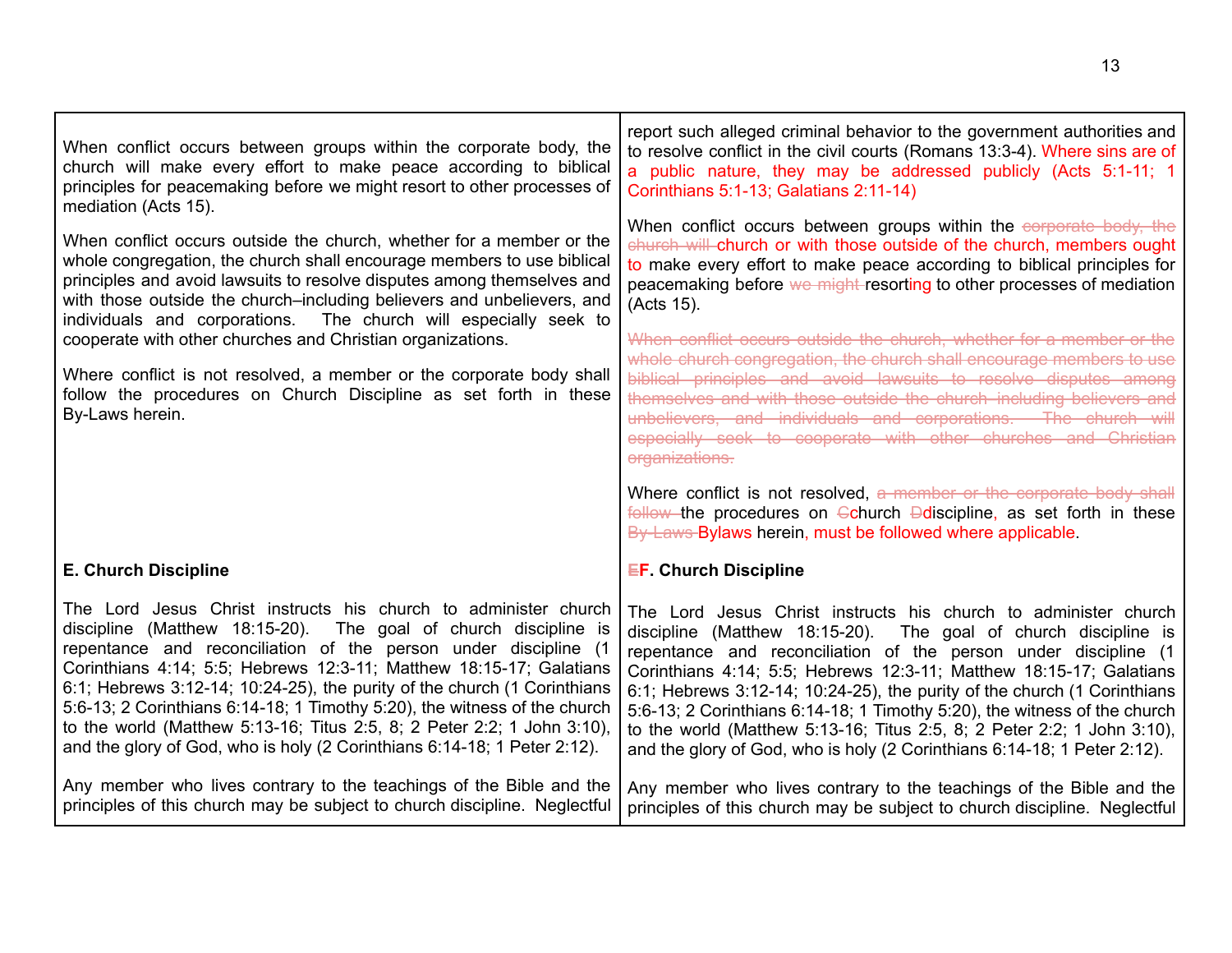| Current | Proposed |
| --- | --- |
| | report such alleged criminal behavior to the government authorities and to resolve conflict in the civil courts (Romans 13:3-4). Where sins are of a public nature, they may be addressed publicly (Acts 5:1-11; 1 Corinthians 5:1-13; Galatians 2:11-14) |
| When conflict occurs between groups within the corporate body, the church will make every effort to make peace according to biblical principles for peacemaking before we might resort to other processes of mediation (Acts 15). | When conflict occurs between groups within the ~~corporate body, the church will~~ church or with those outside of the church, members ought to make every effort to make peace according to biblical principles for peacemaking before ~~we might~~ resorting to other processes of mediation (Acts 15). |
| When conflict occurs outside the church, whether for a member or the whole congregation, the church shall encourage members to use biblical principles and avoid lawsuits to resolve disputes among themselves and with those outside the church–including believers and unbelievers, and individuals and corporations. The church will especially seek to cooperate with other churches and Christian organizations. | ~~When conflict occurs outside the church, whether for a member or the whole church congregation, the church shall encourage members to use biblical principles and avoid lawsuits to resolve disputes among themselves and with those outside the church including believers and unbelievers, and individuals and corporations. The church will especially seek to cooperate with other churches and Christian organizations.~~ |
| Where conflict is not resolved, a member or the corporate body shall follow the procedures on Church Discipline as set forth in these By-Laws herein. | Where conflict is not resolved, ~~a member or the corporate body shall follow~~ the procedures on ~~C~~church ~~D~~discipline, as set forth in these ~~By-Laws~~ Bylaws herein, must be followed where applicable. |
| **E. Church Discipline** | **~~E~~F. Church Discipline** |
| The Lord Jesus Christ instructs his church to administer church discipline (Matthew 18:15-20). The goal of church discipline is repentance and reconciliation of the person under discipline (1 Corinthians 4:14; 5:5; Hebrews 12:3-11; Matthew 18:15-17; Galatians 6:1; Hebrews 3:12-14; 10:24-25), the purity of the church (1 Corinthians 5:6-13; 2 Corinthians 6:14-18; 1 Timothy 5:20), the witness of the church to the world (Matthew 5:13-16; Titus 2:5, 8; 2 Peter 2:2; 1 John 3:10), and the glory of God, who is holy (2 Corinthians 6:14-18; 1 Peter 2:12). | The Lord Jesus Christ instructs his church to administer church discipline (Matthew 18:15-20). The goal of church discipline is repentance and reconciliation of the person under discipline (1 Corinthians 4:14; 5:5; Hebrews 12:3-11; Matthew 18:15-17; Galatians 6:1; Hebrews 3:12-14; 10:24-25), the purity of the church (1 Corinthians 5:6-13; 2 Corinthians 6:14-18; 1 Timothy 5:20), the witness of the church to the world (Matthew 5:13-16; Titus 2:5, 8; 2 Peter 2:2; 1 John 3:10), and the glory of God, who is holy (2 Corinthians 6:14-18; 1 Peter 2:12). |
| Any member who lives contrary to the teachings of the Bible and the principles of this church may be subject to church discipline. Neglectful | Any member who lives contrary to the teachings of the Bible and the principles of this church may be subject to church discipline. Neglectful |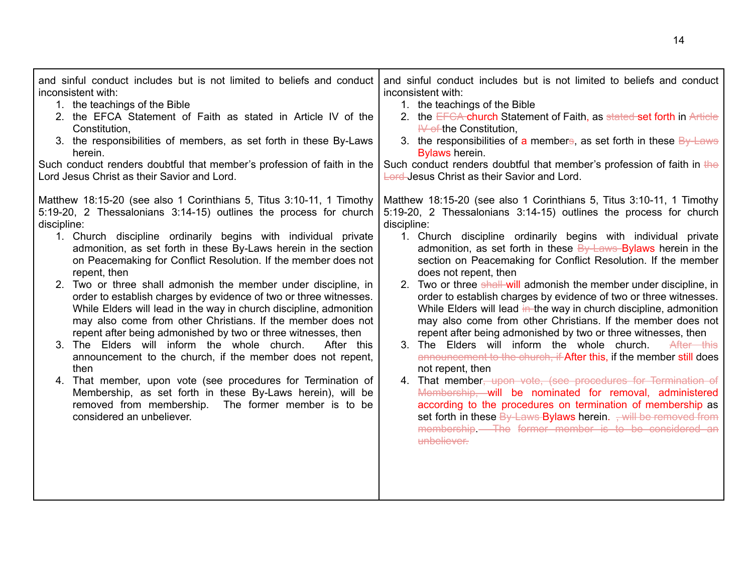| | |
|---|---|
| and sinful conduct includes but is not limited to beliefs and conduct inconsistent with:<br>1. the teachings of the Bible<br>2. the EFCA Statement of Faith as stated in Article IV of the Constitution,<br>3. the responsibilities of members, as set forth in these By-Laws herein.<br>Such conduct renders doubtful that member's profession of faith in the Lord Jesus Christ as their Savior and Lord.<br><br>Matthew 18:15-20 (see also 1 Corinthians 5, Titus 3:10-11, 1 Timothy 5:19-20, 2 Thessalonians 3:14-15) outlines the process for church discipline:<br>1. Church discipline ordinarily begins with individual private admonition, as set forth in these By-Laws herein in the section on Peacemaking for Conflict Resolution. If the member does not repent, then<br>2. Two or three shall admonish the member under discipline, in order to establish charges by evidence of two or three witnesses. While Elders will lead in the way in church discipline, admonition may also come from other Christians. If the member does not repent after being admonished by two or three witnesses, then<br>3. The Elders will inform the whole church. After this announcement to the church, if the member does not repent, then<br>4. That member, upon vote (see procedures for Termination of Membership, as set forth in these By-Laws herein), will be removed from membership. The former member is to be considered an unbeliever. | and sinful conduct includes but is not limited to beliefs and conduct inconsistent with:<br>1. the teachings of the Bible<br>2. the ~~EFCA~~ church Statement of Faith, as ~~stated~~ set forth in ~~Article IV of~~ the Constitution,<br>3. the responsibilities of a member~~s~~, as set forth in these ~~By-Laws~~ Bylaws herein.<br>Such conduct renders doubtful that member's profession of faith in ~~the Lord~~ Jesus Christ as their Savior and Lord.<br><br>Matthew 18:15-20 (see also 1 Corinthians 5, Titus 3:10-11, 1 Timothy 5:19-20, 2 Thessalonians 3:14-15) outlines the process for church discipline:<br>1. Church discipline ordinarily begins with individual private admonition, as set forth in these ~~By-Laws~~ Bylaws herein in the section on Peacemaking for Conflict Resolution. If the member does not repent, then<br>2. Two or three ~~shall~~ will admonish the member under discipline, in order to establish charges by evidence of two or three witnesses. While Elders will lead ~~in~~ the way in church discipline, admonition may also come from other Christians. If the member does not repent after being admonished by two or three witnesses, then<br>3. The Elders will inform the whole church. ~~After this announcement to the church, if~~ After this, if the member still does not repent, then<br>4. That member~~, upon vote, (see procedures for Termination of Membership,~~ will be nominated for removal, administered according to the procedures on termination of membership as set forth in these ~~By-Laws~~ Bylaws herein. ~~, will be removed from membership.~~ ~~The former member is to be considered an unbeliever.~~ |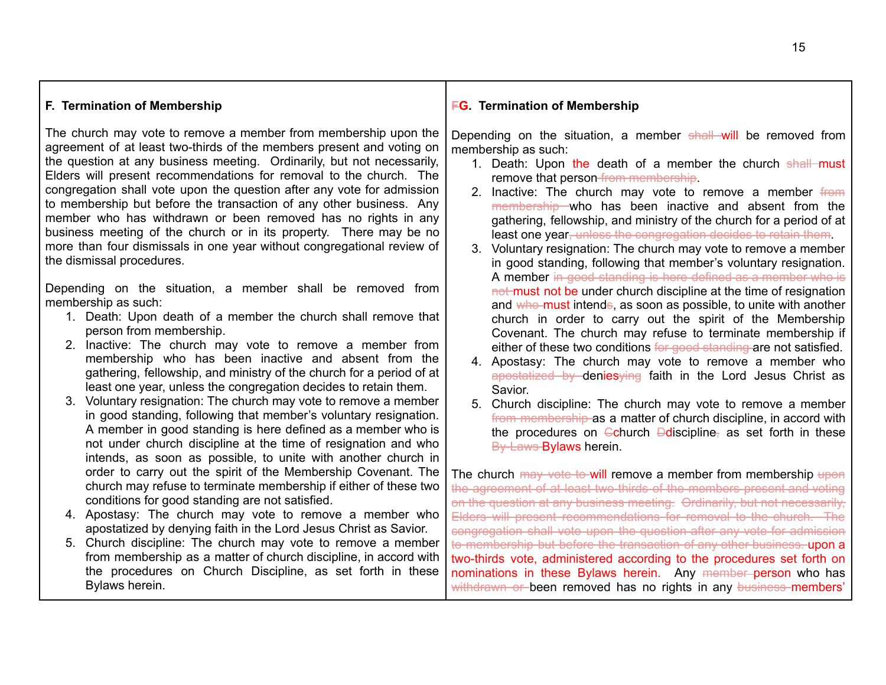**F. Termination of Membership**

The church may vote to remove a member from membership upon the agreement of at least two-thirds of the members present and voting on the question at any business meeting. Ordinarily, but not necessarily, Elders will present recommendations for removal to the church. The congregation shall vote upon the question after any vote for admission to membership but before the transaction of any other business. Any member who has withdrawn or been removed has no rights in any business meeting of the church or in its property. There may be no more than four dismissals in one year without congregational review of the dismissal procedures.

Depending on the situation, a member shall be removed from membership as such:

1. Death: Upon death of a member the church shall remove that person from membership.
2. Inactive: The church may vote to remove a member from membership who has been inactive and absent from the gathering, fellowship, and ministry of the church for a period of at least one year, unless the congregation decides to retain them.
3. Voluntary resignation: The church may vote to remove a member in good standing, following that member's voluntary resignation. A member in good standing is here defined as a member who is not under church discipline at the time of resignation and who intends, as soon as possible, to unite with another church in order to carry out the spirit of the Membership Covenant. The church may refuse to terminate membership if either of these two conditions for good standing are not satisfied.
4. Apostasy: The church may vote to remove a member who apostatized by denying faith in the Lord Jesus Christ as Savior.
5. Church discipline: The church may vote to remove a member from membership as a matter of church discipline, in accord with the procedures on Church Discipline, as set forth in these Bylaws herein.

**~~F~~G. Termination of Membership**

Depending on the situation, a member ~~shall~~ will be removed from membership as such:

1. Death: Upon the death of a member the church ~~shall~~ must remove that person ~~from membership~~.
2. Inactive: The church may vote to remove a member ~~from membership~~ who has been inactive and absent from the gathering, fellowship, and ministry of the church for a period of at least one year~~, unless the congregation decides to retain them~~.
3. Voluntary resignation: The church may vote to remove a member in good standing, following that member's voluntary resignation. A member ~~in good standing is here defined as a member who is not~~ must not be under church discipline at the time of resignation and ~~who~~ must intend~~s~~, as soon as possible, to unite with another church in order to carry out the spirit of the Membership Covenant. The church may refuse to terminate membership if either of these two conditions ~~for good standing~~ are not satisfied.
4. Apostasy: The church may vote to remove a member who ~~apostatized by~~ deni~~es~~ying faith in the Lord Jesus Christ as Savior.
5. Church discipline: The church may vote to remove a member ~~from membership~~ as a matter of church discipline, in accord with the procedures on ~~C~~church ~~D~~discipline~~,~~ as set forth in these ~~By-Laws~~ Bylaws herein.

The church ~~may vote to~~ will remove a member from membership ~~upon the agreement of at least two-thirds of the members present and voting on the question at any business meeting. Ordinarily, but not necessarily, Elders will present recommendations for removal to the church. The congregation shall vote upon the question after any vote for admission to membership but before the transaction of any other business.~~ upon a two-thirds vote, administered according to the procedures set forth on nominations in these Bylaws herein. Any ~~member~~ person who has ~~withdrawn or~~ been removed has no rights in any ~~business~~ members'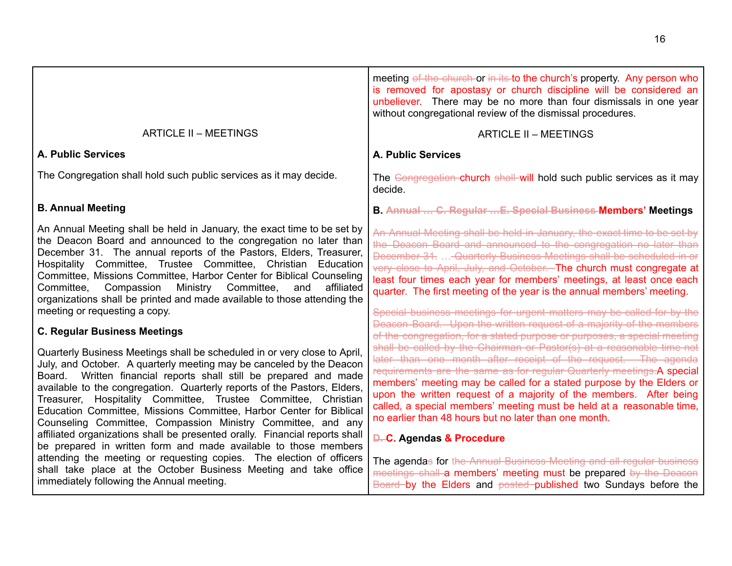| | |
|---|---|
| | meeting ~~of the church~~ or ~~in its~~ to the church's property. Any person who is removed for apostasy or church discipline will be considered an unbeliever. There may be no more than four dismissals in one year without congregational review of the dismissal procedures. |
| ARTICLE II – MEETINGS | ARTICLE II – MEETINGS |
| **A. Public Services** | **A. Public Services** |
| The Congregation shall hold such public services as it may decide. | The ~~Congregation~~ church ~~shall~~ will hold such public services as it may decide. |
| **B. Annual Meeting** | **B. ~~Annual … C. Regular …E. Special Business~~ Members' Meetings** |
| An Annual Meeting shall be held in January, the exact time to be set by the Deacon Board and announced to the congregation no later than December 31. The annual reports of the Pastors, Elders, Treasurer, Hospitality Committee, Trustee Committee, Christian Education Committee, Missions Committee, Harbor Center for Biblical Counseling Committee, Compassion Ministry Committee, and affiliated organizations shall be printed and made available to those attending the meeting or requesting a copy. | ~~An Annual Meeting shall be held in January, the exact time to be set by the Deacon Board and announced to the congregation no later than December 31. … Quarterly Business Meetings shall be scheduled in or very close to April, July, and October.~~ The church must congregate at least four times each year for members' meetings, at least once each quarter. The first meeting of the year is the annual members' meeting. |
| **C. Regular Business Meetings** | ~~Special business meetings for urgent matters may be called for by the Deacon Board. Upon the written request of a majority of the members of the congregation, for a stated purpose or purposes, a special meeting shall be called by the Chairman or Pastor(s) at a reasonable time not later than one month after receipt of the request. The agenda requirements are the same as for regular Quarterly meetings.~~ A special members' meeting may be called for a stated purpose by the Elders or upon the written request of a majority of the members. After being called, a special members' meeting must be held at a reasonable time, no earlier than 48 hours but no later than one month. |
| Quarterly Business Meetings shall be scheduled in or very close to April, July, and October. A quarterly meeting may be canceled by the Deacon Board. Written financial reports shall still be prepared and made available to the congregation. Quarterly reports of the Pastors, Elders, Treasurer, Hospitality Committee, Trustee Committee, Christian Education Committee, Missions Committee, Harbor Center for Biblical Counseling Committee, Compassion Ministry Committee, and any affiliated organizations shall be presented orally. Financial reports shall be prepared in written form and made available to those members attending the meeting or requesting copies. The election of officers shall take place at the October Business Meeting and take office immediately following the Annual meeting. | **~~D.~~ C. Agendas & Procedure**<br><br>The agenda~~s~~ for ~~the Annual Business Meeting and all regular business meetings shall~~ a members' meeting must be prepared ~~by the Deacon Board~~ by the Elders and ~~posted~~ published two Sundays before the |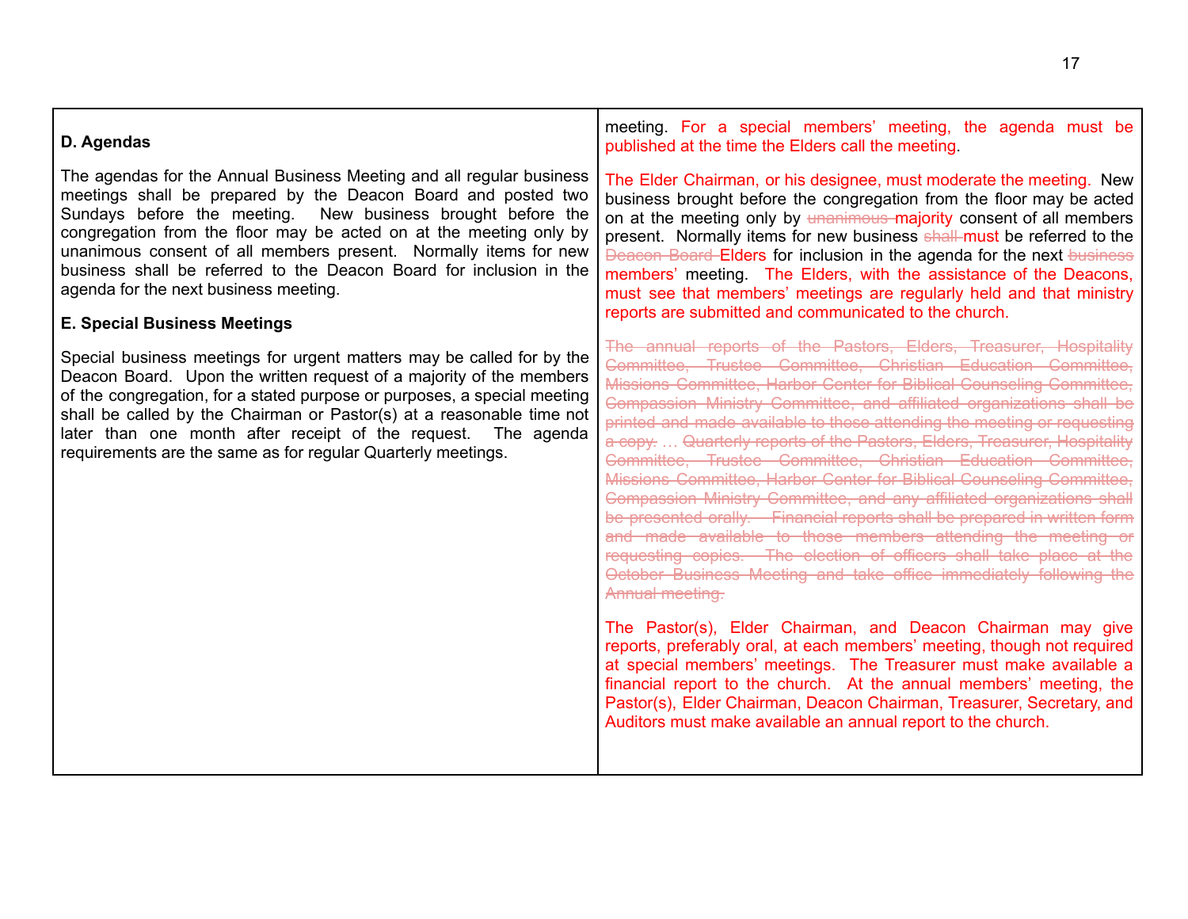| | |
|---|---|
| **D. Agendas**<br><br>The agendas for the Annual Business Meeting and all regular business meetings shall be prepared by the Deacon Board and posted two Sundays before the meeting. New business brought before the congregation from the floor may be acted on at the meeting only by unanimous consent of all members present. Normally items for new business shall be referred to the Deacon Board for inclusion in the agenda for the next business meeting.<br><br>**E. Special Business Meetings**<br><br>Special business meetings for urgent matters may be called for by the Deacon Board. Upon the written request of a majority of the members of the congregation, for a stated purpose or purposes, a special meeting shall be called by the Chairman or Pastor(s) at a reasonable time not later than one month after receipt of the request. The agenda requirements are the same as for regular Quarterly meetings. | meeting. For a special members' meeting, the agenda must be published at the time the Elders call the meeting.<br><br>The Elder Chairman, or his designee, must moderate the meeting. New business brought before the congregation from the floor may be acted on at the meeting only by ~~unanimous~~ majority consent of all members present. Normally items for new business ~~shall~~ must be referred to the ~~Deacon Board~~ Elders for inclusion in the agenda for the next ~~business~~ members' meeting. The Elders, with the assistance of the Deacons, must see that members' meetings are regularly held and that ministry reports are submitted and communicated to the church.<br><br>~~The annual reports of the Pastors, Elders, Treasurer, Hospitality Committee, Trustee Committee, Christian Education Committee, Missions Committee, Harbor Center for Biblical Counseling Committee, Compassion Ministry Committee, and affiliated organizations shall be printed and made available to those attending the meeting or requesting a copy.~~ … ~~Quarterly reports of the Pastors, Elders, Treasurer, Hospitality Committee, Trustee Committee, Christian Education Committee, Missions Committee, Harbor Center for Biblical Counseling Committee, Compassion Ministry Committee, and any affiliated organizations shall be presented orally. Financial reports shall be prepared in written form and made available to those members attending the meeting or requesting copies. The election of officers shall take place at the October Business Meeting and take office immediately following the Annual meeting.~~<br><br>The Pastor(s), Elder Chairman, and Deacon Chairman may give reports, preferably oral, at each members' meeting, though not required at special members' meetings. The Treasurer must make available a financial report to the church. At the annual members' meeting, the Pastor(s), Elder Chairman, Deacon Chairman, Treasurer, Secretary, and Auditors must make available an annual report to the church. |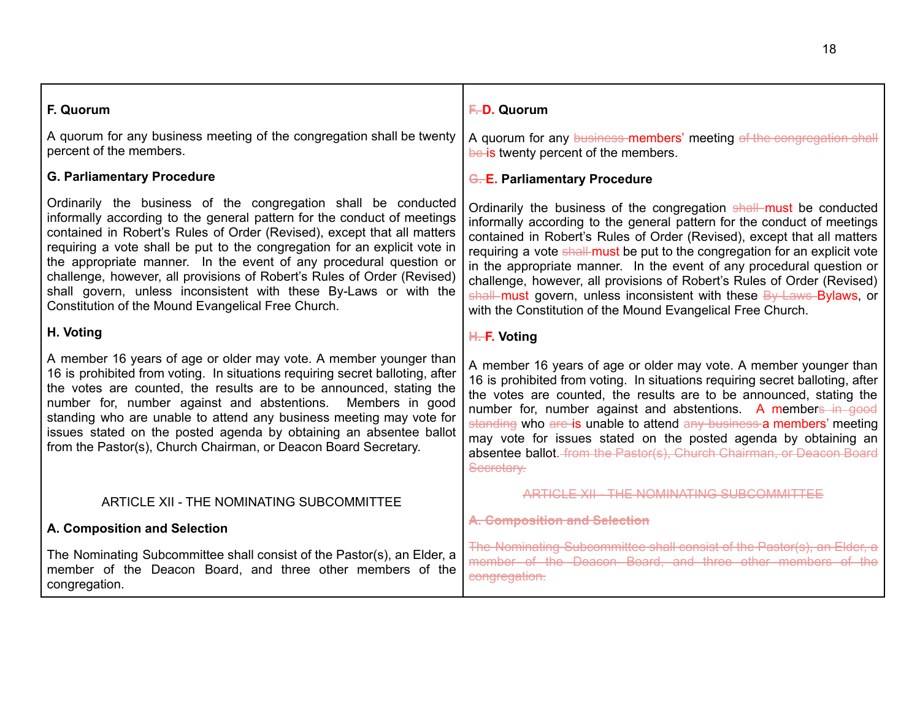| | |
|---|---|
| **F. Quorum**<br><br>A quorum for any business meeting of the congregation shall be twenty percent of the members.<br><br>**G. Parliamentary Procedure**<br><br>Ordinarily the business of the congregation shall be conducted informally according to the general pattern for the conduct of meetings contained in Robert's Rules of Order (Revised), except that all matters requiring a vote shall be put to the congregation for an explicit vote in the appropriate manner. In the event of any procedural question or challenge, however, all provisions of Robert's Rules of Order (Revised) shall govern, unless inconsistent with these By-Laws or with the Constitution of the Mound Evangelical Free Church.<br><br>**H. Voting**<br><br>A member 16 years of age or older may vote. A member younger than 16 is prohibited from voting. In situations requiring secret balloting, after the votes are counted, the results are to be announced, stating the number for, number against and abstentions. Members in good standing who are unable to attend any business meeting may vote for issues stated on the posted agenda by obtaining an absentee ballot from the Pastor(s), Church Chairman, or Deacon Board Secretary.<br><br>ARTICLE XII - THE NOMINATING SUBCOMMITTEE<br><br>**A. Composition and Selection**<br><br>The Nominating Subcommittee shall consist of the Pastor(s), an Elder, a member of the Deacon Board, and three other members of the congregation. | **~~F.~~ D. Quorum**<br><br>A quorum for any ~~business~~ members' meeting ~~of the congregation shall be~~ is twenty percent of the members.<br><br>**~~G.~~ E. Parliamentary Procedure**<br><br>Ordinarily the business of the congregation ~~shall~~ must be conducted informally according to the general pattern for the conduct of meetings contained in Robert's Rules of Order (Revised), except that all matters requiring a vote ~~shall~~ must be put to the congregation for an explicit vote in the appropriate manner. In the event of any procedural question or challenge, however, all provisions of Robert's Rules of Order (Revised) ~~shall~~ must govern, unless inconsistent with these ~~By-Laws~~ Bylaws, or with the Constitution of the Mound Evangelical Free Church.<br><br>**~~H.~~ F. Voting**<br><br>A member 16 years of age or older may vote. A member younger than 16 is prohibited from voting. In situations requiring secret balloting, after the votes are counted, the results are to be announced, stating the number for, number against and abstentions. A member~~s in good standing~~ who ~~are~~ is unable to attend ~~any business~~ a members' meeting may vote for issues stated on the posted agenda by obtaining an absentee ballot. ~~from the Pastor(s), Church Chairman, or Deacon Board Secretary.~~<br><br>~~ARTICLE XII - THE NOMINATING SUBCOMMITTEE~~<br><br>~~**A. Composition and Selection**~~<br><br>~~The Nominating Subcommittee shall consist of the Pastor(s), an Elder, a member of the Deacon Board, and three other members of the congregation.~~ |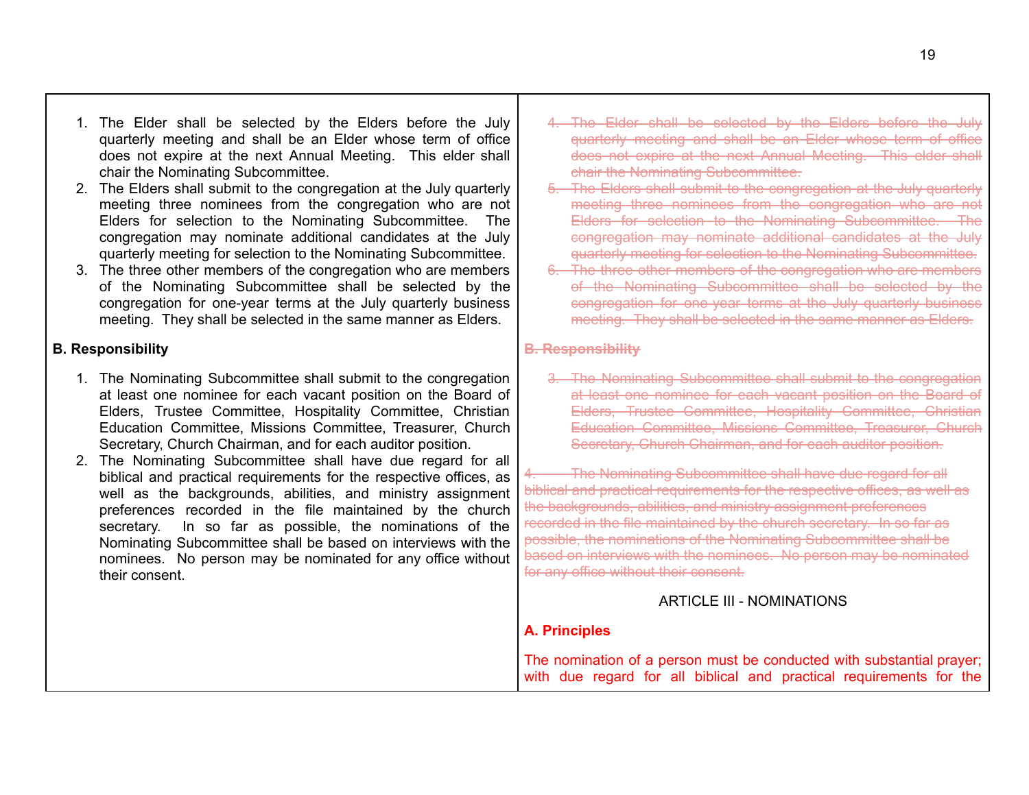| | |
|---|---|
| 1. The Elder shall be selected by the Elders before the July quarterly meeting and shall be an Elder whose term of office does not expire at the next Annual Meeting. This elder shall chair the Nominating Subcommittee.<br>2. The Elders shall submit to the congregation at the July quarterly meeting three nominees from the congregation who are not Elders for selection to the Nominating Subcommittee. The congregation may nominate additional candidates at the July quarterly meeting for selection to the Nominating Subcommittee.<br>3. The three other members of the congregation who are members of the Nominating Subcommittee shall be selected by the congregation for one-year terms at the July quarterly business meeting. They shall be selected in the same manner as Elders. | ~~4. The Elder shall be selected by the Elders before the July quarterly meeting and shall be an Elder whose term of office does not expire at the next Annual Meeting. This elder shall chair the Nominating Subcommittee.~~<br>~~5. The Elders shall submit to the congregation at the July quarterly meeting three nominees from the congregation who are not Elders for selection to the Nominating Subcommittee. The congregation may nominate additional candidates at the July quarterly meeting for selection to the Nominating Subcommittee.~~<br>~~6. The three other members of the congregation who are members of the Nominating Subcommittee shall be selected by the congregation for one-year terms at the July quarterly business meeting. They shall be selected in the same manner as Elders.~~ |
| **B. Responsibility** | ~~**B. Responsibility**~~ |
| 1. The Nominating Subcommittee shall submit to the congregation at least one nominee for each vacant position on the Board of Elders, Trustee Committee, Hospitality Committee, Christian Education Committee, Missions Committee, Treasurer, Church Secretary, Church Chairman, and for each auditor position.<br>2. The Nominating Subcommittee shall have due regard for all biblical and practical requirements for the respective offices, as well as the backgrounds, abilities, and ministry assignment preferences recorded in the file maintained by the church secretary. In so far as possible, the nominations of the Nominating Subcommittee shall be based on interviews with the nominees. No person may be nominated for any office without their consent. | ~~3. The Nominating Subcommittee shall submit to the congregation at least one nominee for each vacant position on the Board of Elders, Trustee Committee, Hospitality Committee, Christian Education Committee, Missions Committee, Treasurer, Church Secretary, Church Chairman, and for each auditor position.~~<br>~~4. The Nominating Subcommittee shall have due regard for all biblical and practical requirements for the respective offices, as well as the backgrounds, abilities, and ministry assignment preferences recorded in the file maintained by the church secretary. In so far as possible, the nominations of the Nominating Subcommittee shall be based on interviews with the nominees. No person may be nominated for any office without their consent.~~<br><br>ARTICLE III - NOMINATIONS<br><br>**A. Principles**<br><br>The nomination of a person must be conducted with substantial prayer; with due regard for all biblical and practical requirements for the |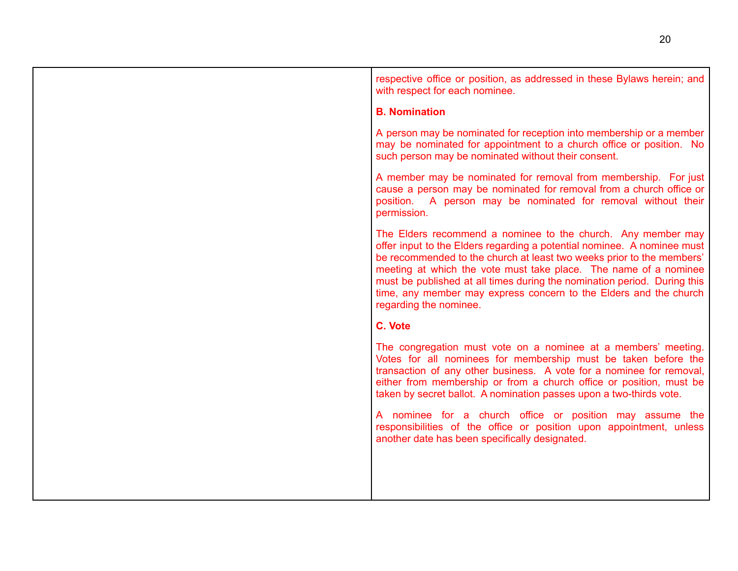respective office or position, as addressed in these Bylaws herein; and with respect for each nominee.

**B. Nomination**

A person may be nominated for reception into membership or a member may be nominated for appointment to a church office or position. No such person may be nominated without their consent.

A member may be nominated for removal from membership. For just cause a person may be nominated for removal from a church office or position. A person may be nominated for removal without their permission.

The Elders recommend a nominee to the church. Any member may offer input to the Elders regarding a potential nominee. A nominee must be recommended to the church at least two weeks prior to the members' meeting at which the vote must take place. The name of a nominee must be published at all times during the nomination period. During this time, any member may express concern to the Elders and the church regarding the nominee.

**C. Vote**

The congregation must vote on a nominee at a members' meeting. Votes for all nominees for membership must be taken before the transaction of any other business. A vote for a nominee for removal, either from membership or from a church office or position, must be taken by secret ballot. A nomination passes upon a two-thirds vote.

A nominee for a church office or position may assume the responsibilities of the office or position upon appointment, unless another date has been specifically designated.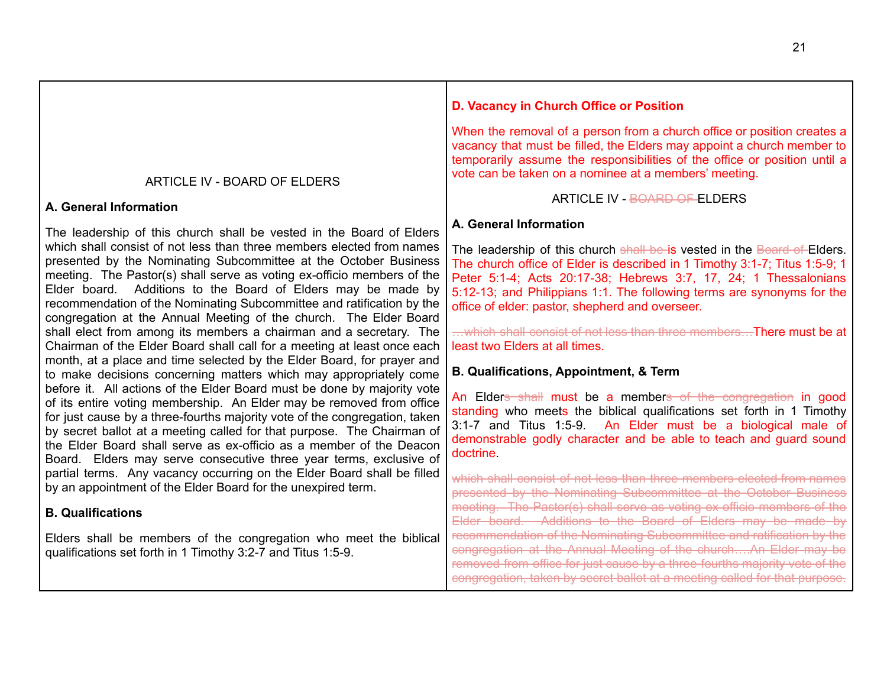| ARTICLE IV - BOARD OF ELDERS | **D. Vacancy in Church Office or Position** |
|---|---|
| | When the removal of a person from a church office or position creates a vacancy that must be filled, the Elders may appoint a church member to temporarily assume the responsibilities of the office or position until a vote can be taken on a nominee at a members' meeting. |
| | ARTICLE IV - ~~BOARD OF~~ ELDERS |
| **A. General Information** | **A. General Information** |
| The leadership of this church shall be vested in the Board of Elders which shall consist of not less than three members elected from names presented by the Nominating Subcommittee at the October Business meeting. The Pastor(s) shall serve as voting ex-officio members of the Elder board. Additions to the Board of Elders may be made by recommendation of the Nominating Subcommittee and ratification by the congregation at the Annual Meeting of the church. The Elder Board shall elect from among its members a chairman and a secretary. The Chairman of the Elder Board shall call for a meeting at least once each month, at a place and time selected by the Elder Board, for prayer and to make decisions concerning matters which may appropriately come before it. All actions of the Elder Board must be done by majority vote of its entire voting membership. An Elder may be removed from office for just cause by a three-fourths majority vote of the congregation, taken by secret ballot at a meeting called for that purpose. The Chairman of the Elder Board shall serve as ex-officio as a member of the Deacon Board. Elders may serve consecutive three year terms, exclusive of partial terms. Any vacancy occurring on the Elder Board shall be filled by an appointment of the Elder Board for the unexpired term. | The leadership of this church ~~shall be~~ is vested in the ~~Board of~~ Elders. The church office of Elder is described in 1 Timothy 3:1-7; Titus 1:5-9; 1 Peter 5:1-4; Acts 20:17-38; Hebrews 3:7, 17, 24; 1 Thessalonians 5:12-13; and Philippians 1:1. The following terms are synonyms for the office of elder: pastor, shepherd and overseer.<br><br>~~…which shall consist of not less than three members…~~There must be at least two Elders at all times. |
| **B. Qualifications** | **B. Qualifications, Appointment, & Term** |
| Elders shall be members of the congregation who meet the biblical qualifications set forth in 1 Timothy 3:2-7 and Titus 1:5-9. | An Elder~~s shall~~ must be a member~~s of the congregation~~ in good standing who meets the biblical qualifications set forth in 1 Timothy 3:1-7 and Titus 1:5-9. An Elder must be a biological male of demonstrable godly character and be able to teach and guard sound doctrine.<br><br>~~which shall consist of not less than three members elected from names presented by the Nominating Subcommittee at the October Business meeting. The Pastor(s) shall serve as voting ex-officio members of the Elder board. Additions to the Board of Elders may be made by recommendation of the Nominating Subcommittee and ratification by the congregation at the Annual Meeting of the church.…An Elder may be removed from office for just cause by a three-fourths majority vote of the congregation, taken by secret ballot at a meeting called for that purpose.~~ |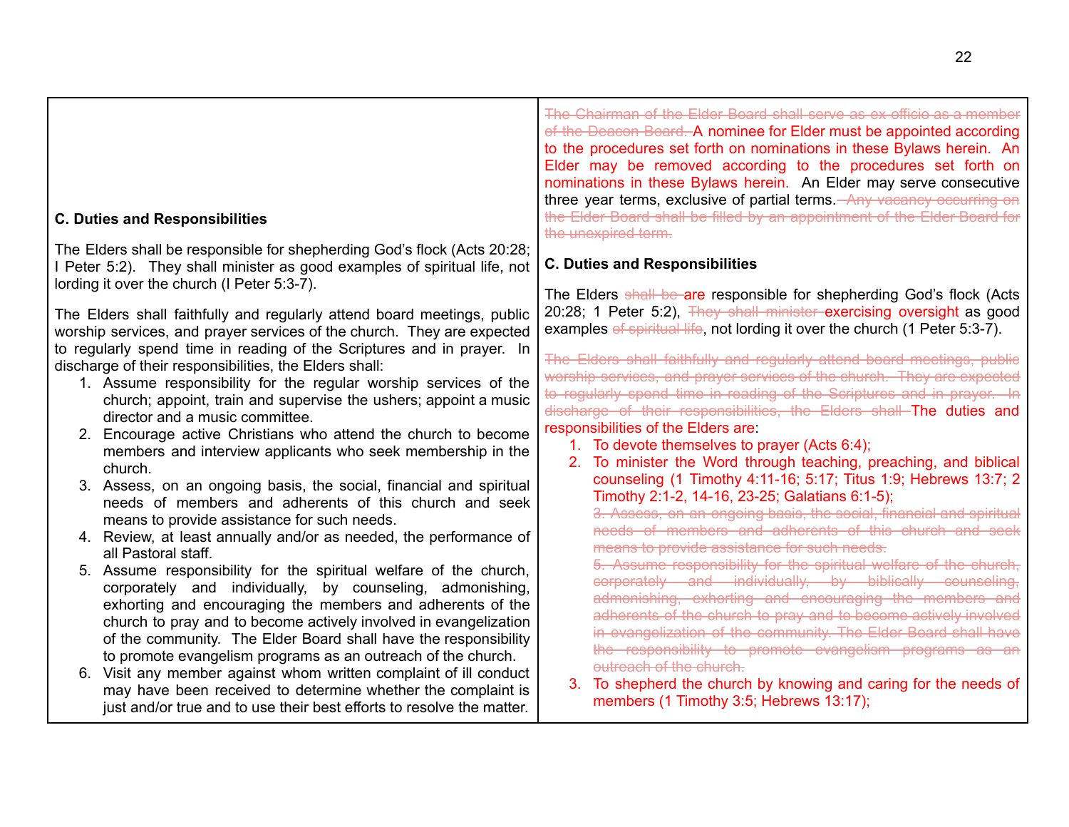**C. Duties and Responsibilities**

The Elders shall be responsible for shepherding God's flock (Acts 20:28; I Peter 5:2). They shall minister as good examples of spiritual life, not lording it over the church (I Peter 5:3-7).

The Elders shall faithfully and regularly attend board meetings, public worship services, and prayer services of the church. They are expected to regularly spend time in reading of the Scriptures and in prayer. In discharge of their responsibilities, the Elders shall:

1. Assume responsibility for the regular worship services of the church; appoint, train and supervise the ushers; appoint a music director and a music committee.
2. Encourage active Christians who attend the church to become members and interview applicants who seek membership in the church.
3. Assess, on an ongoing basis, the social, financial and spiritual needs of members and adherents of this church and seek means to provide assistance for such needs.
4. Review, at least annually and/or as needed, the performance of all Pastoral staff.
5. Assume responsibility for the spiritual welfare of the church, corporately and individually, by counseling, admonishing, exhorting and encouraging the members and adherents of the church to pray and to become actively involved in evangelization of the community. The Elder Board shall have the responsibility to promote evangelism programs as an outreach of the church.
6. Visit any member against whom written complaint of ill conduct may have been received to determine whether the complaint is just and/or true and to use their best efforts to resolve the matter.

~~The Chairman of the Elder Board shall serve as ex-officio as a member of the Deacon Board.~~ A nominee for Elder must be appointed according to the procedures set forth on nominations in these Bylaws herein. An Elder may be removed according to the procedures set forth on nominations in these Bylaws herein. An Elder may serve consecutive three year terms, exclusive of partial terms.~~ Any vacancy occurring on the Elder Board shall be filled by an appointment of the Elder Board for the unexpired term.~~

**C. Duties and Responsibilities**

The Elders ~~shall be~~ are responsible for shepherding God's flock (Acts 20:28; 1 Peter 5:2), ~~They shall minister~~ exercising oversight as good examples ~~of spiritual life~~, not lording it over the church (1 Peter 5:3-7).

~~The Elders shall faithfully and regularly attend board meetings, public worship services, and prayer services of the church. They are expected to regularly spend time in reading of the Scriptures and in prayer. In discharge of their responsibilities, the Elders shall~~ The duties and responsibilities of the Elders are:

1. To devote themselves to prayer (Acts 6:4);
2. To minister the Word through teaching, preaching, and biblical counseling (1 Timothy 4:11-16; 5:17; Titus 1:9; Hebrews 13:7; 2 Timothy 2:1-2, 14-16, 23-25; Galatians 6:1-5);

   ~~3. Assess, on an ongoing basis, the social, financial and spiritual needs of members and adherents of this church and seek means to provide assistance for such needs.~~

   ~~5. Assume responsibility for the spiritual welfare of the church, corporately and individually, by biblically counseling, admonishing, exhorting and encouraging the members and adherents of the church to pray and to become actively involved in evangelization of the community. The Elder Board shall have the responsibility to promote evangelism programs as an outreach of the church.~~

3. To shepherd the church by knowing and caring for the needs of members (1 Timothy 3:5; Hebrews 13:17);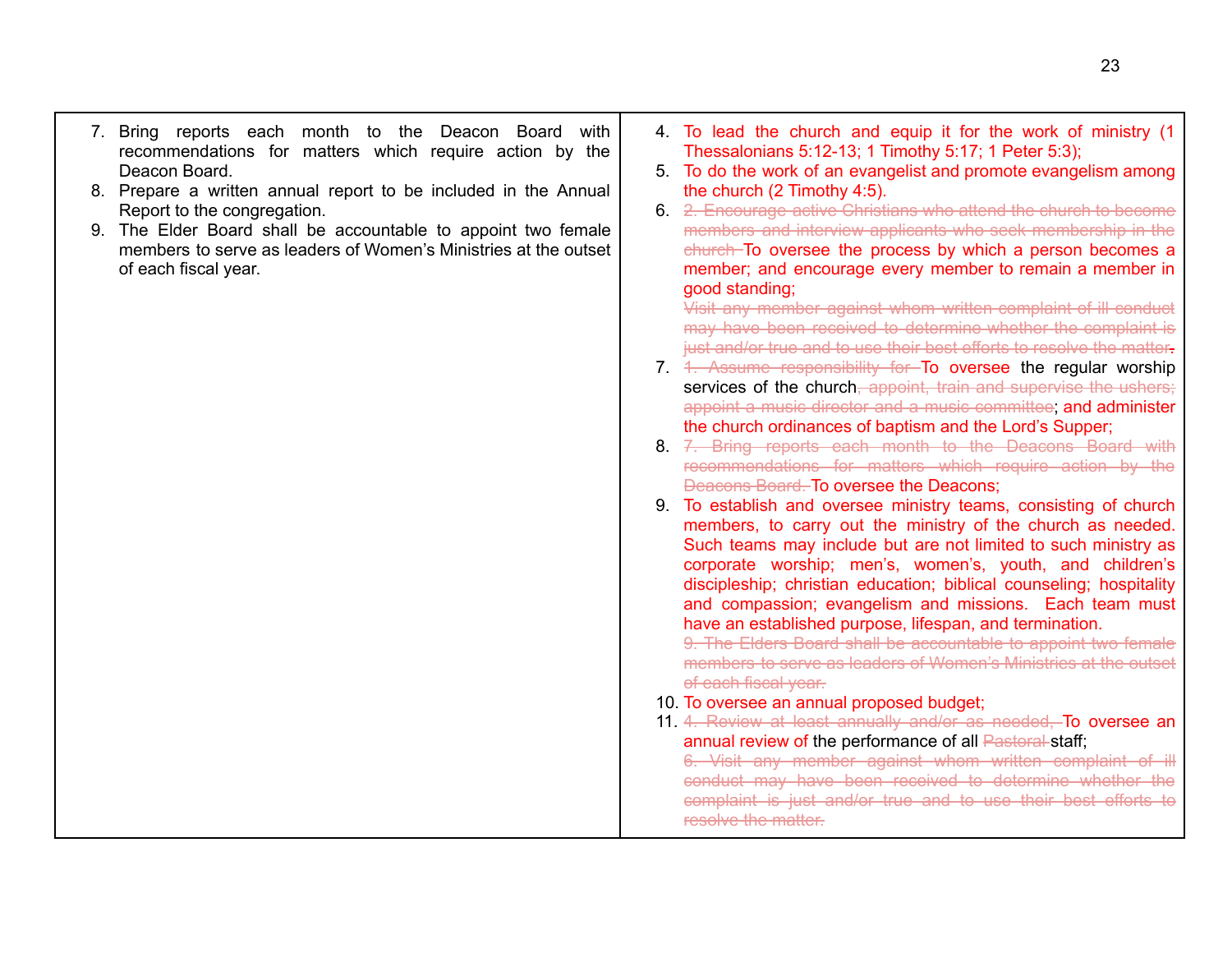| | |
|---|---|
| 7. Bring reports each month to the Deacon Board with recommendations for matters which require action by the Deacon Board.<br>8. Prepare a written annual report to be included in the Annual Report to the congregation.<br>9. The Elder Board shall be accountable to appoint two female members to serve as leaders of Women's Ministries at the outset of each fiscal year. | 4. To lead the church and equip it for the work of ministry (1 Thessalonians 5:12-13; 1 Timothy 5:17; 1 Peter 5:3);<br>5. To do the work of an evangelist and promote evangelism among the church (2 Timothy 4:5).<br>6. ~~2. Encourage active Christians who attend the church to become members and interview applicants who seek membership in the church~~ To oversee the process by which a person becomes a member; and encourage every member to remain a member in good standing;<br>~~Visit any member against whom written complaint of ill conduct may have been received to determine whether the complaint is just and/or true and to use their best efforts to resolve the matter.~~<br>7. ~~1. Assume responsibility for~~ To oversee the regular worship services of the church~~, appoint, train and supervise the ushers; appoint a music director and a music committee~~; and administer the church ordinances of baptism and the Lord's Supper;<br>8. ~~7. Bring reports each month to the Deacons Board with recommendations for matters which require action by the Deacons Board.~~ To oversee the Deacons;<br>9. To establish and oversee ministry teams, consisting of church members, to carry out the ministry of the church as needed. Such teams may include but are not limited to such ministry as corporate worship; men's, women's, youth, and children's discipleship; christian education; biblical counseling; hospitality and compassion; evangelism and missions. Each team must have an established purpose, lifespan, and termination.<br>~~9. The Elders Board shall be accountable to appoint two female members to serve as leaders of Women's Ministries at the outset of each fiscal year.~~<br>10. To oversee an annual proposed budget;<br>11. ~~4. Review at least annually and/or as needed,~~ To oversee an annual review of the performance of all ~~Pastoral~~ staff;<br>~~6. Visit any member against whom written complaint of ill conduct may have been received to determine whether the complaint is just and/or true and to use their best efforts to resolve the matter.~~ |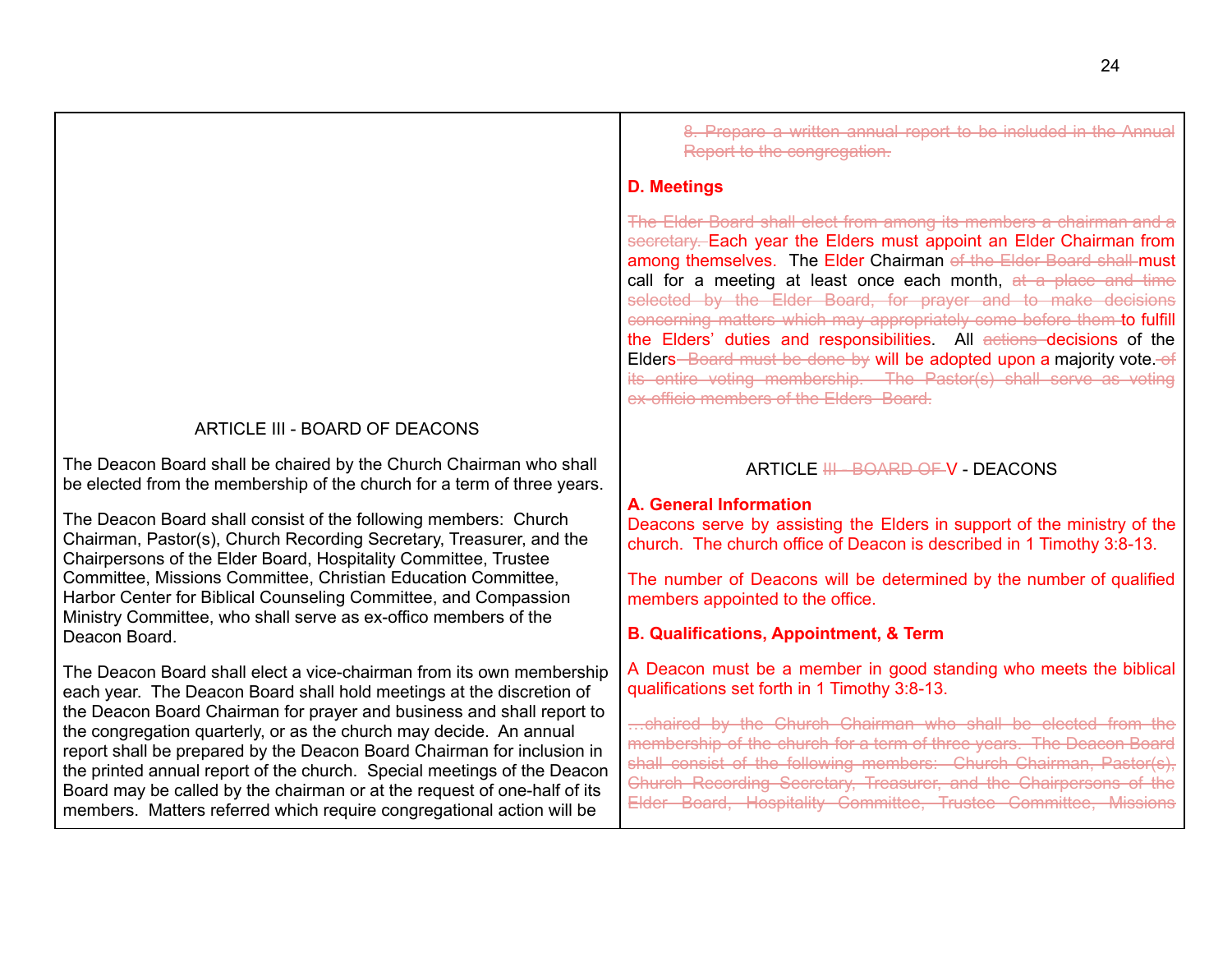| | |
|---|---|
| | ~~8. Prepare a written annual report to be included in the Annual Report to the congregation.~~<br><br>**D. Meetings**<br><br>~~The Elder Board shall elect from among its members a chairman and a secretary.~~ Each year the Elders must appoint an Elder Chairman from among themselves. The Elder Chairman ~~of the Elder Board shall~~ must call for a meeting at least once each month, ~~at a place and time selected by the Elder Board, for prayer and to make decisions concerning matters which may appropriately come before them~~ to fulfill the Elders' duties and responsibilities. All ~~actions~~ decisions of the Elders~~ Board must be done by~~ will be adopted upon a majority vote.~~ of its entire voting membership. The Pastor(s) shall serve as voting ex-officio members of the Elders Board.~~ |
| ARTICLE III - BOARD OF DEACONS<br><br>The Deacon Board shall be chaired by the Church Chairman who shall be elected from the membership of the church for a term of three years.<br><br>The Deacon Board shall consist of the following members: Church Chairman, Pastor(s), Church Recording Secretary, Treasurer, and the Chairpersons of the Elder Board, Hospitality Committee, Trustee Committee, Missions Committee, Christian Education Committee, Harbor Center for Biblical Counseling Committee, and Compassion Ministry Committee, who shall serve as ex-offico members of the Deacon Board.<br><br>The Deacon Board shall elect a vice-chairman from its own membership each year. The Deacon Board shall hold meetings at the discretion of the Deacon Board Chairman for prayer and business and shall report to the congregation quarterly, or as the church may decide. An annual report shall be prepared by the Deacon Board Chairman for inclusion in the printed annual report of the church. Special meetings of the Deacon Board may be called by the chairman or at the request of one-half of its members. Matters referred which require congregational action will be | ARTICLE ~~III - BOARD OF~~ V - DEACONS<br><br>**A. General Information**<br>Deacons serve by assisting the Elders in support of the ministry of the church. The church office of Deacon is described in 1 Timothy 3:8-13.<br><br>The number of Deacons will be determined by the number of qualified members appointed to the office.<br><br>**B. Qualifications, Appointment, & Term**<br><br>A Deacon must be a member in good standing who meets the biblical qualifications set forth in 1 Timothy 3:8-13.<br><br>~~…chaired by the Church Chairman who shall be elected from the membership of the church for a term of three years. The Deacon Board shall consist of the following members: Church Chairman, Pastor(s), Church Recording Secretary, Treasurer, and the Chairpersons of the Elder Board, Hospitality Committee, Trustee Committee, Missions~~ |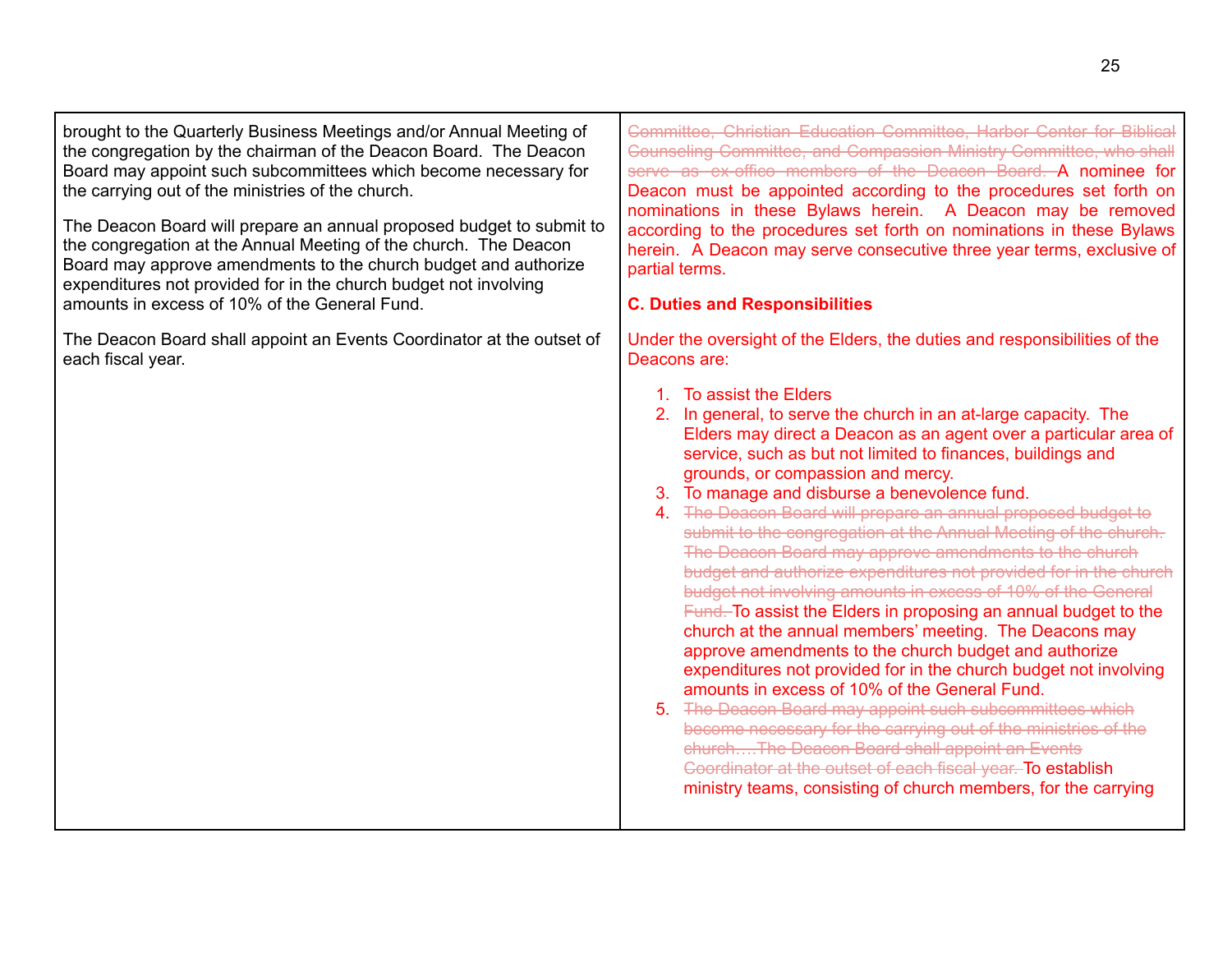| | |
|---|---|
| brought to the Quarterly Business Meetings and/or Annual Meeting of the congregation by the chairman of the Deacon Board. The Deacon Board may appoint such subcommittees which become necessary for the carrying out of the ministries of the church.<br><br>The Deacon Board will prepare an annual proposed budget to submit to the congregation at the Annual Meeting of the church. The Deacon Board may approve amendments to the church budget and authorize expenditures not provided for in the church budget not involving amounts in excess of 10% of the General Fund.<br><br>The Deacon Board shall appoint an Events Coordinator at the outset of each fiscal year. | ~~Committee, Christian Education Committee, Harbor Center for Biblical Counseling Committee, and Compassion Ministry Committee, who shall serve as ex-officio members of the Deacon Board.~~ A nominee for Deacon must be appointed according to the procedures set forth on nominations in these Bylaws herein. A Deacon may be removed according to the procedures set forth on nominations in these Bylaws herein. A Deacon may serve consecutive three year terms, exclusive of partial terms.<br><br>**C. Duties and Responsibilities**<br><br>Under the oversight of the Elders, the duties and responsibilities of the Deacons are:<br><br>1. To assist the Elders<br>2. In general, to serve the church in an at-large capacity. The Elders may direct a Deacon as an agent over a particular area of service, such as but not limited to finances, buildings and grounds, or compassion and mercy.<br>3. To manage and disburse a benevolence fund.<br>4. ~~The Deacon Board will prepare an annual proposed budget to submit to the congregation at the Annual Meeting of the church. The Deacon Board may approve amendments to the church budget and authorize expenditures not provided for in the church budget not involving amounts in excess of 10% of the General Fund.~~ To assist the Elders in proposing an annual budget to the church at the annual members' meeting. The Deacons may approve amendments to the church budget and authorize expenditures not provided for in the church budget not involving amounts in excess of 10% of the General Fund.<br>5. ~~The Deacon Board may appoint such subcommittees which become necessary for the carrying out of the ministries of the church….The Deacon Board shall appoint an Events Coordinator at the outset of each fiscal year.~~ To establish ministry teams, consisting of church members, for the carrying |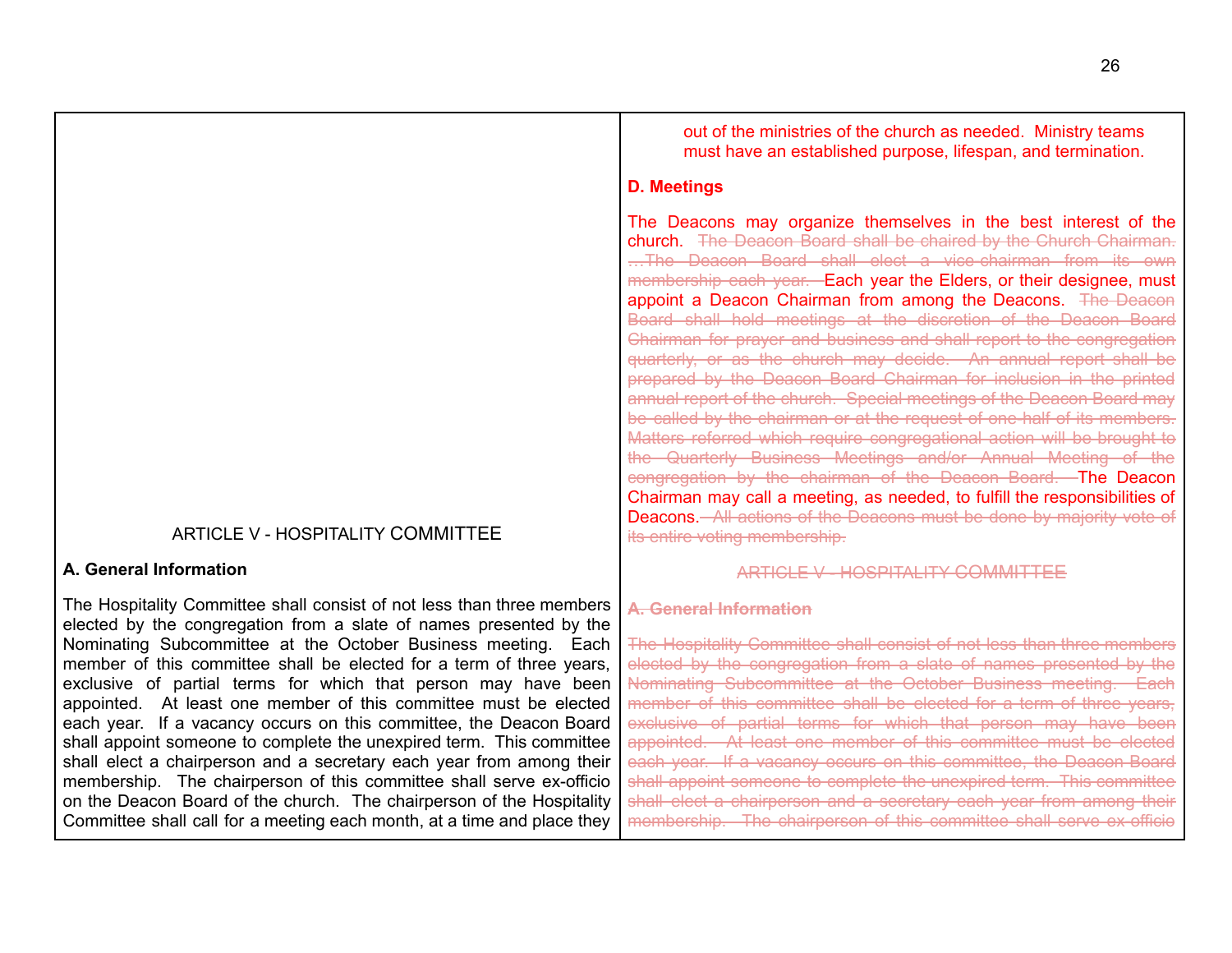| | |
|---|---|
| | out of the ministries of the church as needed. Ministry teams must have an established purpose, lifespan, and termination. |
| | **D. Meetings** |
| | The Deacons may organize themselves in the best interest of the church. ~~The Deacon Board shall be chaired by the Church Chairman. …The Deacon Board shall elect a vice-chairman from its own membership each year.~~ Each year the Elders, or their designee, must appoint a Deacon Chairman from among the Deacons. ~~The Deacon Board shall hold meetings at the discretion of the Deacon Board Chairman for prayer and business and shall report to the congregation quarterly, or as the church may decide. An annual report shall be prepared by the Deacon Board Chairman for inclusion in the printed annual report of the church. Special meetings of the Deacon Board may be called by the chairman or at the request of one-half of its members. Matters referred which require congregational action will be brought to the Quarterly Business Meetings and/or Annual Meeting of the congregation by the chairman of the Deacon Board.~~ The Deacon Chairman may call a meeting, as needed, to fulfill the responsibilities of Deacons. ~~All actions of the Deacons must be done by majority vote of its entire voting membership.~~ |
| ARTICLE V - HOSPITALITY COMMITTEE | ~~ARTICLE V - HOSPITALITY COMMITTEE~~ |
| **A. General Information** | ~~**A. General Information**~~ |
| The Hospitality Committee shall consist of not less than three members elected by the congregation from a slate of names presented by the Nominating Subcommittee at the October Business meeting. Each member of this committee shall be elected for a term of three years, exclusive of partial terms for which that person may have been appointed. At least one member of this committee must be elected each year. If a vacancy occurs on this committee, the Deacon Board shall appoint someone to complete the unexpired term. This committee shall elect a chairperson and a secretary each year from among their membership. The chairperson of this committee shall serve ex-officio on the Deacon Board of the church. The chairperson of the Hospitality Committee shall call for a meeting each month, at a time and place they | ~~The Hospitality Committee shall consist of not less than three members elected by the congregation from a slate of names presented by the Nominating Subcommittee at the October Business meeting. Each member of this committee shall be elected for a term of three years, exclusive of partial terms for which that person may have been appointed. At least one member of this committee must be elected each year. If a vacancy occurs on this committee, the Deacon Board shall appoint someone to complete the unexpired term. This committee shall elect a chairperson and a secretary each year from among their membership. The chairperson of this committee shall serve ex-officio~~ |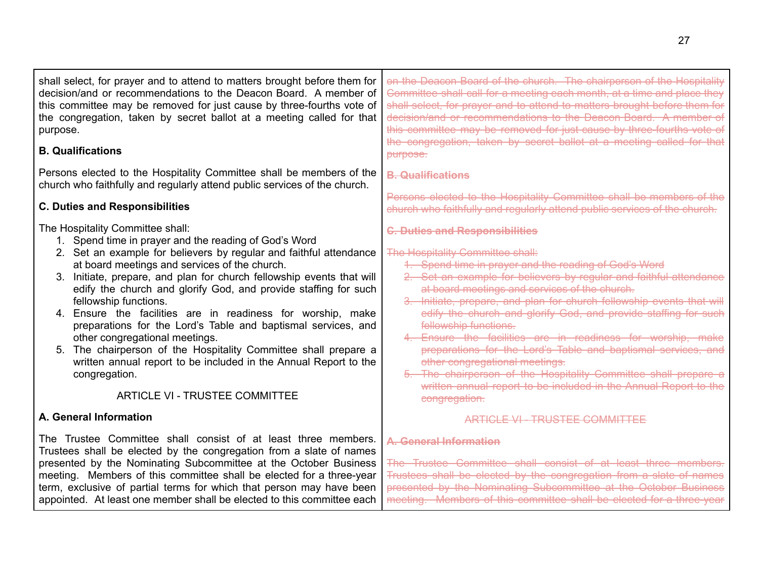shall select, for prayer and to attend to matters brought before them for decision/and or recommendations to the Deacon Board. A member of this committee may be removed for just cause by three-fourths vote of the congregation, taken by secret ballot at a meeting called for that purpose.

**B. Qualifications**

Persons elected to the Hospitality Committee shall be members of the church who faithfully and regularly attend public services of the church.

**C. Duties and Responsibilities**

The Hospitality Committee shall:

1. Spend time in prayer and the reading of God's Word
2. Set an example for believers by regular and faithful attendance at board meetings and services of the church.
3. Initiate, prepare, and plan for church fellowship events that will edify the church and glorify God, and provide staffing for such fellowship functions.
4. Ensure the facilities are in readiness for worship, make preparations for the Lord's Table and baptismal services, and other congregational meetings.
5. The chairperson of the Hospitality Committee shall prepare a written annual report to be included in the Annual Report to the congregation.

ARTICLE VI - TRUSTEE COMMITTEE

**A. General Information**

The Trustee Committee shall consist of at least three members. Trustees shall be elected by the congregation from a slate of names presented by the Nominating Subcommittee at the October Business meeting. Members of this committee shall be elected for a three-year term, exclusive of partial terms for which that person may have been appointed. At least one member shall be elected to this committee each

~~on the Deacon Board of the church. The chairperson of the Hospitality Committee shall call for a meeting each month, at a time and place they shall select, for prayer and to attend to matters brought before them for decision/and or recommendations to the Deacon Board. A member of this committee may be removed for just cause by three-fourths vote of the congregation, taken by secret ballot at a meeting called for that purpose.~~

~~**B. Qualifications**~~

~~Persons elected to the Hospitality Committee shall be members of the church who faithfully and regularly attend public services of the church.~~

~~**C. Duties and Responsibilities**~~

~~The Hospitality Committee shall:~~

1. ~~Spend time in prayer and the reading of God's Word~~
2. ~~Set an example for believers by regular and faithful attendance at board meetings and services of the church.~~
3. ~~Initiate, prepare, and plan for church fellowship events that will edify the church and glorify God, and provide staffing for such fellowship functions.~~
4. ~~Ensure the facilities are in readiness for worship, make preparations for the Lord's Table and baptismal services, and other congregational meetings.~~
5. ~~The chairperson of the Hospitality Committee shall prepare a written annual report to be included in the Annual Report to the congregation.~~

~~ARTICLE VI - TRUSTEE COMMITTEE~~

~~**A. General Information**~~

~~The Trustee Committee shall consist of at least three members. Trustees shall be elected by the congregation from a slate of names presented by the Nominating Subcommittee at the October Business meeting. Members of this committee shall be elected for a three-year~~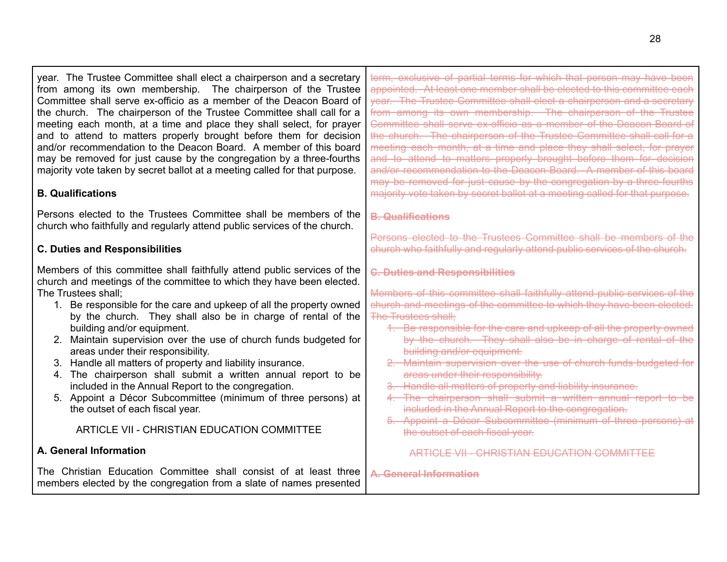year. The Trustee Committee shall elect a chairperson and a secretary from among its own membership. The chairperson of the Trustee Committee shall serve ex-officio as a member of the Deacon Board of the church. The chairperson of the Trustee Committee shall call for a meeting each month, at a time and place they shall select, for prayer and to attend to matters properly brought before them for decision and/or recommendation to the Deacon Board. A member of this board may be removed for just cause by the congregation by a three-fourths majority vote taken by secret ballot at a meeting called for that purpose.

**B. Qualifications**

Persons elected to the Trustees Committee shall be members of the church who faithfully and regularly attend public services of the church.

**C. Duties and Responsibilities**

Members of this committee shall faithfully attend public services of the church and meetings of the committee to which they have been elected. The Trustees shall;

1. Be responsible for the care and upkeep of all the property owned by the church. They shall also be in charge of rental of the building and/or equipment.
2. Maintain supervision over the use of church funds budgeted for areas under their responsibility.
3. Handle all matters of property and liability insurance.
4. The chairperson shall submit a written annual report to be included in the Annual Report to the congregation.
5. Appoint a Décor Subcommittee (minimum of three persons) at the outset of each fiscal year.

ARTICLE VII - CHRISTIAN EDUCATION COMMITTEE

**A. General Information**

The Christian Education Committee shall consist of at least three members elected by the congregation from a slate of names presented

---

~~term, exclusive of partial terms for which that person may have been appointed. At least one member shall be elected to this committee each year. The Trustee Committee shall elect a chairperson and a secretary from among its own membership. The chairperson of the Trustee Committee shall serve ex-officio as a member of the Deacon Board of the church. The chairperson of the Trustee Committee shall call for a meeting each month, at a time and place they shall select, for prayer and to attend to matters properly brought before them for decision and/or recommendation to the Deacon Board. A member of this board may be removed for just cause by the congregation by a three-fourths majority vote taken by secret ballot at a meeting called for that purpose.~~

~~**B. Qualifications**~~

~~Persons elected to the Trustees Committee shall be members of the church who faithfully and regularly attend public services of the church.~~

~~**C. Duties and Responsibilities**~~

~~Members of this committee shall faithfully attend public services of the church and meetings of the committee to which they have been elected. The Trustees shall;~~

1. ~~Be responsible for the care and upkeep of all the property owned by the church. They shall also be in charge of rental of the building and/or equipment.~~
2. ~~Maintain supervision over the use of church funds budgeted for areas under their responsibility.~~
3. ~~Handle all matters of property and liability insurance.~~
4. ~~The chairperson shall submit a written annual report to be included in the Annual Report to the congregation.~~
5. ~~Appoint a Décor Subcommittee (minimum of three persons) at the outset of each fiscal year.~~

~~ARTICLE VII - CHRISTIAN EDUCATION COMMITTEE~~

~~**A. General Information**~~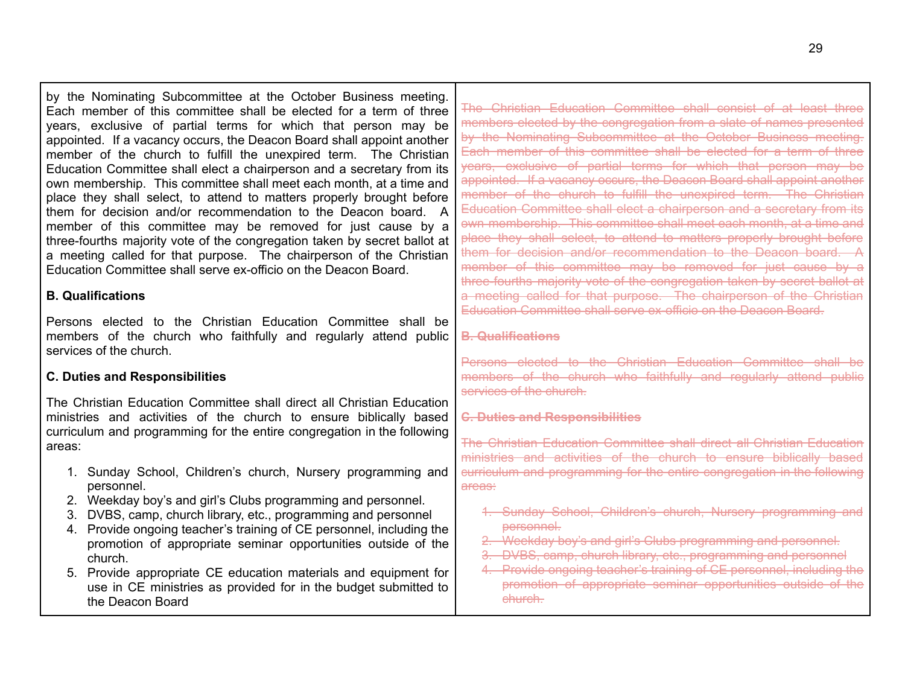| | |
|---|---|
| by the Nominating Subcommittee at the October Business meeting. Each member of this committee shall be elected for a term of three years, exclusive of partial terms for which that person may be appointed. If a vacancy occurs, the Deacon Board shall appoint another member of the church to fulfill the unexpired term. The Christian Education Committee shall elect a chairperson and a secretary from its own membership. This committee shall meet each month, at a time and place they shall select, to attend to matters properly brought before them for decision and/or recommendation to the Deacon board. A member of this committee may be removed for just cause by a three-fourths majority vote of the congregation taken by secret ballot at a meeting called for that purpose. The chairperson of the Christian Education Committee shall serve ex-officio on the Deacon Board.<br><br>**B. Qualifications**<br><br>Persons elected to the Christian Education Committee shall be members of the church who faithfully and regularly attend public services of the church.<br><br>**C. Duties and Responsibilities**<br><br>The Christian Education Committee shall direct all Christian Education ministries and activities of the church to ensure biblically based curriculum and programming for the entire congregation in the following areas:<br><br>1. Sunday School, Children's church, Nursery programming and personnel.<br>2. Weekday boy's and girl's Clubs programming and personnel.<br>3. DVBS, camp, church library, etc., programming and personnel<br>4. Provide ongoing teacher's training of CE personnel, including the promotion of appropriate seminar opportunities outside of the church.<br>5. Provide appropriate CE education materials and equipment for use in CE ministries as provided for in the budget submitted to the Deacon Board | ~~The Christian Education Committee shall consist of at least three members elected by the congregation from a slate of names presented by the Nominating Subcommittee at the October Business meeting. Each member of this committee shall be elected for a term of three years, exclusive of partial terms for which that person may be appointed. If a vacancy occurs, the Deacon Board shall appoint another member of the church to fulfill the unexpired term. The Christian Education Committee shall elect a chairperson and a secretary from its own membership. This committee shall meet each month, at a time and place they shall select, to attend to matters properly brought before them for decision and/or recommendation to the Deacon board. A member of this committee may be removed for just cause by a three-fourths majority vote of the congregation taken by secret ballot at a meeting called for that purpose. The chairperson of the Christian Education Committee shall serve ex-officio on the Deacon Board.~~<br><br>~~**B. Qualifications**~~<br><br>~~Persons elected to the Christian Education Committee shall be members of the church who faithfully and regularly attend public services of the church.~~<br><br>~~**C. Duties and Responsibilities**~~<br><br>~~The Christian Education Committee shall direct all Christian Education ministries and activities of the church to ensure biblically based curriculum and programming for the entire congregation in the following areas:~~<br><br>~~1. Sunday School, Children's church, Nursery programming and personnel.~~<br>~~2. Weekday boy's and girl's Clubs programming and personnel.~~<br>~~3. DVBS, camp, church library, etc., programming and personnel~~<br>~~4. Provide ongoing teacher's training of CE personnel, including the promotion of appropriate seminar opportunities outside of the church.~~ |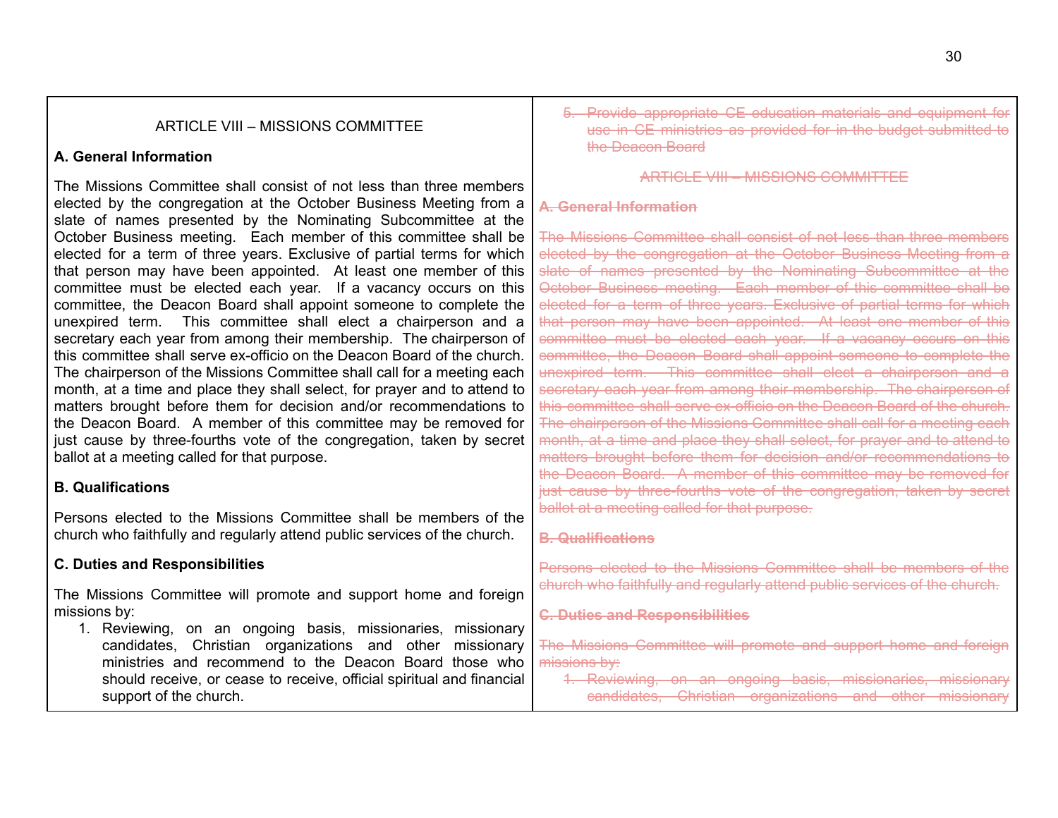| | |
|---|---|
| ARTICLE VIII – MISSIONS COMMITTEE<br><br>**A. General Information**<br><br>The Missions Committee shall consist of not less than three members elected by the congregation at the October Business Meeting from a slate of names presented by the Nominating Subcommittee at the October Business meeting. Each member of this committee shall be elected for a term of three years. Exclusive of partial terms for which that person may have been appointed. At least one member of this committee must be elected each year. If a vacancy occurs on this committee, the Deacon Board shall appoint someone to complete the unexpired term. This committee shall elect a chairperson and a secretary each year from among their membership. The chairperson of this committee shall serve ex-officio on the Deacon Board of the church. The chairperson of the Missions Committee shall call for a meeting each month, at a time and place they shall select, for prayer and to attend to matters brought before them for decision and/or recommendations to the Deacon Board. A member of this committee may be removed for just cause by three-fourths vote of the congregation, taken by secret ballot at a meeting called for that purpose.<br><br>**B. Qualifications**<br><br>Persons elected to the Missions Committee shall be members of the church who faithfully and regularly attend public services of the church.<br><br>**C. Duties and Responsibilities**<br><br>The Missions Committee will promote and support home and foreign missions by:<br>1. Reviewing, on an ongoing basis, missionaries, missionary candidates, Christian organizations and other missionary ministries and recommend to the Deacon Board those who should receive, or cease to receive, official spiritual and financial support of the church. | ~~5. Provide appropriate CE education materials and equipment for use in CE ministries as provided for in the budget submitted to the Deacon Board~~<br><br>~~ARTICLE VIII – MISSIONS COMMITTEE~~<br><br>~~**A. General Information**~~<br><br>~~The Missions Committee shall consist of not less than three members elected by the congregation at the October Business Meeting from a slate of names presented by the Nominating Subcommittee at the October Business meeting. Each member of this committee shall be elected for a term of three years. Exclusive of partial terms for which that person may have been appointed. At least one member of this committee must be elected each year. If a vacancy occurs on this committee, the Deacon Board shall appoint someone to complete the unexpired term. This committee shall elect a chairperson and a secretary each year from among their membership. The chairperson of this committee shall serve ex-officio on the Deacon Board of the church. The chairperson of the Missions Committee shall call for a meeting each month, at a time and place they shall select, for prayer and to attend to matters brought before them for decision and/or recommendations to the Deacon Board. A member of this committee may be removed for just cause by three-fourths vote of the congregation, taken by secret ballot at a meeting called for that purpose.~~<br><br>~~**B. Qualifications**~~<br><br>~~Persons elected to the Missions Committee shall be members of the church who faithfully and regularly attend public services of the church.~~<br><br>~~**C. Duties and Responsibilities**~~<br><br>~~The Missions Committee will promote and support home and foreign missions by:~~<br>~~1. Reviewing, on an ongoing basis, missionaries, missionary candidates, Christian organizations and other missionary~~ |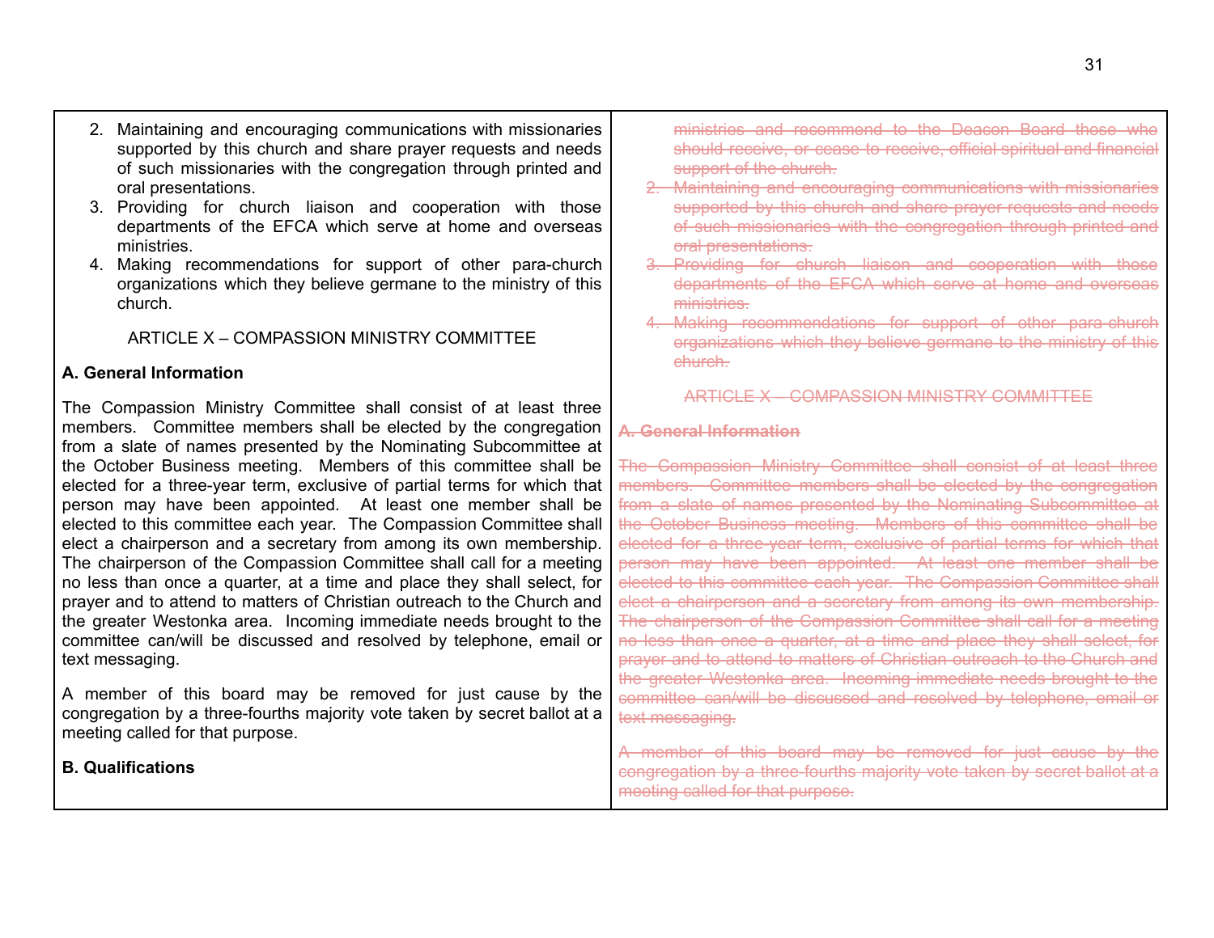2. Maintaining and encouraging communications with missionaries supported by this church and share prayer requests and needs of such missionaries with the congregation through printed and oral presentations.
3. Providing for church liaison and cooperation with those departments of the EFCA which serve at home and overseas ministries.
4. Making recommendations for support of other para-church organizations which they believe germane to the ministry of this church.

ARTICLE X – COMPASSION MINISTRY COMMITTEE

**A. General Information**

The Compassion Ministry Committee shall consist of at least three members. Committee members shall be elected by the congregation from a slate of names presented by the Nominating Subcommittee at the October Business meeting. Members of this committee shall be elected for a three-year term, exclusive of partial terms for which that person may have been appointed. At least one member shall be elected to this committee each year. The Compassion Committee shall elect a chairperson and a secretary from among its own membership. The chairperson of the Compassion Committee shall call for a meeting no less than once a quarter, at a time and place they shall select, for prayer and to attend to matters of Christian outreach to the Church and the greater Westonka area. Incoming immediate needs brought to the committee can/will be discussed and resolved by telephone, email or text messaging.

A member of this board may be removed for just cause by the congregation by a three-fourths majority vote taken by secret ballot at a meeting called for that purpose.

**B. Qualifications**

~~ministries and recommend to the Deacon Board those who should receive, or cease to receive, official spiritual and financial support of the church.~~

~~2. Maintaining and encouraging communications with missionaries supported by this church and share prayer requests and needs of such missionaries with the congregation through printed and oral presentations.~~

~~3. Providing for church liaison and cooperation with those departments of the EFCA which serve at home and overseas ministries.~~

~~4. Making recommendations for support of other para-church organizations which they believe germane to the ministry of this church.~~

~~ARTICLE X – COMPASSION MINISTRY COMMITTEE~~

~~**A. General Information**~~

~~The Compassion Ministry Committee shall consist of at least three members. Committee members shall be elected by the congregation from a slate of names presented by the Nominating Subcommittee at the October Business meeting. Members of this committee shall be elected for a three-year term, exclusive of partial terms for which that person may have been appointed. At least one member shall be elected to this committee each year. The Compassion Committee shall elect a chairperson and a secretary from among its own membership. The chairperson of the Compassion Committee shall call for a meeting no less than once a quarter, at a time and place they shall select, for prayer and to attend to matters of Christian outreach to the Church and the greater Westonka area. Incoming immediate needs brought to the committee can/will be discussed and resolved by telephone, email or text messaging.~~

~~A member of this board may be removed for just cause by the congregation by a three-fourths majority vote taken by secret ballot at a meeting called for that purpose.~~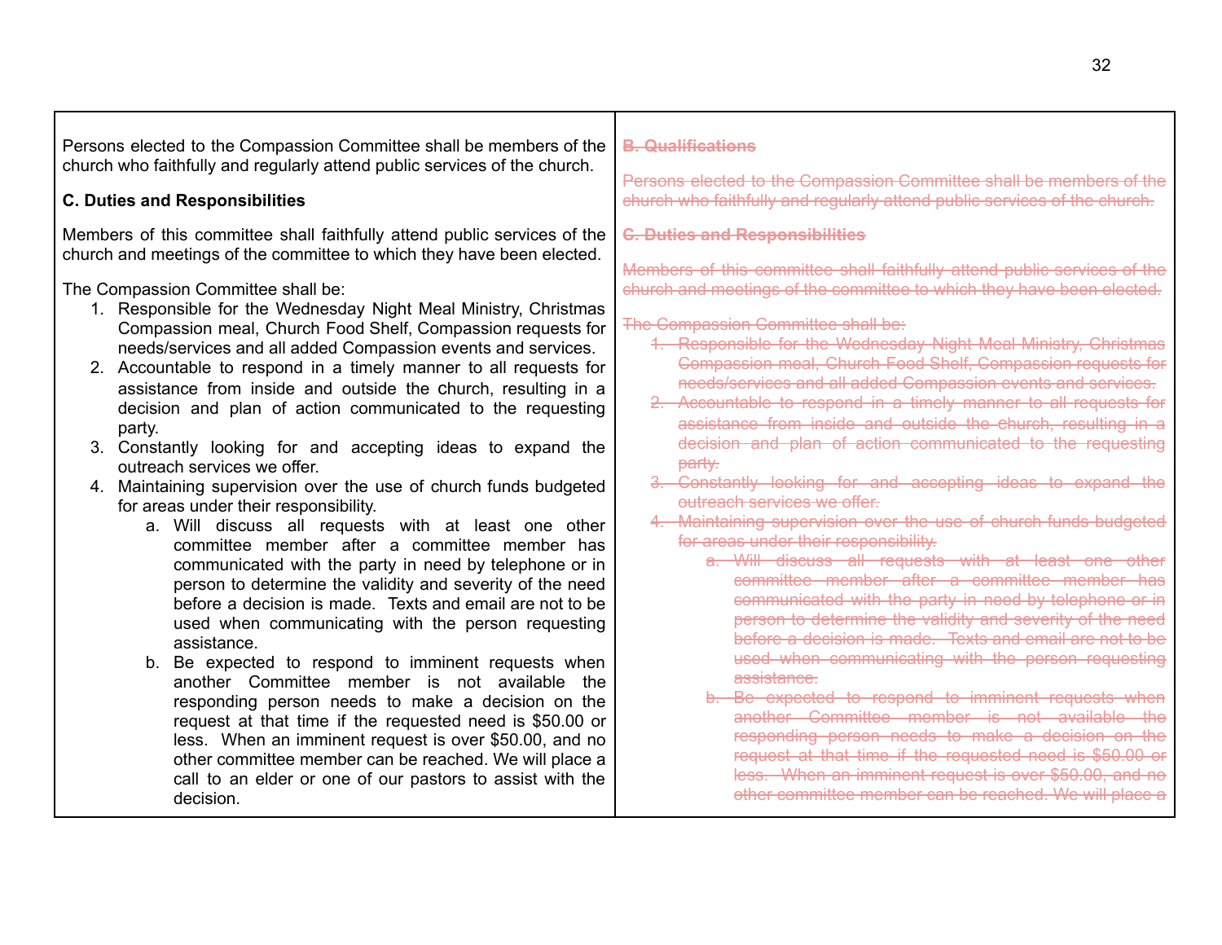Persons elected to the Compassion Committee shall be members of the church who faithfully and regularly attend public services of the church.

**C. Duties and Responsibilities**

Members of this committee shall faithfully attend public services of the church and meetings of the committee to which they have been elected.

The Compassion Committee shall be:

1. Responsible for the Wednesday Night Meal Ministry, Christmas Compassion meal, Church Food Shelf, Compassion requests for needs/services and all added Compassion events and services.
2. Accountable to respond in a timely manner to all requests for assistance from inside and outside the church, resulting in a decision and plan of action communicated to the requesting party.
3. Constantly looking for and accepting ideas to expand the outreach services we offer.
4. Maintaining supervision over the use of church funds budgeted for areas under their responsibility.
    a. Will discuss all requests with at least one other committee member after a committee member has communicated with the party in need by telephone or in person to determine the validity and severity of the need before a decision is made. Texts and email are not to be used when communicating with the person requesting assistance.
    b. Be expected to respond to imminent requests when another Committee member is not available the responding person needs to make a decision on the request at that time if the requested need is $50.00 or less. When an imminent request is over $50.00, and no other committee member can be reached. We will place a call to an elder or one of our pastors to assist with the decision.

~~**B. Qualifications**~~

~~Persons elected to the Compassion Committee shall be members of the church who faithfully and regularly attend public services of the church.~~

~~**C. Duties and Responsibilities**~~

~~Members of this committee shall faithfully attend public services of the church and meetings of the committee to which they have been elected.~~

~~The Compassion Committee shall be:~~

1. ~~Responsible for the Wednesday Night Meal Ministry, Christmas Compassion meal, Church Food Shelf, Compassion requests for needs/services and all added Compassion events and services.~~
2. ~~Accountable to respond in a timely manner to all requests for assistance from inside and outside the church, resulting in a decision and plan of action communicated to the requesting party.~~
3. ~~Constantly looking for and accepting ideas to expand the outreach services we offer.~~
4. ~~Maintaining supervision over the use of church funds budgeted for areas under their responsibility.~~
    a. ~~Will discuss all requests with at least one other committee member after a committee member has communicated with the party in need by telephone or in person to determine the validity and severity of the need before a decision is made. Texts and email are not to be used when communicating with the person requesting assistance.~~
    b. ~~Be expected to respond to imminent requests when another Committee member is not available the responding person needs to make a decision on the request at that time if the requested need is $50.00 or less. When an imminent request is over $50.00, and no other committee member can be reached. We will place a~~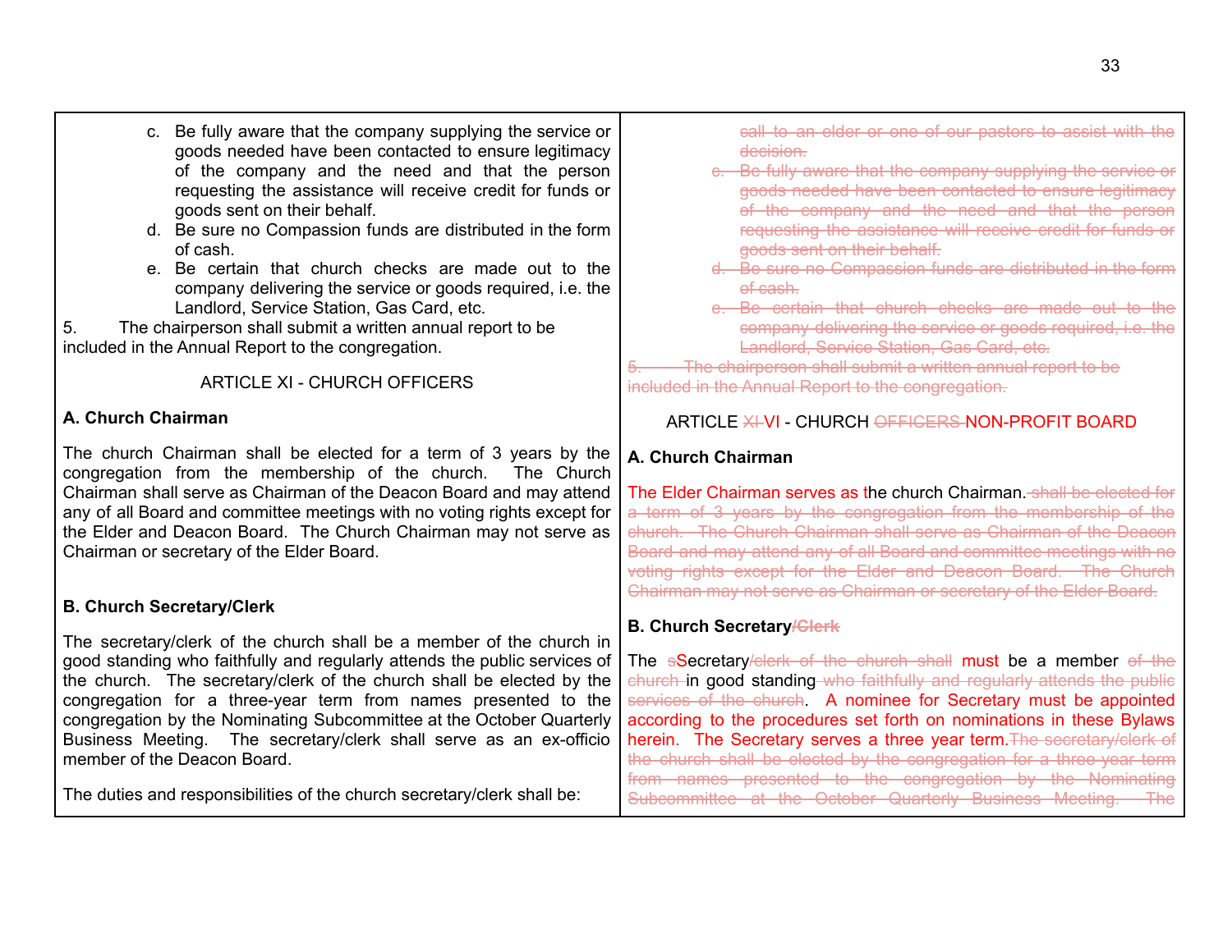| | |
|---|---|
| c. Be fully aware that the company supplying the service or goods needed have been contacted to ensure legitimacy of the company and the need and that the person requesting the assistance will receive credit for funds or goods sent on their behalf.<br>d. Be sure no Compassion funds are distributed in the form of cash.<br>e. Be certain that church checks are made out to the company delivering the service or goods required, i.e. the Landlord, Service Station, Gas Card, etc.<br>5. The chairperson shall submit a written annual report to be included in the Annual Report to the congregation. | ~~call to an elder or one of our pastors to assist with the decision.~~<br>~~c. Be fully aware that the company supplying the service or goods needed have been contacted to ensure legitimacy of the company and the need and that the person requesting the assistance will receive credit for funds or goods sent on their behalf.~~<br>~~d. Be sure no Compassion funds are distributed in the form of cash.~~<br>~~e. Be certain that church checks are made out to the company delivering the service or goods required, i.e. the Landlord, Service Station, Gas Card, etc.~~<br>~~5. The chairperson shall submit a written annual report to be included in the Annual Report to the congregation.~~ |
| ARTICLE XI - CHURCH OFFICERS | ARTICLE ~~XI~~ VI - CHURCH ~~OFFICERS~~ NON-PROFIT BOARD |
| **A. Church Chairman** | **A. Church Chairman** |
| The church Chairman shall be elected for a term of 3 years by the congregation from the membership of the church. The Church Chairman shall serve as Chairman of the Deacon Board and may attend any of all Board and committee meetings with no voting rights except for the Elder and Deacon Board. The Church Chairman may not serve as Chairman or secretary of the Elder Board. | The Elder Chairman serves as ~~t~~the church Chairman. ~~shall be elected for a term of 3 years by the congregation from the membership of the church. The Church Chairman shall serve as Chairman of the Deacon Board and may attend any of all Board and committee meetings with no voting rights except for the Elder and Deacon Board. The Church Chairman may not serve as Chairman or secretary of the Elder Board.~~ |
| **B. Church Secretary/Clerk** | **B. Church Secretary~~/Clerk~~** |
| The secretary/clerk of the church shall be a member of the church in good standing who faithfully and regularly attends the public services of the church. The secretary/clerk of the church shall be elected by the congregation for a three-year term from names presented to the congregation by the Nominating Subcommittee at the October Quarterly Business Meeting. The secretary/clerk shall serve as an ex-officio member of the Deacon Board.<br><br>The duties and responsibilities of the church secretary/clerk shall be: | The ~~s~~Secretary~~/clerk of the church shall~~ must be a member ~~of the church~~ in good standing ~~who faithfully and regularly attends the public services of the church~~. A nominee for Secretary must be appointed according to the procedures set forth on nominations in these Bylaws herein. The Secretary serves a three year term. ~~The secretary/clerk of the church shall be elected by the congregation for a three-year term from names presented to the congregation by the Nominating Subcommittee at the October Quarterly Business Meeting. The~~ |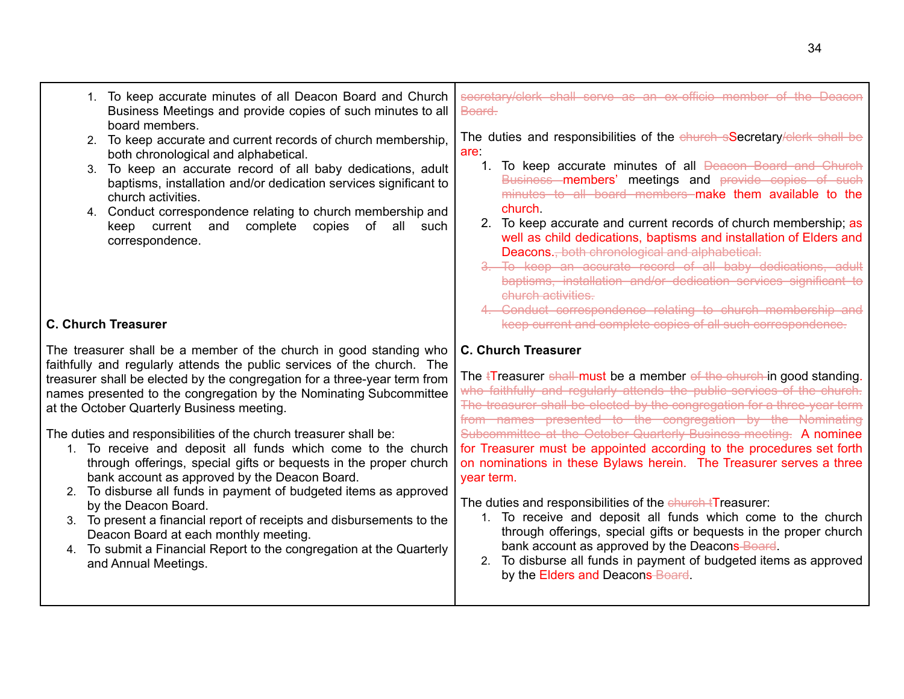| | |
|---|---|
| 1. To keep accurate minutes of all Deacon Board and Church Business Meetings and provide copies of such minutes to all board members.<br>2. To keep accurate and current records of church membership, both chronological and alphabetical.<br>3. To keep an accurate record of all baby dedications, adult baptisms, installation and/or dedication services significant to church activities.<br>4. Conduct correspondence relating to church membership and keep current and complete copies of all such correspondence. | ~~secretary/clerk shall serve as an ex-officio member of the Deacon Board.~~<br><br>The duties and responsibilities of the ~~church s~~Secretary~~/clerk shall be~~ are:<br>1. To keep accurate minutes of all ~~Deacon Board and Church Business~~ members' meetings and ~~provide copies of such minutes to all board members~~ make them available to the church.<br>2. To keep accurate and current records of church membership; as well as child dedications, baptisms and installation of Elders and Deacons.~~, both chronological and alphabetical.~~<br>~~3. To keep an accurate record of all baby dedications, adult baptisms, installation and/or dedication services significant to church activities.~~<br>~~4. Conduct correspondence relating to church membership and keep current and complete copies of all such correspondence.~~ |
| **C. Church Treasurer**<br><br>The treasurer shall be a member of the church in good standing who faithfully and regularly attends the public services of the church. The treasurer shall be elected by the congregation for a three-year term from names presented to the congregation by the Nominating Subcommittee at the October Quarterly Business meeting.<br><br>The duties and responsibilities of the church treasurer shall be:<br>1. To receive and deposit all funds which come to the church through offerings, special gifts or bequests in the proper church bank account as approved by the Deacon Board.<br>2. To disburse all funds in payment of budgeted items as approved by the Deacon Board.<br>3. To present a financial report of receipts and disbursements to the Deacon Board at each monthly meeting.<br>4. To submit a Financial Report to the congregation at the Quarterly and Annual Meetings. | **C. Church Treasurer**<br><br>The ~~t~~Treasurer ~~shall~~ must be a member ~~of the church~~ in good standing. ~~who faithfully and regularly attends the public services of the church. The treasurer shall be elected by the congregation for a three-year term from names presented to the congregation by the Nominating Subcommittee at the October Quarterly Business meeting.~~ A nominee for Treasurer must be appointed according to the procedures set forth on nominations in these Bylaws herein. The Treasurer serves a three year term.<br><br>The duties and responsibilities of the ~~church t~~Treasurer:<br>1. To receive and deposit all funds which come to the church through offerings, special gifts or bequests in the proper church bank account as approved by the Deacons~~ Board~~.<br>2. To disburse all funds in payment of budgeted items as approved by the Elders and Deacons~~ Board~~. |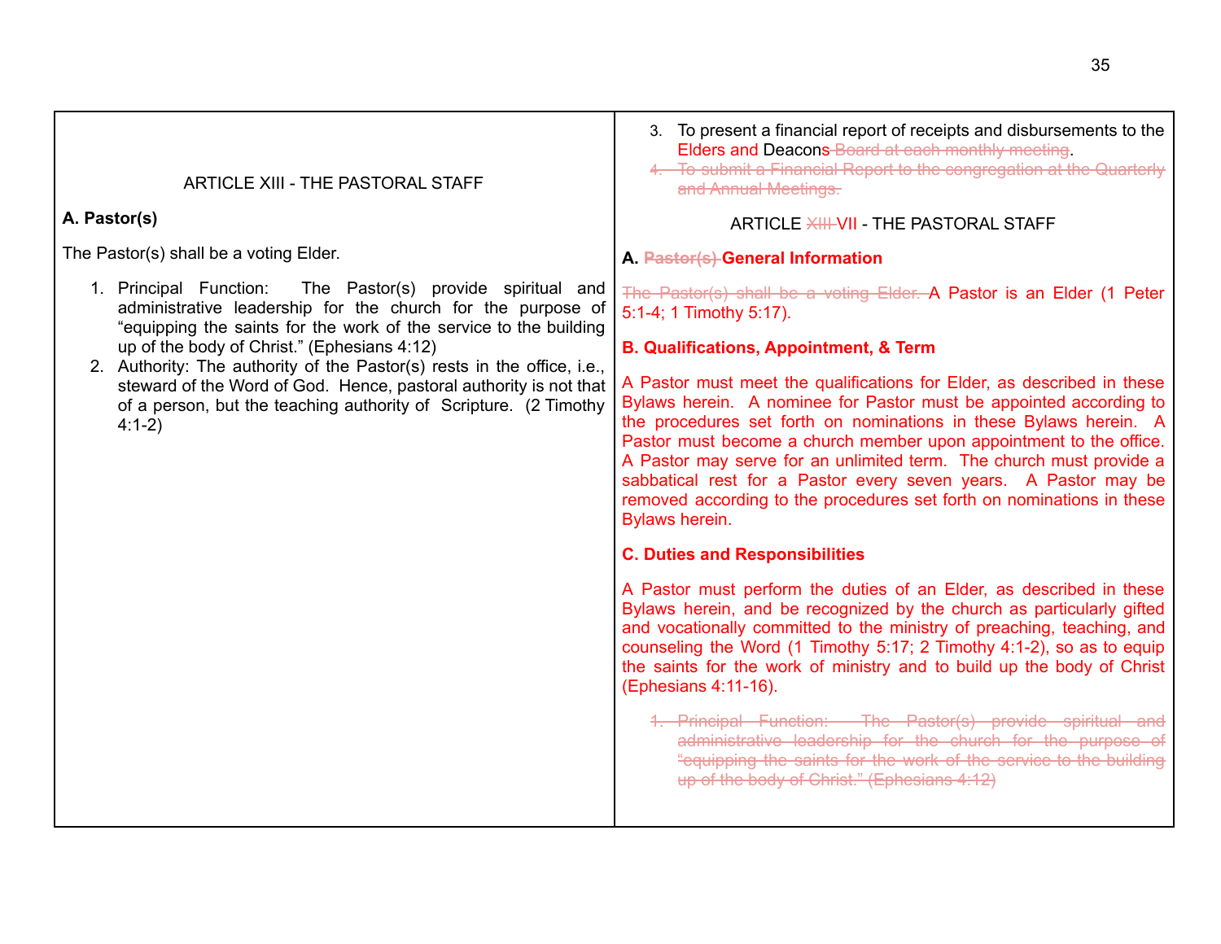| ARTICLE XIII - THE PASTORAL STAFF | 3. To present a financial report of receipts and disbursements to the Elders and Deacons~~s Board at each monthly meeting~~. |
|---|---|
| **A. Pastor(s)** | ~~4. To submit a Financial Report to the congregation at the Quarterly and Annual Meetings.~~ |
| The Pastor(s) shall be a voting Elder. | ARTICLE ~~XIII~~ VII - THE PASTORAL STAFF |
| 1. Principal Function: The Pastor(s) provide spiritual and administrative leadership for the church for the purpose of "equipping the saints for the work of the service to the building up of the body of Christ." (Ephesians 4:12) | **A. ~~Pastor(s)~~ General Information** |
| 2. Authority: The authority of the Pastor(s) rests in the office, i.e., steward of the Word of God. Hence, pastoral authority is not that of a person, but the teaching authority of Scripture. (2 Timothy 4:1-2) | ~~The Pastor(s) shall be a voting Elder.~~ A Pastor is an Elder (1 Peter 5:1-4; 1 Timothy 5:17). |
| | **B. Qualifications, Appointment, & Term** |
| | A Pastor must meet the qualifications for Elder, as described in these Bylaws herein. A nominee for Pastor must be appointed according to the procedures set forth on nominations in these Bylaws herein. A Pastor must become a church member upon appointment to the office. A Pastor may serve for an unlimited term. The church must provide a sabbatical rest for a Pastor every seven years. A Pastor may be removed according to the procedures set forth on nominations in these Bylaws herein. |
| | **C. Duties and Responsibilities** |
| | A Pastor must perform the duties of an Elder, as described in these Bylaws herein, and be recognized by the church as particularly gifted and vocationally committed to the ministry of preaching, teaching, and counseling the Word (1 Timothy 5:17; 2 Timothy 4:1-2), so as to equip the saints for the work of ministry and to build up the body of Christ (Ephesians 4:11-16). |
| | ~~1. Principal Function: The Pastor(s) provide spiritual and administrative leadership for the church for the purpose of "equipping the saints for the work of the service to the building up of the body of Christ." (Ephesians 4:12)~~ |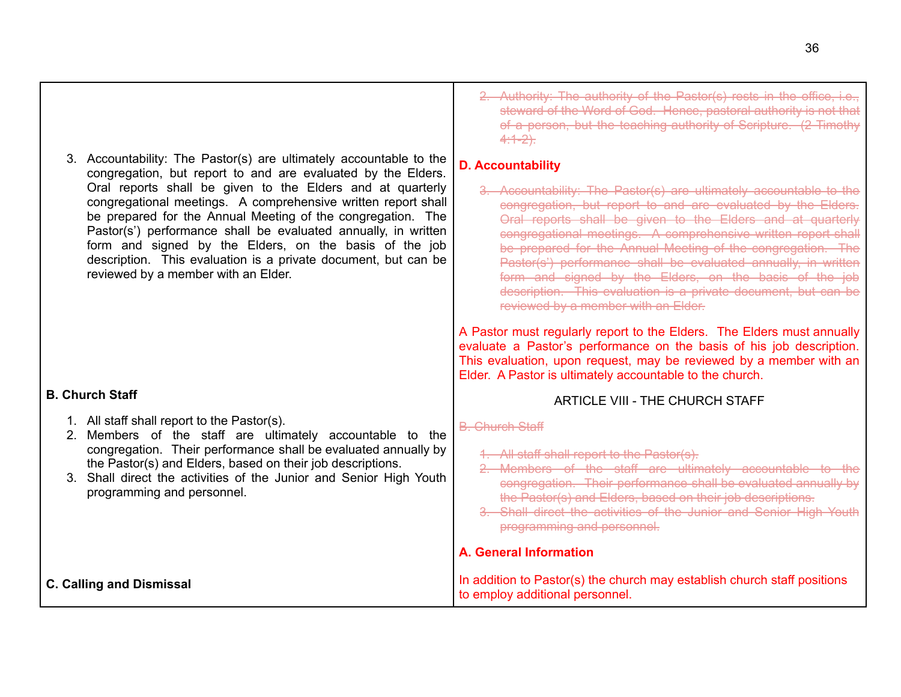| | |
|---|---|
| | ~~2. Authority: The authority of the Pastor(s) rests in the office, i.e., steward of the Word of God. Hence, pastoral authority is not that of a person, but the teaching authority of Scripture. (2 Timothy 4:1-2).~~ |
| 3. Accountability: The Pastor(s) are ultimately accountable to the congregation, but report to and are evaluated by the Elders. Oral reports shall be given to the Elders and at quarterly congregational meetings. A comprehensive written report shall be prepared for the Annual Meeting of the congregation. The Pastor(s') performance shall be evaluated annually, in written form and signed by the Elders, on the basis of the job description. This evaluation is a private document, but can be reviewed by a member with an Elder. | **D. Accountability**<br><br>~~3. Accountability: The Pastor(s) are ultimately accountable to the congregation, but report to and are evaluated by the Elders. Oral reports shall be given to the Elders and at quarterly congregational meetings. A comprehensive written report shall be prepared for the Annual Meeting of the congregation. The Pastor(s') performance shall be evaluated annually, in written form and signed by the Elders, on the basis of the job description. This evaluation is a private document, but can be reviewed by a member with an Elder.~~<br><br>A Pastor must regularly report to the Elders. The Elders must annually evaluate a Pastor's performance on the basis of his job description. This evaluation, upon request, may be reviewed by a member with an Elder. A Pastor is ultimately accountable to the church. |
| | ARTICLE VIII - THE CHURCH STAFF |
| **B. Church Staff**<br><br>1. All staff shall report to the Pastor(s).<br>2. Members of the staff are ultimately accountable to the congregation. Their performance shall be evaluated annually by the Pastor(s) and Elders, based on their job descriptions.<br>3. Shall direct the activities of the Junior and Senior High Youth programming and personnel. | ~~B. Church Staff~~<br><br>~~1. All staff shall report to the Pastor(s).~~<br>~~2. Members of the staff are ultimately accountable to the congregation. Their performance shall be evaluated annually by the Pastor(s) and Elders, based on their job descriptions.~~<br>~~3. Shall direct the activities of the Junior and Senior High Youth programming and personnel.~~<br><br>**A. General Information** |
| **C. Calling and Dismissal** | In addition to Pastor(s) the church may establish church staff positions to employ additional personnel. |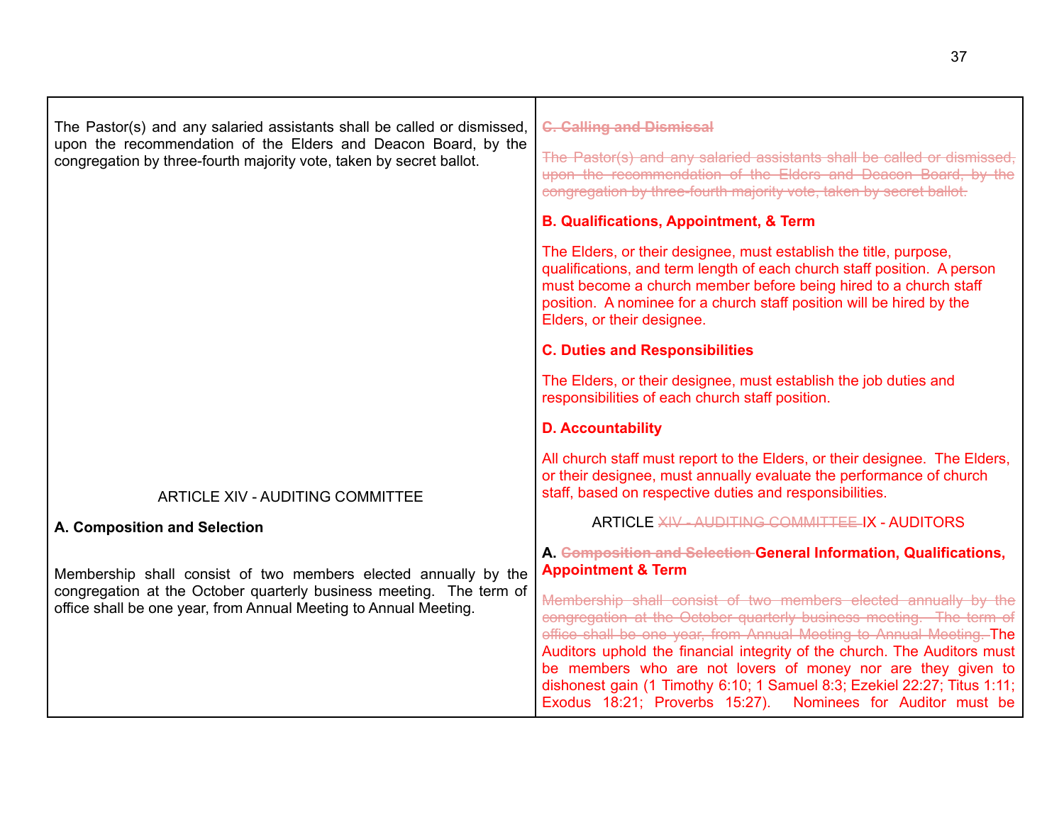| | |
|---|---|
| The Pastor(s) and any salaried assistants shall be called or dismissed, upon the recommendation of the Elders and Deacon Board, by the congregation by three-fourth majority vote, taken by secret ballot. | ~~**C. Calling and Dismissal**~~<br><br>~~The Pastor(s) and any salaried assistants shall be called or dismissed, upon the recommendation of the Elders and Deacon Board, by the congregation by three-fourth majority vote, taken by secret ballot.~~<br><br>**B. Qualifications, Appointment, & Term**<br><br>The Elders, or their designee, must establish the title, purpose, qualifications, and term length of each church staff position. A person must become a church member before being hired to a church staff position. A nominee for a church staff position will be hired by the Elders, or their designee.<br><br>**C. Duties and Responsibilities**<br><br>The Elders, or their designee, must establish the job duties and responsibilities of each church staff position.<br><br>**D. Accountability**<br><br>All church staff must report to the Elders, or their designee. The Elders, or their designee, must annually evaluate the performance of church staff, based on respective duties and responsibilities. |
| ARTICLE XIV - AUDITING COMMITTEE<br><br>**A. Composition and Selection**<br><br>Membership shall consist of two members elected annually by the congregation at the October quarterly business meeting. The term of office shall be one year, from Annual Meeting to Annual Meeting. | ARTICLE ~~XIV - AUDITING COMMITTEE~~ IX - AUDITORS<br><br>**A.** ~~**Composition and Selection**~~ **General Information, Qualifications, Appointment & Term**<br><br>~~Membership shall consist of two members elected annually by the congregation at the October quarterly business meeting. The term of office shall be one year, from Annual Meeting to Annual Meeting.~~ The Auditors uphold the financial integrity of the church. The Auditors must be members who are not lovers of money nor are they given to dishonest gain (1 Timothy 6:10; 1 Samuel 8:3; Ezekiel 22:27; Titus 1:11; Exodus 18:21; Proverbs 15:27). Nominees for Auditor must be |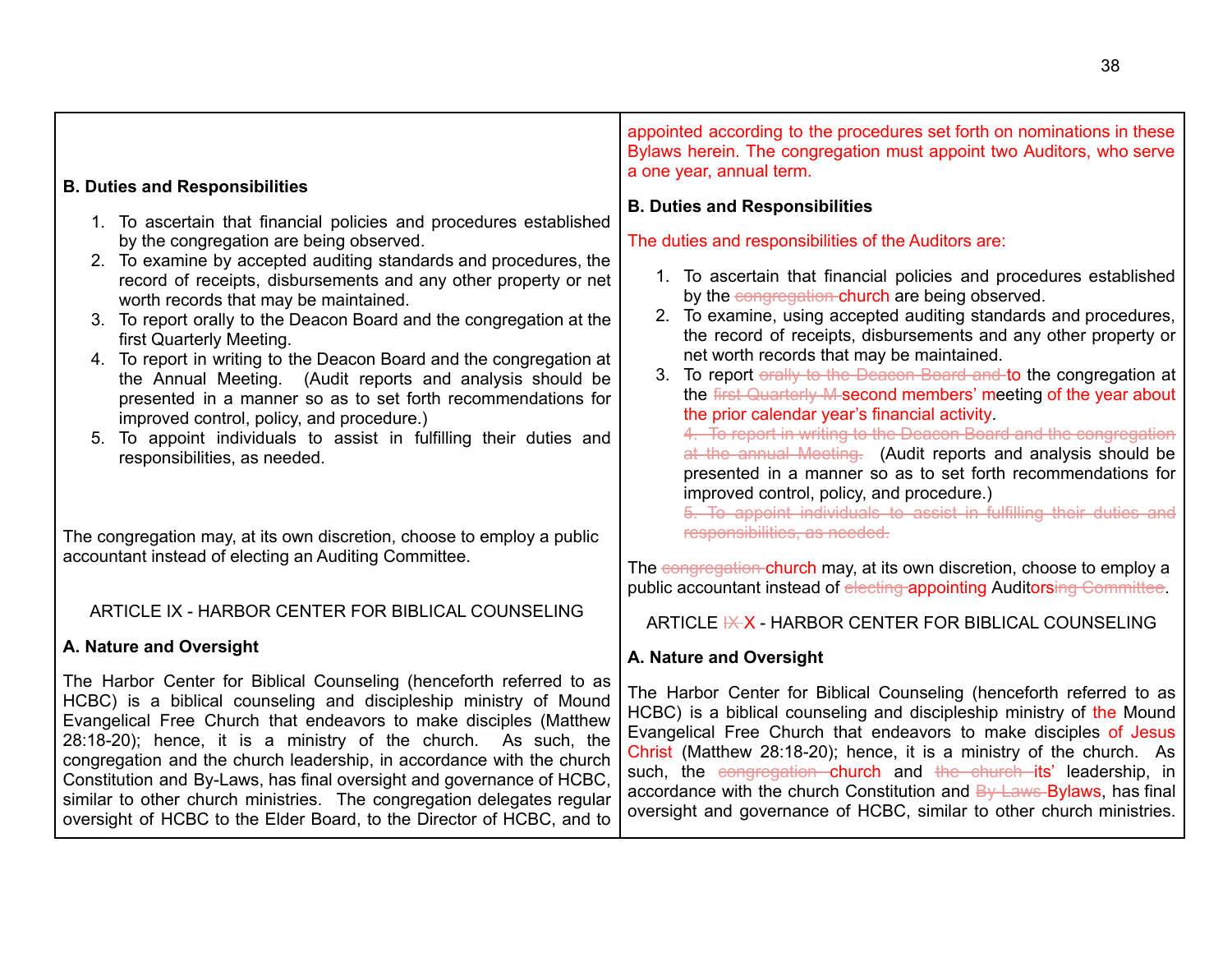| | |
|---|---|
| **B. Duties and Responsibilities**<br><br>1. To ascertain that financial policies and procedures established by the congregation are being observed.<br>2. To examine by accepted auditing standards and procedures, the record of receipts, disbursements and any other property or net worth records that may be maintained.<br>3. To report orally to the Deacon Board and the congregation at the first Quarterly Meeting.<br>4. To report in writing to the Deacon Board and the congregation at the Annual Meeting. (Audit reports and analysis should be presented in a manner so as to set forth recommendations for improved control, policy, and procedure.)<br>5. To appoint individuals to assist in fulfilling their duties and responsibilities, as needed.<br><br>The congregation may, at its own discretion, choose to employ a public accountant instead of electing an Auditing Committee.<br><br>ARTICLE IX - HARBOR CENTER FOR BIBLICAL COUNSELING<br><br>**A. Nature and Oversight**<br><br>The Harbor Center for Biblical Counseling (henceforth referred to as HCBC) is a biblical counseling and discipleship ministry of Mound Evangelical Free Church that endeavors to make disciples (Matthew 28:18-20); hence, it is a ministry of the church. As such, the congregation and the church leadership, in accordance with the church Constitution and By-Laws, has final oversight and governance of HCBC, similar to other church ministries. The congregation delegates regular oversight of HCBC to the Elder Board, to the Director of HCBC, and to | appointed according to the procedures set forth on nominations in these Bylaws herein. The congregation must appoint two Auditors, who serve a one year, annual term.<br><br>**B. Duties and Responsibilities**<br><br>The duties and responsibilities of the Auditors are:<br><br>1. To ascertain that financial policies and procedures established by the ~~congregation~~ church are being observed.<br>2. To examine, using accepted auditing standards and procedures, the record of receipts, disbursements and any other property or net worth records that may be maintained.<br>3. To report ~~orally to the Deacon Board and~~ to the congregation at the ~~first Quarterly M~~ second members' meeting of the year about the prior calendar year's financial activity. ~~4. To report in writing to the Deacon Board and the congregation at the annual Meeting.~~ (Audit reports and analysis should be presented in a manner so as to set forth recommendations for improved control, policy, and procedure.) ~~5. To appoint individuals to assist in fulfilling their duties and responsibilities, as needed.~~<br><br>The ~~congregation~~ church may, at its own discretion, choose to employ a public accountant instead of ~~electing~~ appointing Auditors~~ing Committee~~.<br><br>ARTICLE ~~IX~~ X - HARBOR CENTER FOR BIBLICAL COUNSELING<br><br>**A. Nature and Oversight**<br><br>The Harbor Center for Biblical Counseling (henceforth referred to as HCBC) is a biblical counseling and discipleship ministry of the Mound Evangelical Free Church that endeavors to make disciples of Jesus Christ (Matthew 28:18-20); hence, it is a ministry of the church. As such, the ~~congregation~~ church and ~~the church~~ its' leadership, in accordance with the church Constitution and ~~By-Laws~~ Bylaws, has final oversight and governance of HCBC, similar to other church ministries. |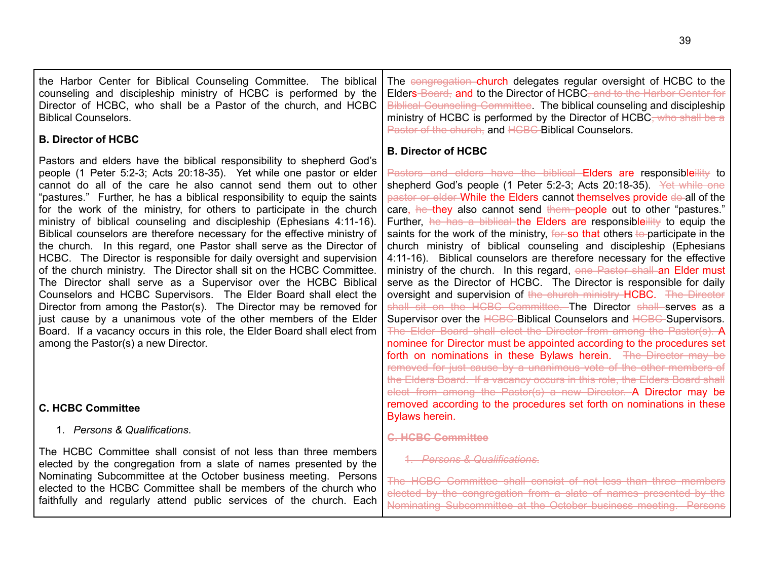| | |
|---|---|
| the Harbor Center for Biblical Counseling Committee. The biblical counseling and discipleship ministry of HCBC is performed by the Director of HCBC, who shall be a Pastor of the church, and HCBC Biblical Counselors.<br><br>**B. Director of HCBC**<br><br>Pastors and elders have the biblical responsibility to shepherd God's people (1 Peter 5:2-3; Acts 20:18-35). Yet while one pastor or elder cannot do all of the care he also cannot send them out to other "pastures." Further, he has a biblical responsibility to equip the saints for the work of the ministry, for others to participate in the church ministry of biblical counseling and discipleship (Ephesians 4:11-16). Biblical counselors are therefore necessary for the effective ministry of the church. In this regard, one Pastor shall serve as the Director of HCBC. The Director is responsible for daily oversight and supervision of the church ministry. The Director shall sit on the HCBC Committee. The Director shall serve as a Supervisor over the HCBC Biblical Counselors and HCBC Supervisors. The Elder Board shall elect the Director from among the Pastor(s). The Director may be removed for just cause by a unanimous vote of the other members of the Elder Board. If a vacancy occurs in this role, the Elder Board shall elect from among the Pastor(s) a new Director.<br><br>**C. HCBC Committee**<br><br>1. *Persons & Qualifications*.<br><br>The HCBC Committee shall consist of not less than three members elected by the congregation from a slate of names presented by the Nominating Subcommittee at the October business meeting. Persons elected to the HCBC Committee shall be members of the church who faithfully and regularly attend public services of the church. Each | The ~~congregation~~ church delegates regular oversight of HCBC to the Elder~~s Board,~~ and to the Director of HCBC~~, and to the Harbor Center for Biblical Counseling Committee~~. The biblical counseling and discipleship ministry of HCBC is performed by the Director of HCBC~~, who shall be a Pastor of the church,~~ and ~~HCBC~~ Biblical Counselors.<br><br>**B. Director of HCBC**<br><br>~~Pastors and elders have the biblical~~ Elders are responsibl~~e~~ility to shepherd God's people (1 Peter 5:2-3; Acts 20:18-35). ~~Yet while one pastor or elder~~ While the Elders cannot themselves provide ~~do~~ all of the care, ~~he~~ they also cannot send ~~them~~ people out to other "pastures." Further, ~~he has a biblical~~ the Elders are responsibl~~e~~ility to equip the saints for the work of the ministry, ~~for~~ so that others ~~to~~ participate in the church ministry of biblical counseling and discipleship (Ephesians 4:11-16). Biblical counselors are therefore necessary for the effective ministry of the church. In this regard, ~~one Pastor shall~~ an Elder must serve as the Director of HCBC. The Director is responsible for daily oversight and supervision of ~~the church ministry~~ HCBC. ~~The Director shall sit on the HCBC Committee.~~ The Director ~~shall~~ serves as a Supervisor over the ~~HCBC~~ Biblical Counselors and ~~HCBC~~ Supervisors. ~~The Elder Board shall elect the Director from among the Pastor(s).~~ A nominee for Director must be appointed according to the procedures set forth on nominations in these Bylaws herein. ~~The Director may be removed for just cause by a unanimous vote of the other members of the Elders Board. If a vacancy occurs in this role, the Elders Board shall elect from among the Pastor(s) a new Director.~~ A Director may be removed according to the procedures set forth on nominations in these Bylaws herein.<br><br>~~**C. HCBC Committee**~~<br><br>~~1. *Persons & Qualifications*.~~<br><br>~~The HCBC Committee shall consist of not less than three members elected by the congregation from a slate of names presented by the Nominating Subcommittee at the October business meeting. Persons~~ |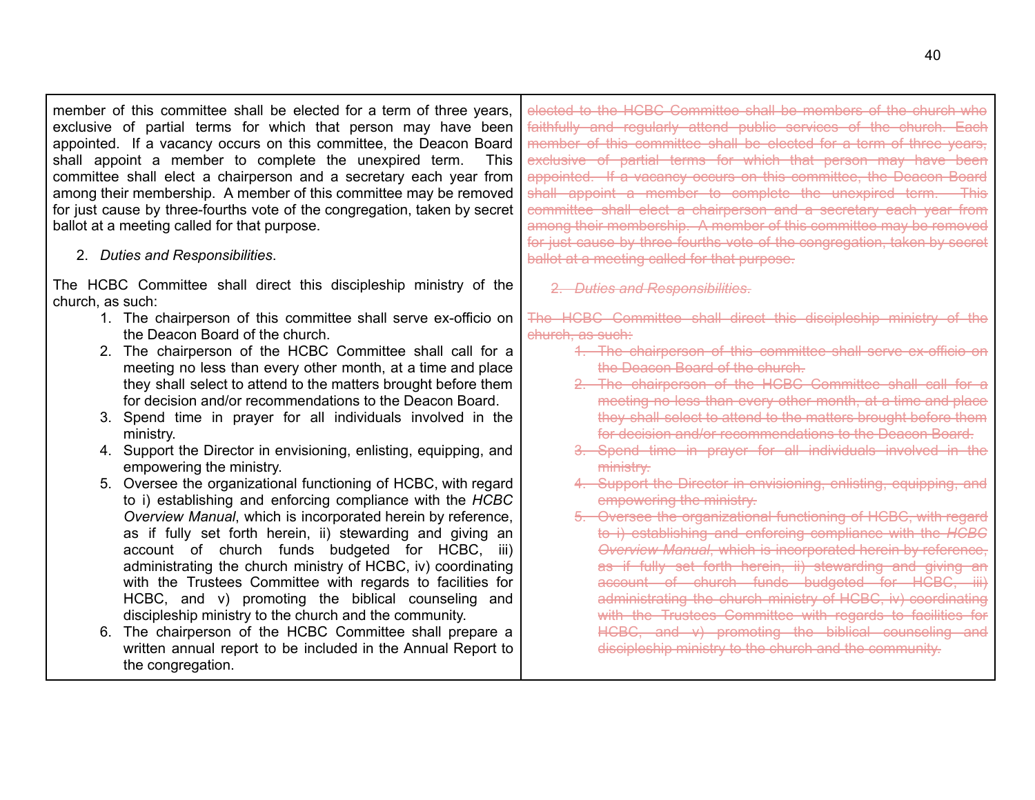| | |
|---|---|
| member of this committee shall be elected for a term of three years, exclusive of partial terms for which that person may have been appointed. If a vacancy occurs on this committee, the Deacon Board shall appoint a member to complete the unexpired term. This committee shall elect a chairperson and a secretary each year from among their membership. A member of this committee may be removed for just cause by three-fourths vote of the congregation, taken by secret ballot at a meeting called for that purpose.<br><br>2. *Duties and Responsibilities*.<br><br>The HCBC Committee shall direct this discipleship ministry of the church, as such:<br>1. The chairperson of this committee shall serve ex-officio on the Deacon Board of the church.<br>2. The chairperson of the HCBC Committee shall call for a meeting no less than every other month, at a time and place they shall select to attend to the matters brought before them for decision and/or recommendations to the Deacon Board.<br>3. Spend time in prayer for all individuals involved in the ministry.<br>4. Support the Director in envisioning, enlisting, equipping, and empowering the ministry.<br>5. Oversee the organizational functioning of HCBC, with regard to i) establishing and enforcing compliance with the *HCBC Overview Manual*, which is incorporated herein by reference, as if fully set forth herein, ii) stewarding and giving an account of church funds budgeted for HCBC, iii) administrating the church ministry of HCBC, iv) coordinating with the Trustees Committee with regards to facilities for HCBC, and v) promoting the biblical counseling and discipleship ministry to the church and the community.<br>6. The chairperson of the HCBC Committee shall prepare a written annual report to be included in the Annual Report to the congregation. | ~~elected to the HCBC Committee shall be members of the church who faithfully and regularly attend public services of the church. Each member of this committee shall be elected for a term of three years, exclusive of partial terms for which that person may have been appointed. If a vacancy occurs on this committee, the Deacon Board shall appoint a member to complete the unexpired term. This committee shall elect a chairperson and a secretary each year from among their membership. A member of this committee may be removed for just cause by three-fourths vote of the congregation, taken by secret ballot at a meeting called for that purpose.~~<br><br>~~2. *Duties and Responsibilities*.~~<br><br>~~The HCBC Committee shall direct this discipleship ministry of the church, as such:~~<br>~~1. The chairperson of this committee shall serve ex-officio on the Deacon Board of the church.~~<br>~~2. The chairperson of the HCBC Committee shall call for a meeting no less than every other month, at a time and place they shall select to attend to the matters brought before them for decision and/or recommendations to the Deacon Board.~~<br>~~3. Spend time in prayer for all individuals involved in the ministry.~~<br>~~4. Support the Director in envisioning, enlisting, equipping, and empowering the ministry.~~<br>~~5. Oversee the organizational functioning of HCBC, with regard to i) establishing and enforcing compliance with the *HCBC Overview Manual*, which is incorporated herein by reference, as if fully set forth herein, ii) stewarding and giving an account of church funds budgeted for HCBC, iii) administrating the church ministry of HCBC, iv) coordinating with the Trustees Committee with regards to facilities for HCBC, and v) promoting the biblical counseling and discipleship ministry to the church and the community.~~ |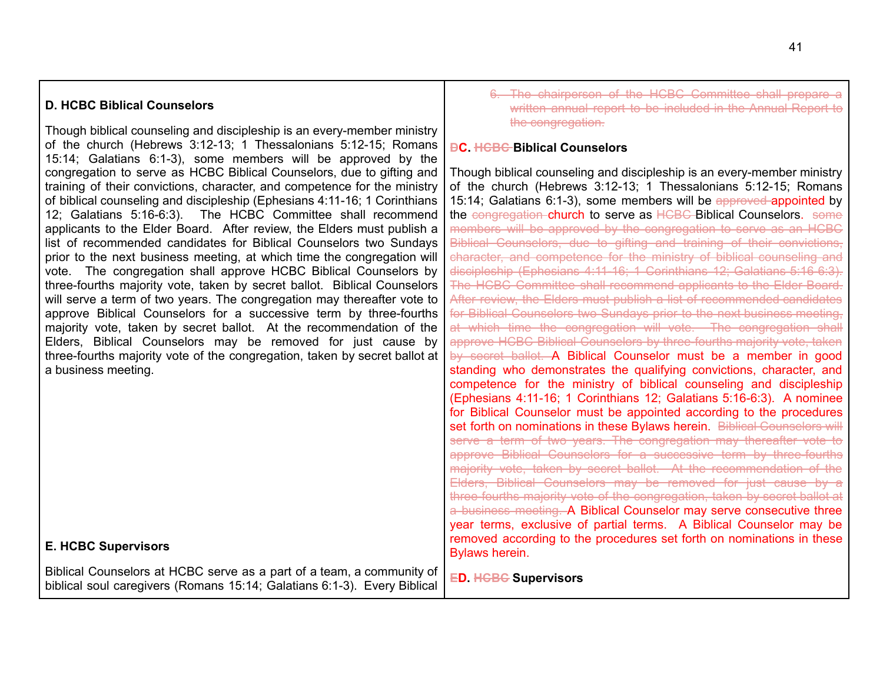| | |
|---|---|
| **D. HCBC Biblical Counselors**<br><br>Though biblical counseling and discipleship is an every-member ministry of the church (Hebrews 3:12-13; 1 Thessalonians 5:12-15; Romans 15:14; Galatians 6:1-3), some members will be approved by the congregation to serve as HCBC Biblical Counselors, due to gifting and training of their convictions, character, and competence for the ministry of biblical counseling and discipleship (Ephesians 4:11-16; 1 Corinthians 12; Galatians 5:16-6:3). The HCBC Committee shall recommend applicants to the Elder Board. After review, the Elders must publish a list of recommended candidates for Biblical Counselors two Sundays prior to the next business meeting, at which time the congregation will vote. The congregation shall approve HCBC Biblical Counselors by three-fourths majority vote, taken by secret ballot. Biblical Counselors will serve a term of two years. The congregation may thereafter vote to approve Biblical Counselors for a successive term by three-fourths majority vote, taken by secret ballot. At the recommendation of the Elders, Biblical Counselors may be removed for just cause by three-fourths majority vote of the congregation, taken by secret ballot at a business meeting.<br><br>**E. HCBC Supervisors**<br><br>Biblical Counselors at HCBC serve as a part of a team, a community of biblical soul caregivers (Romans 15:14; Galatians 6:1-3). Every Biblical | ~~6. The chairperson of the HCBC Committee shall prepare a written annual report to be included in the Annual Report to the congregation.~~<br><br>**~~D~~C. ~~HCBC~~ Biblical Counselors**<br><br>Though biblical counseling and discipleship is an every-member ministry of the church (Hebrews 3:12-13; 1 Thessalonians 5:12-15; Romans 15:14; Galatians 6:1-3), some members will be ~~approved~~ appointed by the ~~congregation~~ church to serve as ~~HCBC~~ Biblical Counselors. ~~some members will be approved by the congregation to serve as an HCBC Biblical Counselors, due to gifting and training of their convictions, character, and competence for the ministry of biblical counseling and discipleship (Ephesians 4:11-16; 1 Corinthians 12; Galatians 5:16-6:3). The HCBC Committee shall recommend applicants to the Elder Board. After review, the Elders must publish a list of recommended candidates for Biblical Counselors two Sundays prior to the next business meeting, at which time the congregation will vote. The congregation shall approve HCBC Biblical Counselors by three-fourths majority vote, taken by secret ballot.~~ A Biblical Counselor must be a member in good standing who demonstrates the qualifying convictions, character, and competence for the ministry of biblical counseling and discipleship (Ephesians 4:11-16; 1 Corinthians 12; Galatians 5:16-6:3). A nominee for Biblical Counselor must be appointed according to the procedures set forth on nominations in these Bylaws herein. ~~Biblical Counselors will serve a term of two years. The congregation may thereafter vote to approve Biblical Counselors for a successive term by three-fourths majority vote, taken by secret ballot. At the recommendation of the Elders, Biblical Counselors may be removed for just cause by a three-fourths majority vote of the congregation, taken by secret ballot at a business meeting.~~ A Biblical Counselor may serve consecutive three year terms, exclusive of partial terms. A Biblical Counselor may be removed according to the procedures set forth on nominations in these Bylaws herein.<br><br>**~~E~~D. ~~HCBC~~ Supervisors** |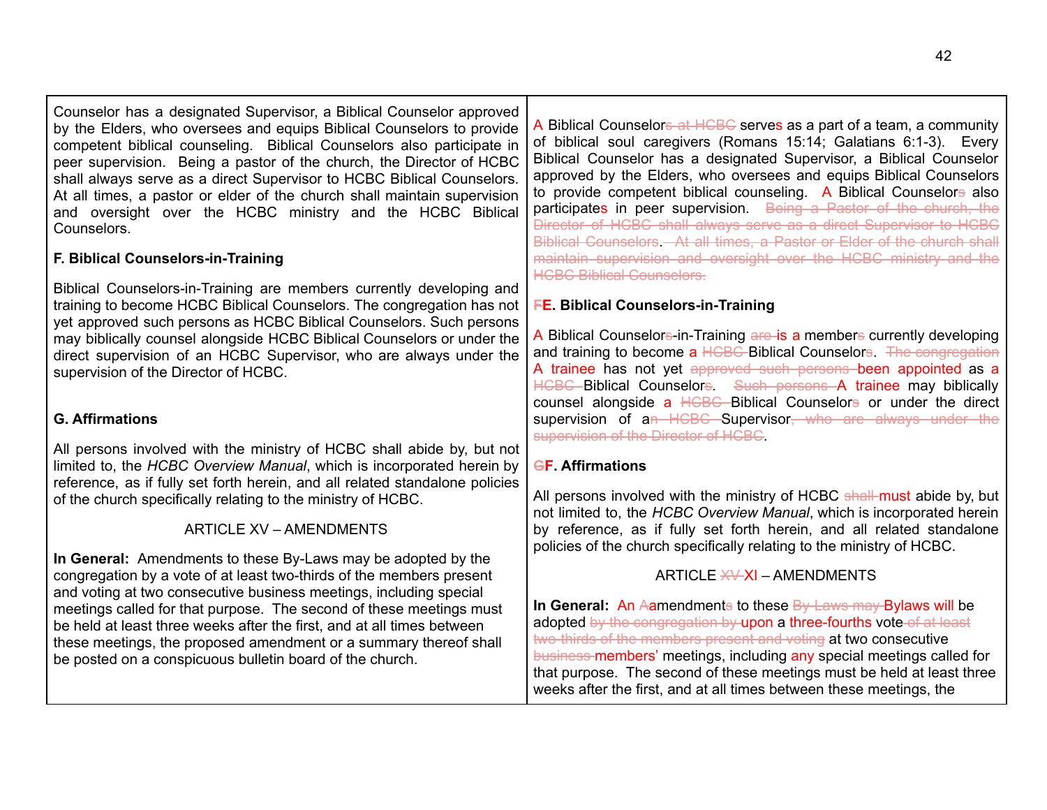| | |
|---|---|
| Counselor has a designated Supervisor, a Biblical Counselor approved by the Elders, who oversees and equips Biblical Counselors to provide competent biblical counseling. Biblical Counselors also participate in peer supervision. Being a pastor of the church, the Director of HCBC shall always serve as a direct Supervisor to HCBC Biblical Counselors. At all times, a pastor or elder of the church shall maintain supervision and oversight over the HCBC ministry and the HCBC Biblical Counselors. | A Biblical Counselor~~s at HCBC~~ serves as a part of a team, a community of biblical soul caregivers (Romans 15:14; Galatians 6:1-3). Every Biblical Counselor has a designated Supervisor, a Biblical Counselor approved by the Elders, who oversees and equips Biblical Counselors to provide competent biblical counseling. A Biblical Counselor~~s~~ also participates in peer supervision. ~~Being a Pastor of the church, the Director of HCBC shall always serve as a direct Supervisor to HCBC Biblical Counselors. At all times, a Pastor or Elder of the church shall maintain supervision and oversight over the HCBC ministry and the HCBC Biblical Counselors.~~ |
| **F. Biblical Counselors-in-Training** | **~~F~~E. Biblical Counselors-in-Training** |
| Biblical Counselors-in-Training are members currently developing and training to become HCBC Biblical Counselors. The congregation has not yet approved such persons as HCBC Biblical Counselors. Such persons may biblically counsel alongside HCBC Biblical Counselors or under the direct supervision of an HCBC Supervisor, who are always under the supervision of the Director of HCBC. | A Biblical Counselor~~s~~-in-Training ~~are~~ is a member~~s~~ currently developing and training to become a ~~HCBC~~ Biblical Counselor~~s~~. ~~The congregation~~ A trainee has not yet ~~approved such persons~~ been appointed as a ~~HCBC~~ Biblical Counselor~~s~~. ~~Such persons~~ A trainee may biblically counsel alongside a ~~HCBC~~ Biblical Counselor~~s~~ or under the direct supervision of a~~n HCBC~~ Supervisor~~, who are always under the supervision of the Director of HCBC~~. |
| **G. Affirmations** | **~~G~~F. Affirmations** |
| All persons involved with the ministry of HCBC shall abide by, but not limited to, the *HCBC Overview Manual*, which is incorporated herein by reference, as if fully set forth herein, and all related standalone policies of the church specifically relating to the ministry of HCBC. | All persons involved with the ministry of HCBC ~~shall~~ must abide by, but not limited to, the *HCBC Overview Manual*, which is incorporated herein by reference, as if fully set forth herein, and all related standalone policies of the church specifically relating to the ministry of HCBC. |
| ARTICLE XV – AMENDMENTS | ARTICLE ~~XV~~ XI – AMENDMENTS |
| **In General:** Amendments to these By-Laws may be adopted by the congregation by a vote of at least two-thirds of the members present and voting at two consecutive business meetings, including special meetings called for that purpose. The second of these meetings must be held at least three weeks after the first, and at all times between these meetings, the proposed amendment or a summary thereof shall be posted on a conspicuous bulletin board of the church. | **In General:** An ~~A~~amendment~~s~~ to these ~~By-Laws may~~ Bylaws will be adopted ~~by the congregation by~~ upon a three-fourths vote ~~of at least two-thirds of the members present and voting~~ at two consecutive ~~business~~ members' meetings, including any special meetings called for that purpose. The second of these meetings must be held at least three weeks after the first, and at all times between these meetings, the |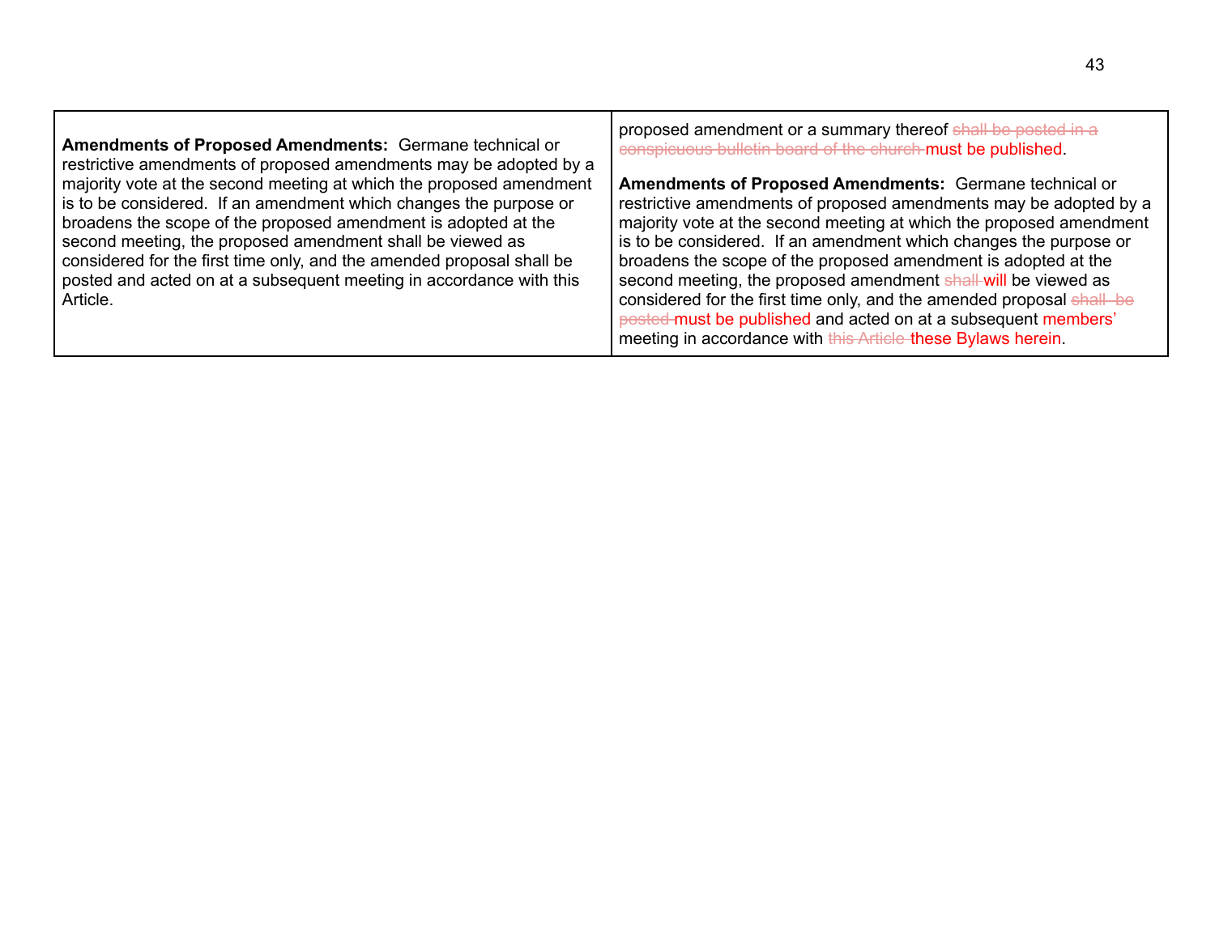| | |
|---|---|
| **Amendments of Proposed Amendments:** Germane technical or restrictive amendments of proposed amendments may be adopted by a majority vote at the second meeting at which the proposed amendment is to be considered. If an amendment which changes the purpose or broadens the scope of the proposed amendment is adopted at the second meeting, the proposed amendment shall be viewed as considered for the first time only, and the amended proposal shall be posted and acted on at a subsequent meeting in accordance with this Article. | proposed amendment or a summary thereof ~~shall be posted in a conspicuous bulletin board of the church~~ must be published.<br><br>**Amendments of Proposed Amendments:** Germane technical or restrictive amendments of proposed amendments may be adopted by a majority vote at the second meeting at which the proposed amendment is to be considered. If an amendment which changes the purpose or broadens the scope of the proposed amendment is adopted at the second meeting, the proposed amendment ~~shall~~ will be viewed as considered for the first time only, and the amended proposal ~~shall be posted~~ must be published and acted on at a subsequent members' meeting in accordance with ~~this Article~~ these Bylaws herein. |